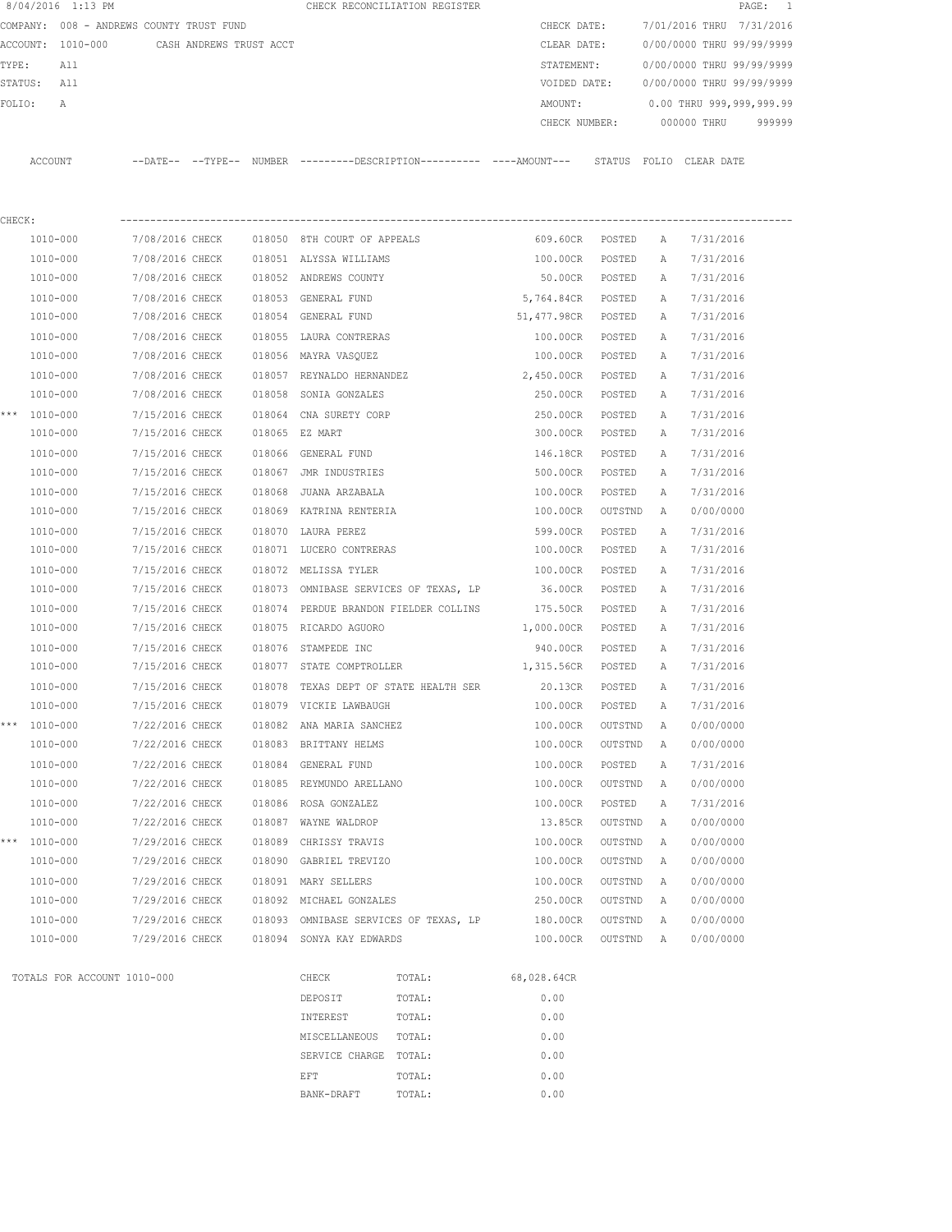8/04/2016 1:13 PM CHECK RECONCILIATION REGISTER

COMPANY: 008 - ANDREWS COUNTY TRUST FUND
ACCOUNT: 1010-000 CASH ANDREWS TRUST ACCT
TYPE: All
STATUS: All
FOLIO: A

CHECK DATE: 7/01/2016 THRU 7/31/2016
CLEAR DATE: 0/00/0000 THRU 99/99/9999
STATEMENT: 0/00/0000 THRU 99/99/9999
VOIDED DATE: 0/00/0000 THRU 99/99/9999
AMOUNT: 0.00 THRU 999,999,999.99
CHECK NUMBER: 000000 THRU 999999

CHECK:

| | ACCOUNT | DATE | TYPE | NUMBER | DESCRIPTION | AMOUNT | STATUS | FOLIO | CLEAR DATE |
|---|---|---|---|---|---|---|---|---|---|
| | 1010-000 | 7/08/2016 | CHECK | 018050 | 8TH COURT OF APPEALS | 609.60CR | POSTED | A | 7/31/2016 |
| | 1010-000 | 7/08/2016 | CHECK | 018051 | ALYSSA WILLIAMS | 100.00CR | POSTED | A | 7/31/2016 |
| | 1010-000 | 7/08/2016 | CHECK | 018052 | ANDREWS COUNTY | 50.00CR | POSTED | A | 7/31/2016 |
| | 1010-000 | 7/08/2016 | CHECK | 018053 | GENERAL FUND | 5,764.84CR | POSTED | A | 7/31/2016 |
| | 1010-000 | 7/08/2016 | CHECK | 018054 | GENERAL FUND | 51,477.98CR | POSTED | A | 7/31/2016 |
| | 1010-000 | 7/08/2016 | CHECK | 018055 | LAURA CONTRERAS | 100.00CR | POSTED | A | 7/31/2016 |
| | 1010-000 | 7/08/2016 | CHECK | 018056 | MAYRA VASQUEZ | 100.00CR | POSTED | A | 7/31/2016 |
| | 1010-000 | 7/08/2016 | CHECK | 018057 | REYNALDO HERNANDEZ | 2,450.00CR | POSTED | A | 7/31/2016 |
| | 1010-000 | 7/08/2016 | CHECK | 018058 | SONIA GONZALES | 250.00CR | POSTED | A | 7/31/2016 |
| *** | 1010-000 | 7/15/2016 | CHECK | 018064 | CNA SURETY CORP | 250.00CR | POSTED | A | 7/31/2016 |
| | 1010-000 | 7/15/2016 | CHECK | 018065 | EZ MART | 300.00CR | POSTED | A | 7/31/2016 |
| | 1010-000 | 7/15/2016 | CHECK | 018066 | GENERAL FUND | 146.18CR | POSTED | A | 7/31/2016 |
| | 1010-000 | 7/15/2016 | CHECK | 018067 | JMR INDUSTRIES | 500.00CR | POSTED | A | 7/31/2016 |
| | 1010-000 | 7/15/2016 | CHECK | 018068 | JUANA ARZABALA | 100.00CR | POSTED | A | 7/31/2016 |
| | 1010-000 | 7/15/2016 | CHECK | 018069 | KATRINA RENTERIA | 100.00CR | OUTSTND | A | 0/00/0000 |
| | 1010-000 | 7/15/2016 | CHECK | 018070 | LAURA PEREZ | 599.00CR | POSTED | A | 7/31/2016 |
| | 1010-000 | 7/15/2016 | CHECK | 018071 | LUCERO CONTRERAS | 100.00CR | POSTED | A | 7/31/2016 |
| | 1010-000 | 7/15/2016 | CHECK | 018072 | MELISSA TYLER | 100.00CR | POSTED | A | 7/31/2016 |
| | 1010-000 | 7/15/2016 | CHECK | 018073 | OMNIBASE SERVICES OF TEXAS, LP | 36.00CR | POSTED | A | 7/31/2016 |
| | 1010-000 | 7/15/2016 | CHECK | 018074 | PERDUE BRANDON FIELDER COLLINS | 175.50CR | POSTED | A | 7/31/2016 |
| | 1010-000 | 7/15/2016 | CHECK | 018075 | RICARDO AGUORO | 1,000.00CR | POSTED | A | 7/31/2016 |
| | 1010-000 | 7/15/2016 | CHECK | 018076 | STAMPEDE INC | 940.00CR | POSTED | A | 7/31/2016 |
| | 1010-000 | 7/15/2016 | CHECK | 018077 | STATE COMPTROLLER | 1,315.56CR | POSTED | A | 7/31/2016 |
| | 1010-000 | 7/15/2016 | CHECK | 018078 | TEXAS DEPT OF STATE HEALTH SER | 20.13CR | POSTED | A | 7/31/2016 |
| | 1010-000 | 7/15/2016 | CHECK | 018079 | VICKIE LAWBAUGH | 100.00CR | POSTED | A | 7/31/2016 |
| *** | 1010-000 | 7/22/2016 | CHECK | 018082 | ANA MARIA SANCHEZ | 100.00CR | OUTSTND | A | 0/00/0000 |
| | 1010-000 | 7/22/2016 | CHECK | 018083 | BRITTANY HELMS | 100.00CR | OUTSTND | A | 0/00/0000 |
| | 1010-000 | 7/22/2016 | CHECK | 018084 | GENERAL FUND | 100.00CR | POSTED | A | 7/31/2016 |
| | 1010-000 | 7/22/2016 | CHECK | 018085 | REYMUNDO ARELLANO | 100.00CR | OUTSTND | A | 0/00/0000 |
| | 1010-000 | 7/22/2016 | CHECK | 018086 | ROSA GONZALEZ | 100.00CR | POSTED | A | 7/31/2016 |
| | 1010-000 | 7/22/2016 | CHECK | 018087 | WAYNE WALDROP | 13.85CR | OUTSTND | A | 0/00/0000 |
| *** | 1010-000 | 7/29/2016 | CHECK | 018089 | CHRISSY TRAVIS | 100.00CR | OUTSTND | A | 0/00/0000 |
| | 1010-000 | 7/29/2016 | CHECK | 018090 | GABRIEL TREVIZO | 100.00CR | OUTSTND | A | 0/00/0000 |
| | 1010-000 | 7/29/2016 | CHECK | 018091 | MARY SELLERS | 100.00CR | OUTSTND | A | 0/00/0000 |
| | 1010-000 | 7/29/2016 | CHECK | 018092 | MICHAEL GONZALES | 250.00CR | OUTSTND | A | 0/00/0000 |
| | 1010-000 | 7/29/2016 | CHECK | 018093 | OMNIBASE SERVICES OF TEXAS, LP | 180.00CR | OUTSTND | A | 0/00/0000 |
| | 1010-000 | 7/29/2016 | CHECK | 018094 | SONYA KAY EDWARDS | 100.00CR | OUTSTND | A | 0/00/0000 |

TOTALS FOR ACCOUNT 1010-000

| TYPE | | AMOUNT |
|---|---|---|
| CHECK | TOTAL: | 68,028.64CR |
| DEPOSIT | TOTAL: | 0.00 |
| INTEREST | TOTAL: | 0.00 |
| MISCELLANEOUS | TOTAL: | 0.00 |
| SERVICE CHARGE | TOTAL: | 0.00 |
| EFT | TOTAL: | 0.00 |
| BANK-DRAFT | TOTAL: | 0.00 |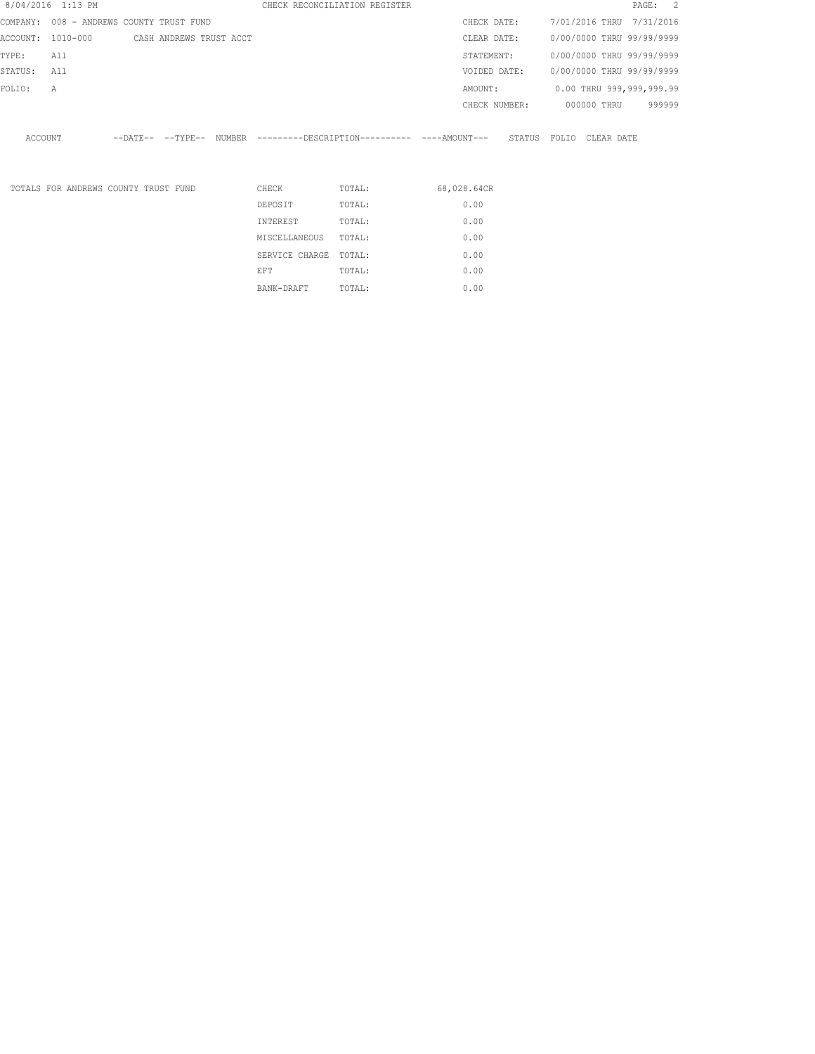CHECK RECONCILIATION REGISTER

8/04/2016 1:13 PM

| | | | |
|---|---|---|---|
| COMPANY: | 008 - ANDREWS COUNTY TRUST FUND | CHECK DATE: | 7/01/2016 THRU 7/31/2016 |
| ACCOUNT: | 1010-000 CASH ANDREWS TRUST ACCT | CLEAR DATE: | 0/00/0000 THRU 99/99/9999 |
| TYPE: | All | STATEMENT: | 0/00/0000 THRU 99/99/9999 |
| STATUS: | All | VOIDED DATE: | 0/00/0000 THRU 99/99/9999 |
| FOLIO: | A | AMOUNT: | 0.00 THRU 999,999,999.99 |
| | | CHECK NUMBER: | 000000 THRU 999999 |

| ACCOUNT | --DATE-- | --TYPE-- | NUMBER | ---------DESCRIPTION---------- | ----AMOUNT--- | STATUS | FOLIO | CLEAR DATE |
|---|---|---|---|---|---|---|---|---|

| TOTALS FOR ANDREWS COUNTY TRUST FUND | | | |
|---|---|---|---|
| | CHECK | TOTAL: | 68,028.64CR |
| | DEPOSIT | TOTAL: | 0.00 |
| | INTEREST | TOTAL: | 0.00 |
| | MISCELLANEOUS | TOTAL: | 0.00 |
| | SERVICE CHARGE | TOTAL: | 0.00 |
| | EFT | TOTAL: | 0.00 |
| | BANK-DRAFT | TOTAL: | 0.00 |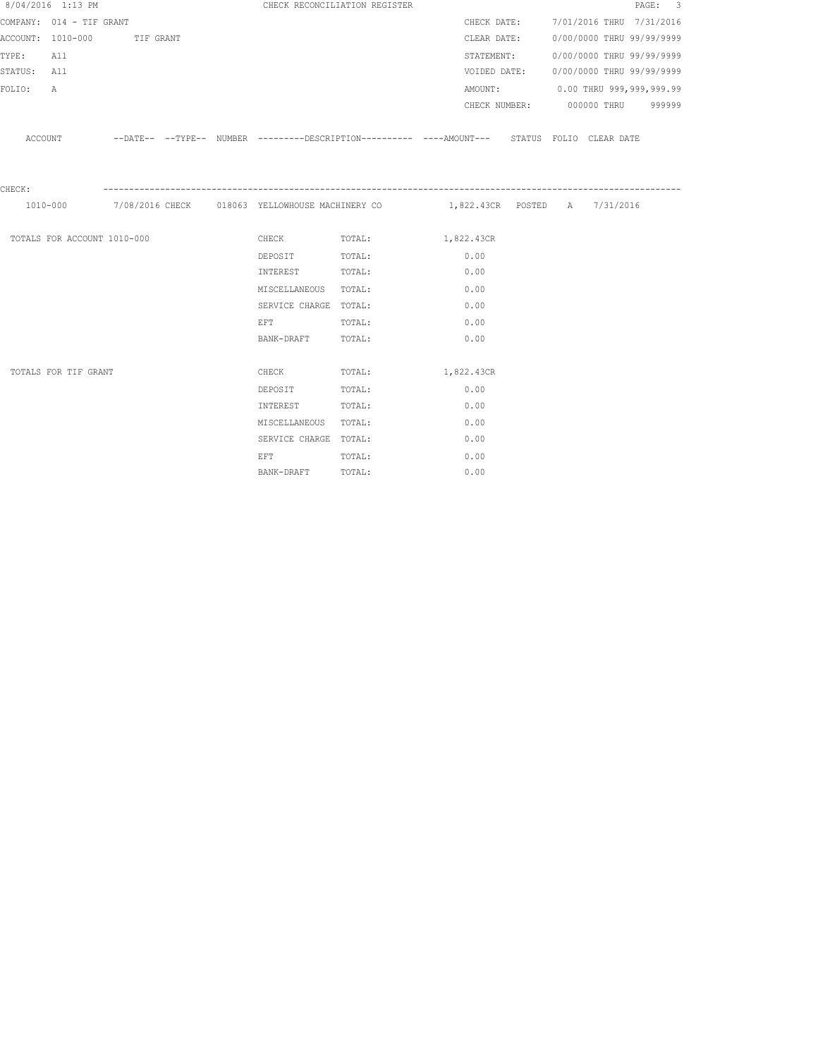8/04/2016 1:13 PM CHECK RECONCILIATION REGISTER

COMPANY: 014 - TIF GRANT

ACCOUNT: 1010-000 TIF GRANT

TYPE: All

STATUS: All

FOLIO: A

CHECK DATE: 7/01/2016 THRU 7/31/2016

CLEAR DATE: 0/00/0000 THRU 99/99/9999

STATEMENT: 0/00/0000 THRU 99/99/9999

VOIDED DATE: 0/00/0000 THRU 99/99/9999

AMOUNT: 0.00 THRU 999,999,999.99

CHECK NUMBER: 000000 THRU 999999

| ACCOUNT | --DATE-- | --TYPE-- | NUMBER | ---------DESCRIPTION---------- | ----AMOUNT--- | STATUS | FOLIO | CLEAR DATE |
|---|---|---|---|---|---|---|---|---|
| CHECK: | | | | | | | | |
| 1010-000 | 7/08/2016 | CHECK | 018063 | YELLOWHOUSE MACHINERY CO | 1,822.43CR | POSTED | A | 7/31/2016 |

| | | | |
|---|---|---|---|
| TOTALS FOR ACCOUNT 1010-000 | CHECK | TOTAL: | 1,822.43CR |
| | DEPOSIT | TOTAL: | 0.00 |
| | INTEREST | TOTAL: | 0.00 |
| | MISCELLANEOUS | TOTAL: | 0.00 |
| | SERVICE CHARGE | TOTAL: | 0.00 |
| | EFT | TOTAL: | 0.00 |
| | BANK-DRAFT | TOTAL: | 0.00 |
| TOTALS FOR TIF GRANT | CHECK | TOTAL: | 1,822.43CR |
| | DEPOSIT | TOTAL: | 0.00 |
| | INTEREST | TOTAL: | 0.00 |
| | MISCELLANEOUS | TOTAL: | 0.00 |
| | SERVICE CHARGE | TOTAL: | 0.00 |
| | EFT | TOTAL: | 0.00 |
| | BANK-DRAFT | TOTAL: | 0.00 |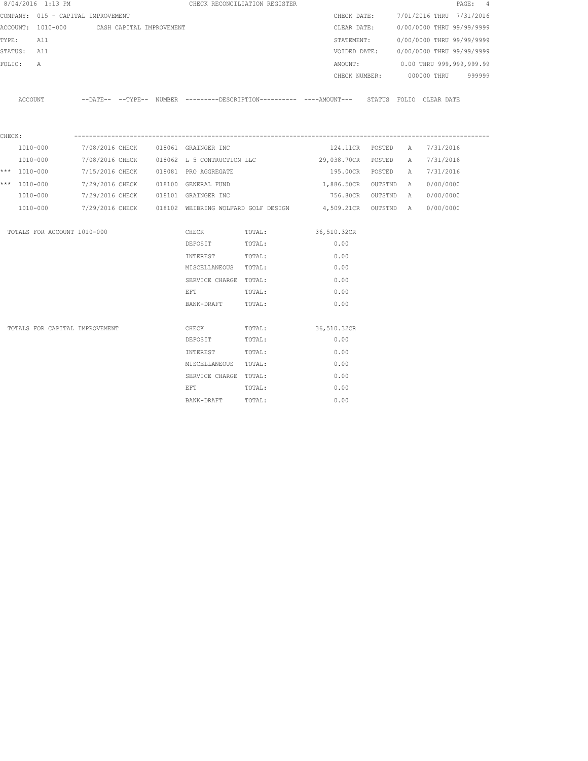8/04/2016 1:13 PM CHECK RECONCILIATION REGISTER

COMPANY: 015 - CAPITAL IMPROVEMENT

ACCOUNT: 1010-000 CASH CAPITAL IMPROVEMENT

TYPE: All

STATUS: All

FOLIO: A

CHECK DATE: 7/01/2016 THRU 7/31/2016

CLEAR DATE: 0/00/0000 THRU 99/99/9999

STATEMENT: 0/00/0000 THRU 99/99/9999

VOIDED DATE: 0/00/0000 THRU 99/99/9999

AMOUNT: 0.00 THRU 999,999,999.99

CHECK NUMBER: 000000 THRU 999999

CHECK:

| | ACCOUNT | DATE | TYPE | NUMBER | DESCRIPTION | AMOUNT | STATUS | FOLIO | CLEAR DATE |
|---|---|---|---|---|---|---|---|---|---|
| | 1010-000 | 7/08/2016 | CHECK | 018061 | GRAINGER INC | 124.11CR | POSTED | A | 7/31/2016 |
| | 1010-000 | 7/08/2016 | CHECK | 018062 | L 5 CONTRUCTION LLC | 29,038.70CR | POSTED | A | 7/31/2016 |
| *** | 1010-000 | 7/15/2016 | CHECK | 018081 | PRO AGGREGATE | 195.00CR | POSTED | A | 7/31/2016 |
| *** | 1010-000 | 7/29/2016 | CHECK | 018100 | GENERAL FUND | 1,886.50CR | OUTSTND | A | 0/00/0000 |
| | 1010-000 | 7/29/2016 | CHECK | 018101 | GRAINGER INC | 756.80CR | OUTSTND | A | 0/00/0000 |
| | 1010-000 | 7/29/2016 | CHECK | 018102 | WEIBRING WOLFARD GOLF DESIGN | 4,509.21CR | OUTSTND | A | 0/00/0000 |

| TOTALS FOR ACCOUNT 1010-000 | | | |
|---|---|---|---|
| | CHECK | TOTAL: | 36,510.32CR |
| | DEPOSIT | TOTAL: | 0.00 |
| | INTEREST | TOTAL: | 0.00 |
| | MISCELLANEOUS | TOTAL: | 0.00 |
| | SERVICE CHARGE | TOTAL: | 0.00 |
| | EFT | TOTAL: | 0.00 |
| | BANK-DRAFT | TOTAL: | 0.00 |

| TOTALS FOR CAPITAL IMPROVEMENT | | | |
|---|---|---|---|
| | CHECK | TOTAL: | 36,510.32CR |
| | DEPOSIT | TOTAL: | 0.00 |
| | INTEREST | TOTAL: | 0.00 |
| | MISCELLANEOUS | TOTAL: | 0.00 |
| | SERVICE CHARGE | TOTAL: | 0.00 |
| | EFT | TOTAL: | 0.00 |
| | BANK-DRAFT | TOTAL: | 0.00 |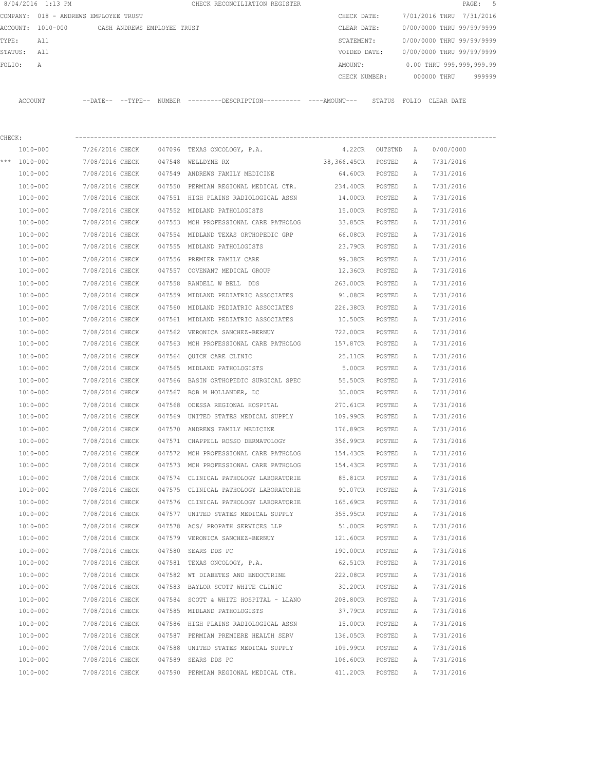8/04/2016 1:13 PM CHECK RECONCILIATION REGISTER PAGE: 5

COMPANY: 018 - ANDREWS EMPLOYEE TRUST CHECK DATE: 7/01/2016 THRU 7/31/2016

ACCOUNT: 1010-000 CASH ANDREWS EMPLOYEE TRUST CLEAR DATE: 0/00/0000 THRU 99/99/9999

TYPE: All STATEMENT: 0/00/0000 THRU 99/99/9999

STATUS: All VOIDED DATE: 0/00/0000 THRU 99/99/9999

FOLIO: A AMOUNT: 0.00 THRU 999,999,999.99

CHECK NUMBER: 000000 THRU 999999

CHECK:

| | ACCOUNT | --DATE-- | --TYPE-- | NUMBER | ---------DESCRIPTION---------- | ----AMOUNT--- | STATUS | FOLIO | CLEAR DATE |
|---|---|---|---|---|---|---|---|---|---|
| | 1010-000 | 7/26/2016 | CHECK | 047096 | TEXAS ONCOLOGY, P.A. | 4.22CR | OUTSTND | A | 0/00/0000 |
| *** | 1010-000 | 7/08/2016 | CHECK | 047548 | WELLDYNE RX | 38,366.45CR | POSTED | A | 7/31/2016 |
| | 1010-000 | 7/08/2016 | CHECK | 047549 | ANDREWS FAMILY MEDICINE | 64.60CR | POSTED | A | 7/31/2016 |
| | 1010-000 | 7/08/2016 | CHECK | 047550 | PERMIAN REGIONAL MEDICAL CTR. | 234.40CR | POSTED | A | 7/31/2016 |
| | 1010-000 | 7/08/2016 | CHECK | 047551 | HIGH PLAINS RADIOLOGICAL ASSN | 14.00CR | POSTED | A | 7/31/2016 |
| | 1010-000 | 7/08/2016 | CHECK | 047552 | MIDLAND PATHOLOGISTS | 15.00CR | POSTED | A | 7/31/2016 |
| | 1010-000 | 7/08/2016 | CHECK | 047553 | MCH PROFESSIONAL CARE PATHOLOG | 33.85CR | POSTED | A | 7/31/2016 |
| | 1010-000 | 7/08/2016 | CHECK | 047554 | MIDLAND TEXAS ORTHOPEDIC GRP | 66.08CR | POSTED | A | 7/31/2016 |
| | 1010-000 | 7/08/2016 | CHECK | 047555 | MIDLAND PATHOLOGISTS | 23.79CR | POSTED | A | 7/31/2016 |
| | 1010-000 | 7/08/2016 | CHECK | 047556 | PREMIER FAMILY CARE | 99.38CR | POSTED | A | 7/31/2016 |
| | 1010-000 | 7/08/2016 | CHECK | 047557 | COVENANT MEDICAL GROUP | 12.36CR | POSTED | A | 7/31/2016 |
| | 1010-000 | 7/08/2016 | CHECK | 047558 | RANDELL W BELL DDS | 263.00CR | POSTED | A | 7/31/2016 |
| | 1010-000 | 7/08/2016 | CHECK | 047559 | MIDLAND PEDIATRIC ASSOCIATES | 91.08CR | POSTED | A | 7/31/2016 |
| | 1010-000 | 7/08/2016 | CHECK | 047560 | MIDLAND PEDIATRIC ASSOCIATES | 226.38CR | POSTED | A | 7/31/2016 |
| | 1010-000 | 7/08/2016 | CHECK | 047561 | MIDLAND PEDIATRIC ASSOCIATES | 10.50CR | POSTED | A | 7/31/2016 |
| | 1010-000 | 7/08/2016 | CHECK | 047562 | VERONICA SANCHEZ-BERNUY | 722.00CR | POSTED | A | 7/31/2016 |
| | 1010-000 | 7/08/2016 | CHECK | 047563 | MCH PROFESSIONAL CARE PATHOLOG | 157.87CR | POSTED | A | 7/31/2016 |
| | 1010-000 | 7/08/2016 | CHECK | 047564 | QUICK CARE CLINIC | 25.11CR | POSTED | A | 7/31/2016 |
| | 1010-000 | 7/08/2016 | CHECK | 047565 | MIDLAND PATHOLOGISTS | 5.00CR | POSTED | A | 7/31/2016 |
| | 1010-000 | 7/08/2016 | CHECK | 047566 | BASIN ORTHOPEDIC SURGICAL SPEC | 55.50CR | POSTED | A | 7/31/2016 |
| | 1010-000 | 7/08/2016 | CHECK | 047567 | BOB M HOLLANDER, DC | 30.00CR | POSTED | A | 7/31/2016 |
| | 1010-000 | 7/08/2016 | CHECK | 047568 | ODESSA REGIONAL HOSPITAL | 270.61CR | POSTED | A | 7/31/2016 |
| | 1010-000 | 7/08/2016 | CHECK | 047569 | UNITED STATES MEDICAL SUPPLY | 109.99CR | POSTED | A | 7/31/2016 |
| | 1010-000 | 7/08/2016 | CHECK | 047570 | ANDREWS FAMILY MEDICINE | 176.89CR | POSTED | A | 7/31/2016 |
| | 1010-000 | 7/08/2016 | CHECK | 047571 | CHAPPELL ROSSO DERMATOLOGY | 356.99CR | POSTED | A | 7/31/2016 |
| | 1010-000 | 7/08/2016 | CHECK | 047572 | MCH PROFESSIONAL CARE PATHOLOG | 154.43CR | POSTED | A | 7/31/2016 |
| | 1010-000 | 7/08/2016 | CHECK | 047573 | MCH PROFESSIONAL CARE PATHOLOG | 154.43CR | POSTED | A | 7/31/2016 |
| | 1010-000 | 7/08/2016 | CHECK | 047574 | CLINICAL PATHOLOGY LABORATORIE | 85.81CR | POSTED | A | 7/31/2016 |
| | 1010-000 | 7/08/2016 | CHECK | 047575 | CLINICAL PATHOLOGY LABORATORIE | 90.07CR | POSTED | A | 7/31/2016 |
| | 1010-000 | 7/08/2016 | CHECK | 047576 | CLINICAL PATHOLOGY LABORATORIE | 165.69CR | POSTED | A | 7/31/2016 |
| | 1010-000 | 7/08/2016 | CHECK | 047577 | UNITED STATES MEDICAL SUPPLY | 355.95CR | POSTED | A | 7/31/2016 |
| | 1010-000 | 7/08/2016 | CHECK | 047578 | ACS/ PROPATH SERVICES LLP | 51.00CR | POSTED | A | 7/31/2016 |
| | 1010-000 | 7/08/2016 | CHECK | 047579 | VERONICA SANCHEZ-BERNUY | 121.60CR | POSTED | A | 7/31/2016 |
| | 1010-000 | 7/08/2016 | CHECK | 047580 | SEARS DDS PC | 190.00CR | POSTED | A | 7/31/2016 |
| | 1010-000 | 7/08/2016 | CHECK | 047581 | TEXAS ONCOLOGY, P.A. | 62.51CR | POSTED | A | 7/31/2016 |
| | 1010-000 | 7/08/2016 | CHECK | 047582 | WT DIABETES AND ENDOCTRINE | 222.08CR | POSTED | A | 7/31/2016 |
| | 1010-000 | 7/08/2016 | CHECK | 047583 | BAYLOR SCOTT WHITE CLINIC | 30.20CR | POSTED | A | 7/31/2016 |
| | 1010-000 | 7/08/2016 | CHECK | 047584 | SCOTT & WHITE HOSPITAL - LLANO | 208.80CR | POSTED | A | 7/31/2016 |
| | 1010-000 | 7/08/2016 | CHECK | 047585 | MIDLAND PATHOLOGISTS | 37.79CR | POSTED | A | 7/31/2016 |
| | 1010-000 | 7/08/2016 | CHECK | 047586 | HIGH PLAINS RADIOLOGICAL ASSN | 15.00CR | POSTED | A | 7/31/2016 |
| | 1010-000 | 7/08/2016 | CHECK | 047587 | PERMIAN PREMIERE HEALTH SERV | 136.05CR | POSTED | A | 7/31/2016 |
| | 1010-000 | 7/08/2016 | CHECK | 047588 | UNITED STATES MEDICAL SUPPLY | 109.99CR | POSTED | A | 7/31/2016 |
| | 1010-000 | 7/08/2016 | CHECK | 047589 | SEARS DDS PC | 106.60CR | POSTED | A | 7/31/2016 |
| | 1010-000 | 7/08/2016 | CHECK | 047590 | PERMIAN REGIONAL MEDICAL CTR. | 411.20CR | POSTED | A | 7/31/2016 |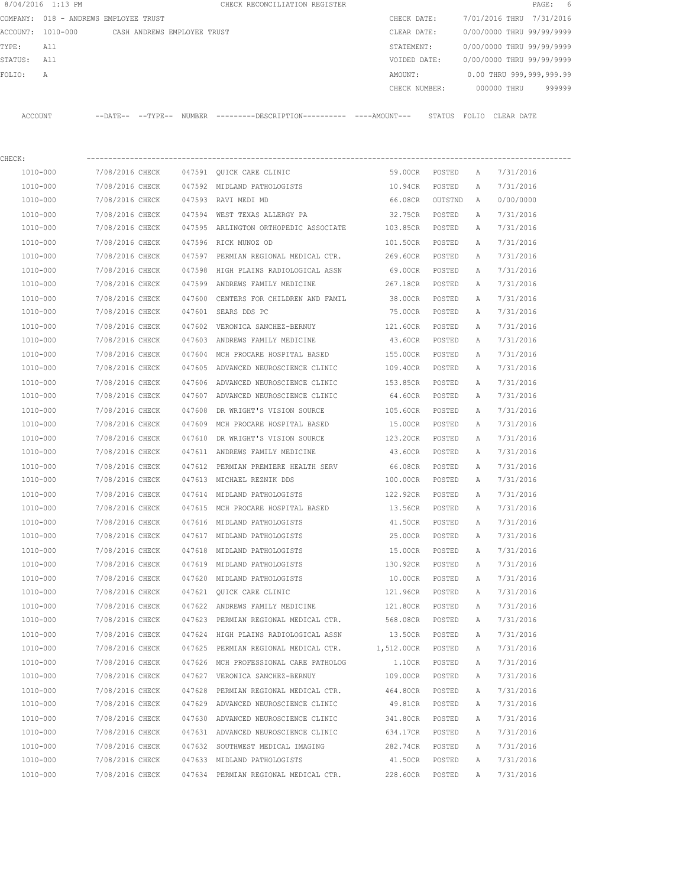8/04/2016 1:13 PM CHECK RECONCILIATION REGISTER

COMPANY: 018 - ANDREWS EMPLOYEE TRUST
ACCOUNT: 1010-000 CASH ANDREWS EMPLOYEE TRUST
TYPE: All
STATUS: All
FOLIO: A

CHECK DATE: 7/01/2016 THRU 7/31/2016
CLEAR DATE: 0/00/0000 THRU 99/99/9999
STATEMENT: 0/00/0000 THRU 99/99/9999
VOIDED DATE: 0/00/0000 THRU 99/99/9999
AMOUNT: 0.00 THRU 999,999,999.99
CHECK NUMBER: 000000 THRU 999999

CHECK:

| ACCOUNT | --DATE-- | --TYPE-- | NUMBER | ---------DESCRIPTION---------- | ----AMOUNT--- | STATUS | FOLIO | CLEAR DATE |
|---|---|---|---|---|---|---|---|---|
| 1010-000 | 7/08/2016 | CHECK | 047591 | QUICK CARE CLINIC | 59.00CR | POSTED | A | 7/31/2016 |
| 1010-000 | 7/08/2016 | CHECK | 047592 | MIDLAND PATHOLOGISTS | 10.94CR | POSTED | A | 7/31/2016 |
| 1010-000 | 7/08/2016 | CHECK | 047593 | RAVI MEDI MD | 66.08CR | OUTSTND | A | 0/00/0000 |
| 1010-000 | 7/08/2016 | CHECK | 047594 | WEST TEXAS ALLERGY PA | 32.75CR | POSTED | A | 7/31/2016 |
| 1010-000 | 7/08/2016 | CHECK | 047595 | ARLINGTON ORTHOPEDIC ASSOCIATE | 103.85CR | POSTED | A | 7/31/2016 |
| 1010-000 | 7/08/2016 | CHECK | 047596 | RICK MUNOZ OD | 101.50CR | POSTED | A | 7/31/2016 |
| 1010-000 | 7/08/2016 | CHECK | 047597 | PERMIAN REGIONAL MEDICAL CTR. | 269.60CR | POSTED | A | 7/31/2016 |
| 1010-000 | 7/08/2016 | CHECK | 047598 | HIGH PLAINS RADIOLOGICAL ASSN | 69.00CR | POSTED | A | 7/31/2016 |
| 1010-000 | 7/08/2016 | CHECK | 047599 | ANDREWS FAMILY MEDICINE | 267.18CR | POSTED | A | 7/31/2016 |
| 1010-000 | 7/08/2016 | CHECK | 047600 | CENTERS FOR CHILDREN AND FAMIL | 38.00CR | POSTED | A | 7/31/2016 |
| 1010-000 | 7/08/2016 | CHECK | 047601 | SEARS DDS PC | 75.00CR | POSTED | A | 7/31/2016 |
| 1010-000 | 7/08/2016 | CHECK | 047602 | VERONICA SANCHEZ-BERNUY | 121.60CR | POSTED | A | 7/31/2016 |
| 1010-000 | 7/08/2016 | CHECK | 047603 | ANDREWS FAMILY MEDICINE | 43.60CR | POSTED | A | 7/31/2016 |
| 1010-000 | 7/08/2016 | CHECK | 047604 | MCH PROCARE HOSPITAL BASED | 155.00CR | POSTED | A | 7/31/2016 |
| 1010-000 | 7/08/2016 | CHECK | 047605 | ADVANCED NEUROSCIENCE CLINIC | 109.40CR | POSTED | A | 7/31/2016 |
| 1010-000 | 7/08/2016 | CHECK | 047606 | ADVANCED NEUROSCIENCE CLINIC | 153.85CR | POSTED | A | 7/31/2016 |
| 1010-000 | 7/08/2016 | CHECK | 047607 | ADVANCED NEUROSCIENCE CLINIC | 64.60CR | POSTED | A | 7/31/2016 |
| 1010-000 | 7/08/2016 | CHECK | 047608 | DR WRIGHT'S VISION SOURCE | 105.60CR | POSTED | A | 7/31/2016 |
| 1010-000 | 7/08/2016 | CHECK | 047609 | MCH PROCARE HOSPITAL BASED | 15.00CR | POSTED | A | 7/31/2016 |
| 1010-000 | 7/08/2016 | CHECK | 047610 | DR WRIGHT'S VISION SOURCE | 123.20CR | POSTED | A | 7/31/2016 |
| 1010-000 | 7/08/2016 | CHECK | 047611 | ANDREWS FAMILY MEDICINE | 43.60CR | POSTED | A | 7/31/2016 |
| 1010-000 | 7/08/2016 | CHECK | 047612 | PERMIAN PREMIERE HEALTH SERV | 66.08CR | POSTED | A | 7/31/2016 |
| 1010-000 | 7/08/2016 | CHECK | 047613 | MICHAEL REZNIK DDS | 100.00CR | POSTED | A | 7/31/2016 |
| 1010-000 | 7/08/2016 | CHECK | 047614 | MIDLAND PATHOLOGISTS | 122.92CR | POSTED | A | 7/31/2016 |
| 1010-000 | 7/08/2016 | CHECK | 047615 | MCH PROCARE HOSPITAL BASED | 13.56CR | POSTED | A | 7/31/2016 |
| 1010-000 | 7/08/2016 | CHECK | 047616 | MIDLAND PATHOLOGISTS | 41.50CR | POSTED | A | 7/31/2016 |
| 1010-000 | 7/08/2016 | CHECK | 047617 | MIDLAND PATHOLOGISTS | 25.00CR | POSTED | A | 7/31/2016 |
| 1010-000 | 7/08/2016 | CHECK | 047618 | MIDLAND PATHOLOGISTS | 15.00CR | POSTED | A | 7/31/2016 |
| 1010-000 | 7/08/2016 | CHECK | 047619 | MIDLAND PATHOLOGISTS | 130.92CR | POSTED | A | 7/31/2016 |
| 1010-000 | 7/08/2016 | CHECK | 047620 | MIDLAND PATHOLOGISTS | 10.00CR | POSTED | A | 7/31/2016 |
| 1010-000 | 7/08/2016 | CHECK | 047621 | QUICK CARE CLINIC | 121.96CR | POSTED | A | 7/31/2016 |
| 1010-000 | 7/08/2016 | CHECK | 047622 | ANDREWS FAMILY MEDICINE | 121.80CR | POSTED | A | 7/31/2016 |
| 1010-000 | 7/08/2016 | CHECK | 047623 | PERMIAN REGIONAL MEDICAL CTR. | 568.08CR | POSTED | A | 7/31/2016 |
| 1010-000 | 7/08/2016 | CHECK | 047624 | HIGH PLAINS RADIOLOGICAL ASSN | 13.50CR | POSTED | A | 7/31/2016 |
| 1010-000 | 7/08/2016 | CHECK | 047625 | PERMIAN REGIONAL MEDICAL CTR. | 1,512.00CR | POSTED | A | 7/31/2016 |
| 1010-000 | 7/08/2016 | CHECK | 047626 | MCH PROFESSIONAL CARE PATHOLOG | 1.10CR | POSTED | A | 7/31/2016 |
| 1010-000 | 7/08/2016 | CHECK | 047627 | VERONICA SANCHEZ-BERNUY | 109.00CR | POSTED | A | 7/31/2016 |
| 1010-000 | 7/08/2016 | CHECK | 047628 | PERMIAN REGIONAL MEDICAL CTR. | 464.80CR | POSTED | A | 7/31/2016 |
| 1010-000 | 7/08/2016 | CHECK | 047629 | ADVANCED NEUROSCIENCE CLINIC | 49.81CR | POSTED | A | 7/31/2016 |
| 1010-000 | 7/08/2016 | CHECK | 047630 | ADVANCED NEUROSCIENCE CLINIC | 341.80CR | POSTED | A | 7/31/2016 |
| 1010-000 | 7/08/2016 | CHECK | 047631 | ADVANCED NEUROSCIENCE CLINIC | 634.17CR | POSTED | A | 7/31/2016 |
| 1010-000 | 7/08/2016 | CHECK | 047632 | SOUTHWEST MEDICAL IMAGING | 282.74CR | POSTED | A | 7/31/2016 |
| 1010-000 | 7/08/2016 | CHECK | 047633 | MIDLAND PATHOLOGISTS | 41.50CR | POSTED | A | 7/31/2016 |
| 1010-000 | 7/08/2016 | CHECK | 047634 | PERMIAN REGIONAL MEDICAL CTR. | 228.60CR | POSTED | A | 7/31/2016 |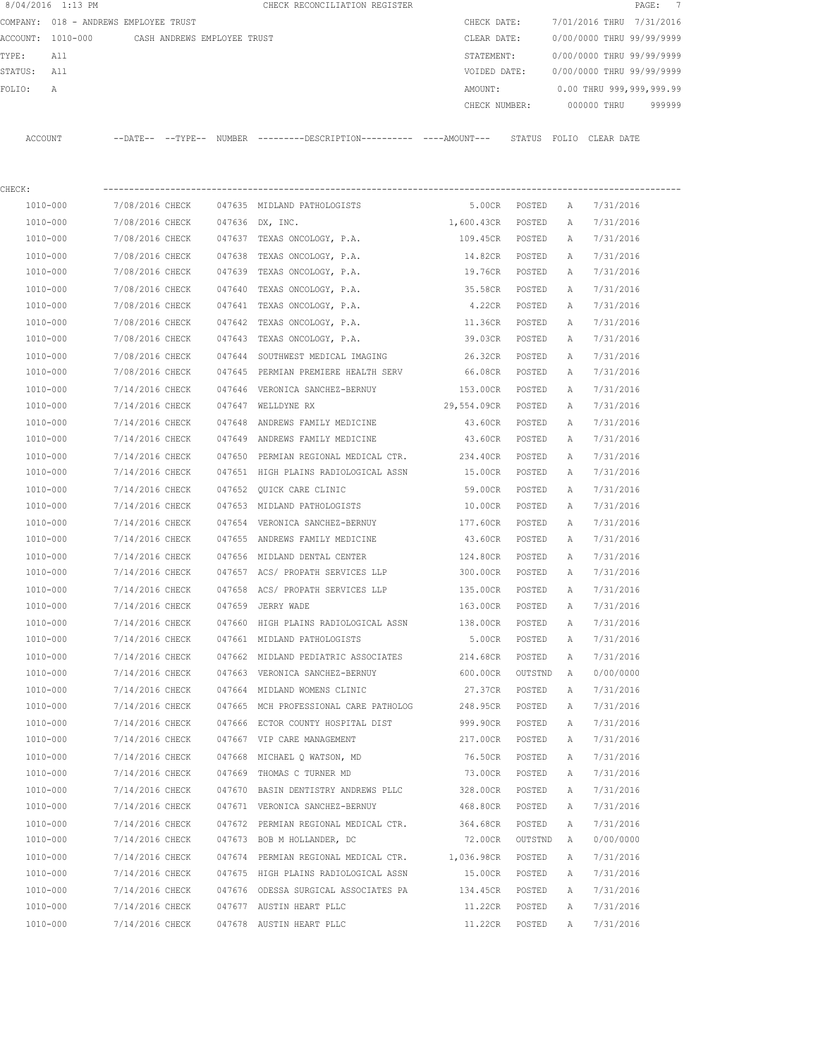8/04/2016 1:13 PM CHECK RECONCILIATION REGISTER

COMPANY: 018 - ANDREWS EMPLOYEE TRUST

ACCOUNT: 1010-000 CASH ANDREWS EMPLOYEE TRUST

TYPE: All

STATUS: All

FOLIO: A

CHECK DATE: 7/01/2016 THRU 7/31/2016

CLEAR DATE: 0/00/0000 THRU 99/99/9999

STATEMENT: 0/00/0000 THRU 99/99/9999

VOIDED DATE: 0/00/0000 THRU 99/99/9999

AMOUNT: 0.00 THRU 999,999,999.99

CHECK NUMBER: 000000 THRU 999999

CHECK:

| ACCOUNT | --DATE-- | --TYPE-- | NUMBER | ---------DESCRIPTION---------- | ----AMOUNT--- | STATUS | FOLIO | CLEAR DATE |
|---|---|---|---|---|---|---|---|---|
| 1010-000 | 7/08/2016 | CHECK | 047635 | MIDLAND PATHOLOGISTS | 5.00CR | POSTED | A | 7/31/2016 |
| 1010-000 | 7/08/2016 | CHECK | 047636 | DX, INC. | 1,600.43CR | POSTED | A | 7/31/2016 |
| 1010-000 | 7/08/2016 | CHECK | 047637 | TEXAS ONCOLOGY, P.A. | 109.45CR | POSTED | A | 7/31/2016 |
| 1010-000 | 7/08/2016 | CHECK | 047638 | TEXAS ONCOLOGY, P.A. | 14.82CR | POSTED | A | 7/31/2016 |
| 1010-000 | 7/08/2016 | CHECK | 047639 | TEXAS ONCOLOGY, P.A. | 19.76CR | POSTED | A | 7/31/2016 |
| 1010-000 | 7/08/2016 | CHECK | 047640 | TEXAS ONCOLOGY, P.A. | 35.58CR | POSTED | A | 7/31/2016 |
| 1010-000 | 7/08/2016 | CHECK | 047641 | TEXAS ONCOLOGY, P.A. | 4.22CR | POSTED | A | 7/31/2016 |
| 1010-000 | 7/08/2016 | CHECK | 047642 | TEXAS ONCOLOGY, P.A. | 11.36CR | POSTED | A | 7/31/2016 |
| 1010-000 | 7/08/2016 | CHECK | 047643 | TEXAS ONCOLOGY, P.A. | 39.03CR | POSTED | A | 7/31/2016 |
| 1010-000 | 7/08/2016 | CHECK | 047644 | SOUTHWEST MEDICAL IMAGING | 26.32CR | POSTED | A | 7/31/2016 |
| 1010-000 | 7/08/2016 | CHECK | 047645 | PERMIAN PREMIERE HEALTH SERV | 66.08CR | POSTED | A | 7/31/2016 |
| 1010-000 | 7/14/2016 | CHECK | 047646 | VERONICA SANCHEZ-BERNUY | 153.00CR | POSTED | A | 7/31/2016 |
| 1010-000 | 7/14/2016 | CHECK | 047647 | WELLDYNE RX | 29,554.09CR | POSTED | A | 7/31/2016 |
| 1010-000 | 7/14/2016 | CHECK | 047648 | ANDREWS FAMILY MEDICINE | 43.60CR | POSTED | A | 7/31/2016 |
| 1010-000 | 7/14/2016 | CHECK | 047649 | ANDREWS FAMILY MEDICINE | 43.60CR | POSTED | A | 7/31/2016 |
| 1010-000 | 7/14/2016 | CHECK | 047650 | PERMIAN REGIONAL MEDICAL CTR. | 234.40CR | POSTED | A | 7/31/2016 |
| 1010-000 | 7/14/2016 | CHECK | 047651 | HIGH PLAINS RADIOLOGICAL ASSN | 15.00CR | POSTED | A | 7/31/2016 |
| 1010-000 | 7/14/2016 | CHECK | 047652 | QUICK CARE CLINIC | 59.00CR | POSTED | A | 7/31/2016 |
| 1010-000 | 7/14/2016 | CHECK | 047653 | MIDLAND PATHOLOGISTS | 10.00CR | POSTED | A | 7/31/2016 |
| 1010-000 | 7/14/2016 | CHECK | 047654 | VERONICA SANCHEZ-BERNUY | 177.60CR | POSTED | A | 7/31/2016 |
| 1010-000 | 7/14/2016 | CHECK | 047655 | ANDREWS FAMILY MEDICINE | 43.60CR | POSTED | A | 7/31/2016 |
| 1010-000 | 7/14/2016 | CHECK | 047656 | MIDLAND DENTAL CENTER | 124.80CR | POSTED | A | 7/31/2016 |
| 1010-000 | 7/14/2016 | CHECK | 047657 | ACS/ PROPATH SERVICES LLP | 300.00CR | POSTED | A | 7/31/2016 |
| 1010-000 | 7/14/2016 | CHECK | 047658 | ACS/ PROPATH SERVICES LLP | 135.00CR | POSTED | A | 7/31/2016 |
| 1010-000 | 7/14/2016 | CHECK | 047659 | JERRY WADE | 163.00CR | POSTED | A | 7/31/2016 |
| 1010-000 | 7/14/2016 | CHECK | 047660 | HIGH PLAINS RADIOLOGICAL ASSN | 138.00CR | POSTED | A | 7/31/2016 |
| 1010-000 | 7/14/2016 | CHECK | 047661 | MIDLAND PATHOLOGISTS | 5.00CR | POSTED | A | 7/31/2016 |
| 1010-000 | 7/14/2016 | CHECK | 047662 | MIDLAND PEDIATRIC ASSOCIATES | 214.68CR | POSTED | A | 7/31/2016 |
| 1010-000 | 7/14/2016 | CHECK | 047663 | VERONICA SANCHEZ-BERNUY | 600.00CR | OUTSTND | A | 0/00/0000 |
| 1010-000 | 7/14/2016 | CHECK | 047664 | MIDLAND WOMENS CLINIC | 27.37CR | POSTED | A | 7/31/2016 |
| 1010-000 | 7/14/2016 | CHECK | 047665 | MCH PROFESSIONAL CARE PATHOLOG | 248.95CR | POSTED | A | 7/31/2016 |
| 1010-000 | 7/14/2016 | CHECK | 047666 | ECTOR COUNTY HOSPITAL DIST | 999.90CR | POSTED | A | 7/31/2016 |
| 1010-000 | 7/14/2016 | CHECK | 047667 | VIP CARE MANAGEMENT | 217.00CR | POSTED | A | 7/31/2016 |
| 1010-000 | 7/14/2016 | CHECK | 047668 | MICHAEL Q WATSON, MD | 76.50CR | POSTED | A | 7/31/2016 |
| 1010-000 | 7/14/2016 | CHECK | 047669 | THOMAS C TURNER MD | 73.00CR | POSTED | A | 7/31/2016 |
| 1010-000 | 7/14/2016 | CHECK | 047670 | BASIN DENTISTRY ANDREWS PLLC | 328.00CR | POSTED | A | 7/31/2016 |
| 1010-000 | 7/14/2016 | CHECK | 047671 | VERONICA SANCHEZ-BERNUY | 468.80CR | POSTED | A | 7/31/2016 |
| 1010-000 | 7/14/2016 | CHECK | 047672 | PERMIAN REGIONAL MEDICAL CTR. | 364.68CR | POSTED | A | 7/31/2016 |
| 1010-000 | 7/14/2016 | CHECK | 047673 | BOB M HOLLANDER, DC | 72.00CR | OUTSTND | A | 0/00/0000 |
| 1010-000 | 7/14/2016 | CHECK | 047674 | PERMIAN REGIONAL MEDICAL CTR. | 1,036.98CR | POSTED | A | 7/31/2016 |
| 1010-000 | 7/14/2016 | CHECK | 047675 | HIGH PLAINS RADIOLOGICAL ASSN | 15.00CR | POSTED | A | 7/31/2016 |
| 1010-000 | 7/14/2016 | CHECK | 047676 | ODESSA SURGICAL ASSOCIATES PA | 134.45CR | POSTED | A | 7/31/2016 |
| 1010-000 | 7/14/2016 | CHECK | 047677 | AUSTIN HEART PLLC | 11.22CR | POSTED | A | 7/31/2016 |
| 1010-000 | 7/14/2016 | CHECK | 047678 | AUSTIN HEART PLLC | 11.22CR | POSTED | A | 7/31/2016 |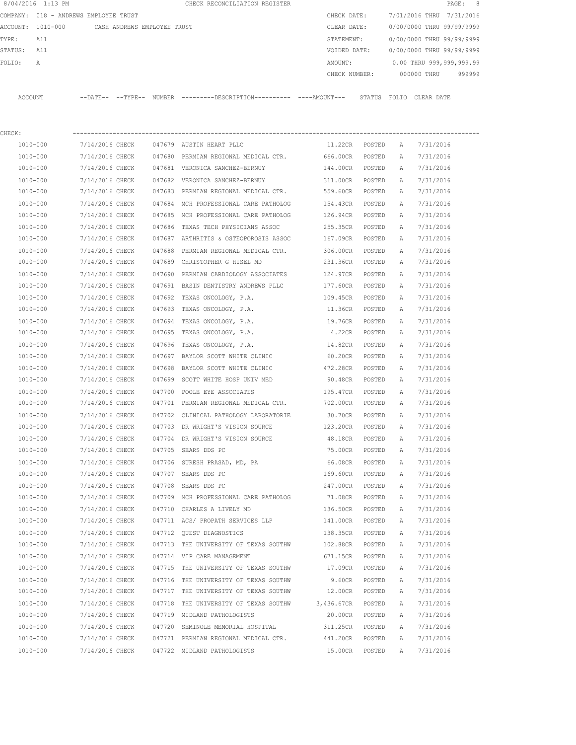8/04/2016 1:13 PM CHECK RECONCILIATION REGISTER

COMPANY: 018 - ANDREWS EMPLOYEE TRUST

ACCOUNT: 1010-000 CASH ANDREWS EMPLOYEE TRUST

TYPE: All

STATUS: All

FOLIO: A

CHECK DATE: 7/01/2016 THRU 7/31/2016

CLEAR DATE: 0/00/0000 THRU 99/99/9999

STATEMENT: 0/00/0000 THRU 99/99/9999

VOIDED DATE: 0/00/0000 THRU 99/99/9999

AMOUNT: 0.00 THRU 999,999,999.99

CHECK NUMBER: 000000 THRU 999999

CHECK:

| ACCOUNT | --DATE-- | --TYPE-- | NUMBER | ---------DESCRIPTION---------- | ----AMOUNT--- | STATUS | FOLIO | CLEAR DATE |
|---|---|---|---|---|---|---|---|---|
| 1010-000 | 7/14/2016 | CHECK | 047679 | AUSTIN HEART PLLC | 11.22CR | POSTED | A | 7/31/2016 |
| 1010-000 | 7/14/2016 | CHECK | 047680 | PERMIAN REGIONAL MEDICAL CTR. | 666.00CR | POSTED | A | 7/31/2016 |
| 1010-000 | 7/14/2016 | CHECK | 047681 | VERONICA SANCHEZ-BERNUY | 144.00CR | POSTED | A | 7/31/2016 |
| 1010-000 | 7/14/2016 | CHECK | 047682 | VERONICA SANCHEZ-BERNUY | 311.00CR | POSTED | A | 7/31/2016 |
| 1010-000 | 7/14/2016 | CHECK | 047683 | PERMIAN REGIONAL MEDICAL CTR. | 559.60CR | POSTED | A | 7/31/2016 |
| 1010-000 | 7/14/2016 | CHECK | 047684 | MCH PROFESSIONAL CARE PATHOLOG | 154.43CR | POSTED | A | 7/31/2016 |
| 1010-000 | 7/14/2016 | CHECK | 047685 | MCH PROFESSIONAL CARE PATHOLOG | 126.94CR | POSTED | A | 7/31/2016 |
| 1010-000 | 7/14/2016 | CHECK | 047686 | TEXAS TECH PHYSICIANS ASSOC | 255.35CR | POSTED | A | 7/31/2016 |
| 1010-000 | 7/14/2016 | CHECK | 047687 | ARTHRITIS & OSTEOPOROSIS ASSOC | 167.09CR | POSTED | A | 7/31/2016 |
| 1010-000 | 7/14/2016 | CHECK | 047688 | PERMIAN REGIONAL MEDICAL CTR. | 306.00CR | POSTED | A | 7/31/2016 |
| 1010-000 | 7/14/2016 | CHECK | 047689 | CHRISTOPHER G HISEL MD | 231.36CR | POSTED | A | 7/31/2016 |
| 1010-000 | 7/14/2016 | CHECK | 047690 | PERMIAN CARDIOLOGY ASSOCIATES | 124.97CR | POSTED | A | 7/31/2016 |
| 1010-000 | 7/14/2016 | CHECK | 047691 | BASIN DENTISTRY ANDREWS PLLC | 177.60CR | POSTED | A | 7/31/2016 |
| 1010-000 | 7/14/2016 | CHECK | 047692 | TEXAS ONCOLOGY, P.A. | 109.45CR | POSTED | A | 7/31/2016 |
| 1010-000 | 7/14/2016 | CHECK | 047693 | TEXAS ONCOLOGY, P.A. | 11.36CR | POSTED | A | 7/31/2016 |
| 1010-000 | 7/14/2016 | CHECK | 047694 | TEXAS ONCOLOGY, P.A. | 19.76CR | POSTED | A | 7/31/2016 |
| 1010-000 | 7/14/2016 | CHECK | 047695 | TEXAS ONCOLOGY, P.A. | 4.22CR | POSTED | A | 7/31/2016 |
| 1010-000 | 7/14/2016 | CHECK | 047696 | TEXAS ONCOLOGY, P.A. | 14.82CR | POSTED | A | 7/31/2016 |
| 1010-000 | 7/14/2016 | CHECK | 047697 | BAYLOR SCOTT WHITE CLINIC | 60.20CR | POSTED | A | 7/31/2016 |
| 1010-000 | 7/14/2016 | CHECK | 047698 | BAYLOR SCOTT WHITE CLINIC | 472.28CR | POSTED | A | 7/31/2016 |
| 1010-000 | 7/14/2016 | CHECK | 047699 | SCOTT WHITE HOSP UNIV MED | 90.48CR | POSTED | A | 7/31/2016 |
| 1010-000 | 7/14/2016 | CHECK | 047700 | POOLE EYE ASSOCIATES | 195.47CR | POSTED | A | 7/31/2016 |
| 1010-000 | 7/14/2016 | CHECK | 047701 | PERMIAN REGIONAL MEDICAL CTR. | 702.00CR | POSTED | A | 7/31/2016 |
| 1010-000 | 7/14/2016 | CHECK | 047702 | CLINICAL PATHOLOGY LABORATORIE | 30.70CR | POSTED | A | 7/31/2016 |
| 1010-000 | 7/14/2016 | CHECK | 047703 | DR WRIGHT'S VISION SOURCE | 123.20CR | POSTED | A | 7/31/2016 |
| 1010-000 | 7/14/2016 | CHECK | 047704 | DR WRIGHT'S VISION SOURCE | 48.18CR | POSTED | A | 7/31/2016 |
| 1010-000 | 7/14/2016 | CHECK | 047705 | SEARS DDS PC | 75.00CR | POSTED | A | 7/31/2016 |
| 1010-000 | 7/14/2016 | CHECK | 047706 | SURESH PRASAD, MD, PA | 66.08CR | POSTED | A | 7/31/2016 |
| 1010-000 | 7/14/2016 | CHECK | 047707 | SEARS DDS PC | 169.60CR | POSTED | A | 7/31/2016 |
| 1010-000 | 7/14/2016 | CHECK | 047708 | SEARS DDS PC | 247.00CR | POSTED | A | 7/31/2016 |
| 1010-000 | 7/14/2016 | CHECK | 047709 | MCH PROFESSIONAL CARE PATHOLOG | 71.08CR | POSTED | A | 7/31/2016 |
| 1010-000 | 7/14/2016 | CHECK | 047710 | CHARLES A LIVELY MD | 136.50CR | POSTED | A | 7/31/2016 |
| 1010-000 | 7/14/2016 | CHECK | 047711 | ACS/ PROPATH SERVICES LLP | 141.00CR | POSTED | A | 7/31/2016 |
| 1010-000 | 7/14/2016 | CHECK | 047712 | QUEST DIAGNOSTICS | 138.35CR | POSTED | A | 7/31/2016 |
| 1010-000 | 7/14/2016 | CHECK | 047713 | THE UNIVERSITY OF TEXAS SOUTHW | 102.88CR | POSTED | A | 7/31/2016 |
| 1010-000 | 7/14/2016 | CHECK | 047714 | VIP CARE MANAGEMENT | 671.15CR | POSTED | A | 7/31/2016 |
| 1010-000 | 7/14/2016 | CHECK | 047715 | THE UNIVERSITY OF TEXAS SOUTHW | 17.09CR | POSTED | A | 7/31/2016 |
| 1010-000 | 7/14/2016 | CHECK | 047716 | THE UNIVERSITY OF TEXAS SOUTHW | 9.60CR | POSTED | A | 7/31/2016 |
| 1010-000 | 7/14/2016 | CHECK | 047717 | THE UNIVERSITY OF TEXAS SOUTHW | 12.00CR | POSTED | A | 7/31/2016 |
| 1010-000 | 7/14/2016 | CHECK | 047718 | THE UNIVERSITY OF TEXAS SOUTHW | 3,436.67CR | POSTED | A | 7/31/2016 |
| 1010-000 | 7/14/2016 | CHECK | 047719 | MIDLAND PATHOLOGISTS | 20.00CR | POSTED | A | 7/31/2016 |
| 1010-000 | 7/14/2016 | CHECK | 047720 | SEMINOLE MEMORIAL HOSPITAL | 311.25CR | POSTED | A | 7/31/2016 |
| 1010-000 | 7/14/2016 | CHECK | 047721 | PERMIAN REGIONAL MEDICAL CTR. | 441.20CR | POSTED | A | 7/31/2016 |
| 1010-000 | 7/14/2016 | CHECK | 047722 | MIDLAND PATHOLOGISTS | 15.00CR | POSTED | A | 7/31/2016 |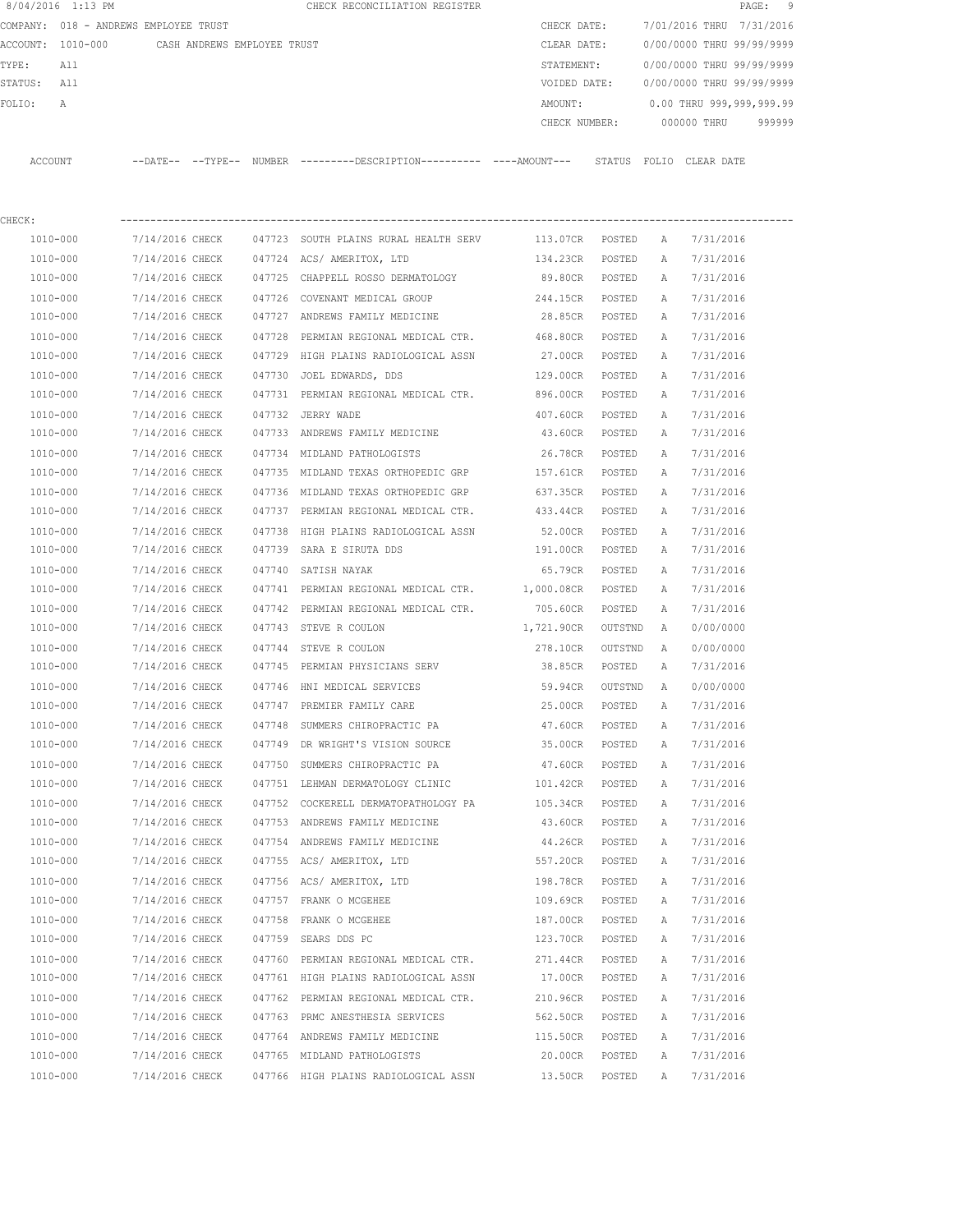8/04/2016 1:13 PM CHECK RECONCILIATION REGISTER

COMPANY: 018 - ANDREWS EMPLOYEE TRUST

ACCOUNT: 1010-000 CASH ANDREWS EMPLOYEE TRUST

TYPE: All

STATUS: All

FOLIO: A

CHECK DATE: 7/01/2016 THRU 7/31/2016

CLEAR DATE: 0/00/0000 THRU 99/99/9999

STATEMENT: 0/00/0000 THRU 99/99/9999

VOIDED DATE: 0/00/0000 THRU 99/99/9999

AMOUNT: 0.00 THRU 999,999,999.99

CHECK NUMBER: 000000 THRU 999999

CHECK:

| ACCOUNT | --DATE-- | --TYPE-- | NUMBER | ---------DESCRIPTION---------- | ----AMOUNT--- | STATUS | FOLIO | CLEAR DATE |
|---|---|---|---|---|---|---|---|---|
| 1010-000 | 7/14/2016 | CHECK | 047723 | SOUTH PLAINS RURAL HEALTH SERV | 113.07CR | POSTED | A | 7/31/2016 |
| 1010-000 | 7/14/2016 | CHECK | 047724 | ACS/ AMERITOX, LTD | 134.23CR | POSTED | A | 7/31/2016 |
| 1010-000 | 7/14/2016 | CHECK | 047725 | CHAPPELL ROSSO DERMATOLOGY | 89.80CR | POSTED | A | 7/31/2016 |
| 1010-000 | 7/14/2016 | CHECK | 047726 | COVENANT MEDICAL GROUP | 244.15CR | POSTED | A | 7/31/2016 |
| 1010-000 | 7/14/2016 | CHECK | 047727 | ANDREWS FAMILY MEDICINE | 28.85CR | POSTED | A | 7/31/2016 |
| 1010-000 | 7/14/2016 | CHECK | 047728 | PERMIAN REGIONAL MEDICAL CTR. | 468.80CR | POSTED | A | 7/31/2016 |
| 1010-000 | 7/14/2016 | CHECK | 047729 | HIGH PLAINS RADIOLOGICAL ASSN | 27.00CR | POSTED | A | 7/31/2016 |
| 1010-000 | 7/14/2016 | CHECK | 047730 | JOEL EDWARDS, DDS | 129.00CR | POSTED | A | 7/31/2016 |
| 1010-000 | 7/14/2016 | CHECK | 047731 | PERMIAN REGIONAL MEDICAL CTR. | 896.00CR | POSTED | A | 7/31/2016 |
| 1010-000 | 7/14/2016 | CHECK | 047732 | JERRY WADE | 407.60CR | POSTED | A | 7/31/2016 |
| 1010-000 | 7/14/2016 | CHECK | 047733 | ANDREWS FAMILY MEDICINE | 43.60CR | POSTED | A | 7/31/2016 |
| 1010-000 | 7/14/2016 | CHECK | 047734 | MIDLAND PATHOLOGISTS | 26.78CR | POSTED | A | 7/31/2016 |
| 1010-000 | 7/14/2016 | CHECK | 047735 | MIDLAND TEXAS ORTHOPEDIC GRP | 157.61CR | POSTED | A | 7/31/2016 |
| 1010-000 | 7/14/2016 | CHECK | 047736 | MIDLAND TEXAS ORTHOPEDIC GRP | 637.35CR | POSTED | A | 7/31/2016 |
| 1010-000 | 7/14/2016 | CHECK | 047737 | PERMIAN REGIONAL MEDICAL CTR. | 433.44CR | POSTED | A | 7/31/2016 |
| 1010-000 | 7/14/2016 | CHECK | 047738 | HIGH PLAINS RADIOLOGICAL ASSN | 52.00CR | POSTED | A | 7/31/2016 |
| 1010-000 | 7/14/2016 | CHECK | 047739 | SARA E SIRUTA DDS | 191.00CR | POSTED | A | 7/31/2016 |
| 1010-000 | 7/14/2016 | CHECK | 047740 | SATISH NAYAK | 65.79CR | POSTED | A | 7/31/2016 |
| 1010-000 | 7/14/2016 | CHECK | 047741 | PERMIAN REGIONAL MEDICAL CTR. | 1,000.08CR | POSTED | A | 7/31/2016 |
| 1010-000 | 7/14/2016 | CHECK | 047742 | PERMIAN REGIONAL MEDICAL CTR. | 705.60CR | POSTED | A | 7/31/2016 |
| 1010-000 | 7/14/2016 | CHECK | 047743 | STEVE R COULON | 1,721.90CR | OUTSTND | A | 0/00/0000 |
| 1010-000 | 7/14/2016 | CHECK | 047744 | STEVE R COULON | 278.10CR | OUTSTND | A | 0/00/0000 |
| 1010-000 | 7/14/2016 | CHECK | 047745 | PERMIAN PHYSICIANS SERV | 38.85CR | POSTED | A | 7/31/2016 |
| 1010-000 | 7/14/2016 | CHECK | 047746 | HNI MEDICAL SERVICES | 59.94CR | OUTSTND | A | 0/00/0000 |
| 1010-000 | 7/14/2016 | CHECK | 047747 | PREMIER FAMILY CARE | 25.00CR | POSTED | A | 7/31/2016 |
| 1010-000 | 7/14/2016 | CHECK | 047748 | SUMMERS CHIROPRACTIC PA | 47.60CR | POSTED | A | 7/31/2016 |
| 1010-000 | 7/14/2016 | CHECK | 047749 | DR WRIGHT'S VISION SOURCE | 35.00CR | POSTED | A | 7/31/2016 |
| 1010-000 | 7/14/2016 | CHECK | 047750 | SUMMERS CHIROPRACTIC PA | 47.60CR | POSTED | A | 7/31/2016 |
| 1010-000 | 7/14/2016 | CHECK | 047751 | LEHMAN DERMATOLOGY CLINIC | 101.42CR | POSTED | A | 7/31/2016 |
| 1010-000 | 7/14/2016 | CHECK | 047752 | COCKERELL DERMATOPATHOLOGY PA | 105.34CR | POSTED | A | 7/31/2016 |
| 1010-000 | 7/14/2016 | CHECK | 047753 | ANDREWS FAMILY MEDICINE | 43.60CR | POSTED | A | 7/31/2016 |
| 1010-000 | 7/14/2016 | CHECK | 047754 | ANDREWS FAMILY MEDICINE | 44.26CR | POSTED | A | 7/31/2016 |
| 1010-000 | 7/14/2016 | CHECK | 047755 | ACS/ AMERITOX, LTD | 557.20CR | POSTED | A | 7/31/2016 |
| 1010-000 | 7/14/2016 | CHECK | 047756 | ACS/ AMERITOX, LTD | 198.78CR | POSTED | A | 7/31/2016 |
| 1010-000 | 7/14/2016 | CHECK | 047757 | FRANK O MCGEHEE | 109.69CR | POSTED | A | 7/31/2016 |
| 1010-000 | 7/14/2016 | CHECK | 047758 | FRANK O MCGEHEE | 187.00CR | POSTED | A | 7/31/2016 |
| 1010-000 | 7/14/2016 | CHECK | 047759 | SEARS DDS PC | 123.70CR | POSTED | A | 7/31/2016 |
| 1010-000 | 7/14/2016 | CHECK | 047760 | PERMIAN REGIONAL MEDICAL CTR. | 271.44CR | POSTED | A | 7/31/2016 |
| 1010-000 | 7/14/2016 | CHECK | 047761 | HIGH PLAINS RADIOLOGICAL ASSN | 17.00CR | POSTED | A | 7/31/2016 |
| 1010-000 | 7/14/2016 | CHECK | 047762 | PERMIAN REGIONAL MEDICAL CTR. | 210.96CR | POSTED | A | 7/31/2016 |
| 1010-000 | 7/14/2016 | CHECK | 047763 | PRMC ANESTHESIA SERVICES | 562.50CR | POSTED | A | 7/31/2016 |
| 1010-000 | 7/14/2016 | CHECK | 047764 | ANDREWS FAMILY MEDICINE | 115.50CR | POSTED | A | 7/31/2016 |
| 1010-000 | 7/14/2016 | CHECK | 047765 | MIDLAND PATHOLOGISTS | 20.00CR | POSTED | A | 7/31/2016 |
| 1010-000 | 7/14/2016 | CHECK | 047766 | HIGH PLAINS RADIOLOGICAL ASSN | 13.50CR | POSTED | A | 7/31/2016 |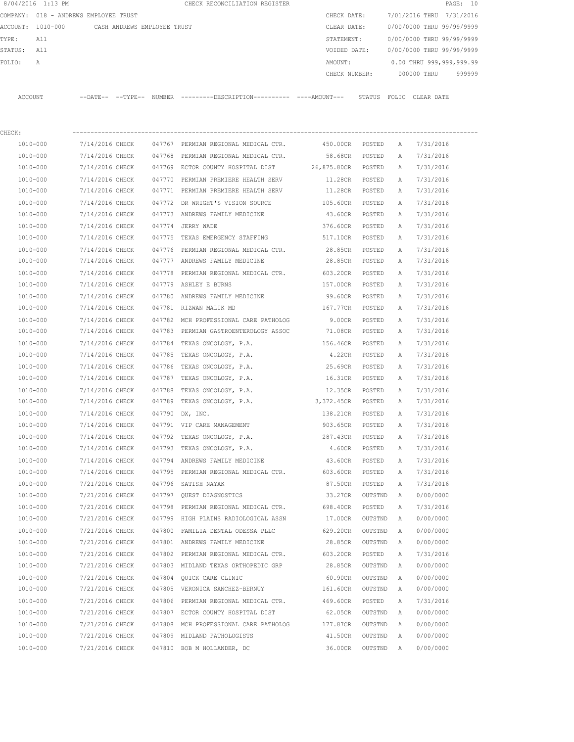8/04/2016 1:13 PM CHECK RECONCILIATION REGISTER

COMPANY: 018 - ANDREWS EMPLOYEE TRUST

ACCOUNT: 1010-000 CASH ANDREWS EMPLOYEE TRUST

TYPE: All

STATUS: All

FOLIO: A

CHECK DATE: 7/01/2016 THRU 7/31/2016

CLEAR DATE: 0/00/0000 THRU 99/99/9999

STATEMENT: 0/00/0000 THRU 99/99/9999

VOIDED DATE: 0/00/0000 THRU 99/99/9999

AMOUNT: 0.00 THRU 999,999,999.99

CHECK NUMBER: 000000 THRU 999999

CHECK:

| ACCOUNT | --DATE-- | --TYPE-- | NUMBER | ---------DESCRIPTION---------- | ----AMOUNT--- | STATUS | FOLIO | CLEAR DATE |
|---|---|---|---|---|---|---|---|---|
| 1010-000 | 7/14/2016 | CHECK | 047767 | PERMIAN REGIONAL MEDICAL CTR. | 450.00CR | POSTED | A | 7/31/2016 |
| 1010-000 | 7/14/2016 | CHECK | 047768 | PERMIAN REGIONAL MEDICAL CTR. | 58.68CR | POSTED | A | 7/31/2016 |
| 1010-000 | 7/14/2016 | CHECK | 047769 | ECTOR COUNTY HOSPITAL DIST | 26,875.80CR | POSTED | A | 7/31/2016 |
| 1010-000 | 7/14/2016 | CHECK | 047770 | PERMIAN PREMIERE HEALTH SERV | 11.28CR | POSTED | A | 7/31/2016 |
| 1010-000 | 7/14/2016 | CHECK | 047771 | PERMIAN PREMIERE HEALTH SERV | 11.28CR | POSTED | A | 7/31/2016 |
| 1010-000 | 7/14/2016 | CHECK | 047772 | DR WRIGHT'S VISION SOURCE | 105.60CR | POSTED | A | 7/31/2016 |
| 1010-000 | 7/14/2016 | CHECK | 047773 | ANDREWS FAMILY MEDICINE | 43.60CR | POSTED | A | 7/31/2016 |
| 1010-000 | 7/14/2016 | CHECK | 047774 | JERRY WADE | 376.60CR | POSTED | A | 7/31/2016 |
| 1010-000 | 7/14/2016 | CHECK | 047775 | TEXAS EMERGENCY STAFFING | 517.10CR | POSTED | A | 7/31/2016 |
| 1010-000 | 7/14/2016 | CHECK | 047776 | PERMIAN REGIONAL MEDICAL CTR. | 28.85CR | POSTED | A | 7/31/2016 |
| 1010-000 | 7/14/2016 | CHECK | 047777 | ANDREWS FAMILY MEDICINE | 28.85CR | POSTED | A | 7/31/2016 |
| 1010-000 | 7/14/2016 | CHECK | 047778 | PERMIAN REGIONAL MEDICAL CTR. | 603.20CR | POSTED | A | 7/31/2016 |
| 1010-000 | 7/14/2016 | CHECK | 047779 | ASHLEY E BURNS | 157.00CR | POSTED | A | 7/31/2016 |
| 1010-000 | 7/14/2016 | CHECK | 047780 | ANDREWS FAMILY MEDICINE | 99.60CR | POSTED | A | 7/31/2016 |
| 1010-000 | 7/14/2016 | CHECK | 047781 | RIZWAN MALIK MD | 167.77CR | POSTED | A | 7/31/2016 |
| 1010-000 | 7/14/2016 | CHECK | 047782 | MCH PROFESSIONAL CARE PATHOLOG | 9.00CR | POSTED | A | 7/31/2016 |
| 1010-000 | 7/14/2016 | CHECK | 047783 | PERMIAN GASTROENTEROLOGY ASSOC | 71.08CR | POSTED | A | 7/31/2016 |
| 1010-000 | 7/14/2016 | CHECK | 047784 | TEXAS ONCOLOGY, P.A. | 156.46CR | POSTED | A | 7/31/2016 |
| 1010-000 | 7/14/2016 | CHECK | 047785 | TEXAS ONCOLOGY, P.A. | 4.22CR | POSTED | A | 7/31/2016 |
| 1010-000 | 7/14/2016 | CHECK | 047786 | TEXAS ONCOLOGY, P.A. | 25.69CR | POSTED | A | 7/31/2016 |
| 1010-000 | 7/14/2016 | CHECK | 047787 | TEXAS ONCOLOGY, P.A. | 16.31CR | POSTED | A | 7/31/2016 |
| 1010-000 | 7/14/2016 | CHECK | 047788 | TEXAS ONCOLOGY, P.A. | 12.35CR | POSTED | A | 7/31/2016 |
| 1010-000 | 7/14/2016 | CHECK | 047789 | TEXAS ONCOLOGY, P.A. | 3,372.45CR | POSTED | A | 7/31/2016 |
| 1010-000 | 7/14/2016 | CHECK | 047790 | DX, INC. | 138.21CR | POSTED | A | 7/31/2016 |
| 1010-000 | 7/14/2016 | CHECK | 047791 | VIP CARE MANAGEMENT | 903.65CR | POSTED | A | 7/31/2016 |
| 1010-000 | 7/14/2016 | CHECK | 047792 | TEXAS ONCOLOGY, P.A. | 287.43CR | POSTED | A | 7/31/2016 |
| 1010-000 | 7/14/2016 | CHECK | 047793 | TEXAS ONCOLOGY, P.A. | 4.60CR | POSTED | A | 7/31/2016 |
| 1010-000 | 7/14/2016 | CHECK | 047794 | ANDREWS FAMILY MEDICINE | 43.60CR | POSTED | A | 7/31/2016 |
| 1010-000 | 7/14/2016 | CHECK | 047795 | PERMIAN REGIONAL MEDICAL CTR. | 603.60CR | POSTED | A | 7/31/2016 |
| 1010-000 | 7/21/2016 | CHECK | 047796 | SATISH NAYAK | 87.50CR | POSTED | A | 7/31/2016 |
| 1010-000 | 7/21/2016 | CHECK | 047797 | QUEST DIAGNOSTICS | 33.27CR | OUTSTND | A | 0/00/0000 |
| 1010-000 | 7/21/2016 | CHECK | 047798 | PERMIAN REGIONAL MEDICAL CTR. | 698.40CR | POSTED | A | 7/31/2016 |
| 1010-000 | 7/21/2016 | CHECK | 047799 | HIGH PLAINS RADIOLOGICAL ASSN | 17.00CR | OUTSTND | A | 0/00/0000 |
| 1010-000 | 7/21/2016 | CHECK | 047800 | FAMILIA DENTAL ODESSA PLLC | 629.20CR | OUTSTND | A | 0/00/0000 |
| 1010-000 | 7/21/2016 | CHECK | 047801 | ANDREWS FAMILY MEDICINE | 28.85CR | OUTSTND | A | 0/00/0000 |
| 1010-000 | 7/21/2016 | CHECK | 047802 | PERMIAN REGIONAL MEDICAL CTR. | 603.20CR | POSTED | A | 7/31/2016 |
| 1010-000 | 7/21/2016 | CHECK | 047803 | MIDLAND TEXAS ORTHOPEDIC GRP | 28.85CR | OUTSTND | A | 0/00/0000 |
| 1010-000 | 7/21/2016 | CHECK | 047804 | QUICK CARE CLINIC | 60.90CR | OUTSTND | A | 0/00/0000 |
| 1010-000 | 7/21/2016 | CHECK | 047805 | VERONICA SANCHEZ-BERNUY | 161.60CR | OUTSTND | A | 0/00/0000 |
| 1010-000 | 7/21/2016 | CHECK | 047806 | PERMIAN REGIONAL MEDICAL CTR. | 469.60CR | POSTED | A | 7/31/2016 |
| 1010-000 | 7/21/2016 | CHECK | 047807 | ECTOR COUNTY HOSPITAL DIST | 62.05CR | OUTSTND | A | 0/00/0000 |
| 1010-000 | 7/21/2016 | CHECK | 047808 | MCH PROFESSIONAL CARE PATHOLOG | 177.87CR | OUTSTND | A | 0/00/0000 |
| 1010-000 | 7/21/2016 | CHECK | 047809 | MIDLAND PATHOLOGISTS | 41.50CR | OUTSTND | A | 0/00/0000 |
| 1010-000 | 7/21/2016 | CHECK | 047810 | BOB M HOLLANDER, DC | 36.00CR | OUTSTND | A | 0/00/0000 |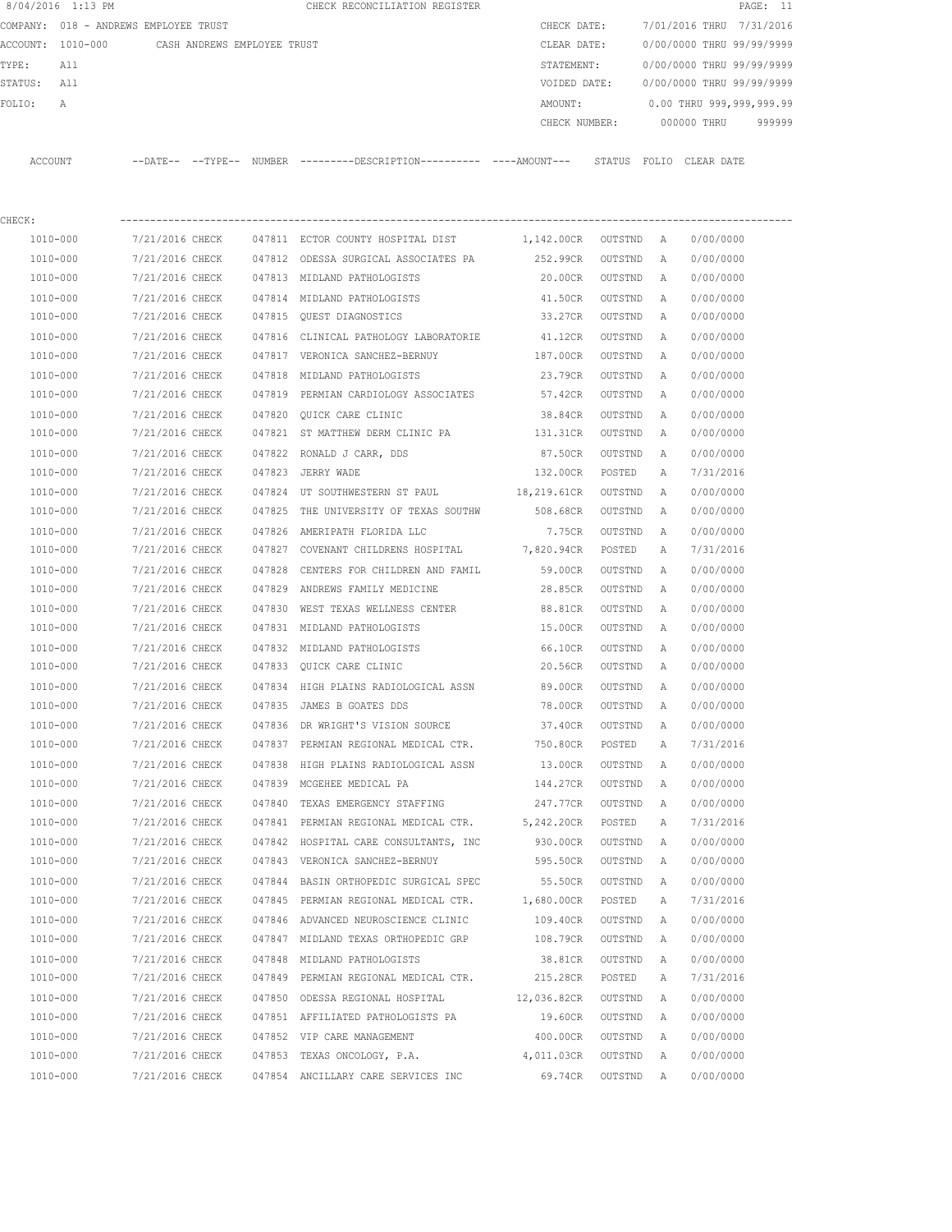8/04/2016 1:13 PM CHECK RECONCILIATION REGISTER

COMPANY: 018 - ANDREWS EMPLOYEE TRUST  CHECK DATE: 7/01/2016 THRU 7/31/2016
ACCOUNT: 1010-000 CASH ANDREWS EMPLOYEE TRUST  CLEAR DATE: 0/00/0000 THRU 99/99/9999
TYPE: All  STATEMENT: 0/00/0000 THRU 99/99/9999
STATUS: All  VOIDED DATE: 0/00/0000 THRU 99/99/9999
FOLIO: A  AMOUNT: 0.00 THRU 999,999,999.99
CHECK NUMBER: 000000 THRU 999999

CHECK:

| ACCOUNT | --DATE-- | --TYPE-- | NUMBER | ---------DESCRIPTION---------- | ----AMOUNT--- | STATUS | FOLIO | CLEAR DATE |
|---|---|---|---|---|---|---|---|---|
| 1010-000 | 7/21/2016 | CHECK | 047811 | ECTOR COUNTY HOSPITAL DIST | 1,142.00CR | OUTSTND | A | 0/00/0000 |
| 1010-000 | 7/21/2016 | CHECK | 047812 | ODESSA SURGICAL ASSOCIATES PA | 252.99CR | OUTSTND | A | 0/00/0000 |
| 1010-000 | 7/21/2016 | CHECK | 047813 | MIDLAND PATHOLOGISTS | 20.00CR | OUTSTND | A | 0/00/0000 |
| 1010-000 | 7/21/2016 | CHECK | 047814 | MIDLAND PATHOLOGISTS | 41.50CR | OUTSTND | A | 0/00/0000 |
| 1010-000 | 7/21/2016 | CHECK | 047815 | QUEST DIAGNOSTICS | 33.27CR | OUTSTND | A | 0/00/0000 |
| 1010-000 | 7/21/2016 | CHECK | 047816 | CLINICAL PATHOLOGY LABORATORIE | 41.12CR | OUTSTND | A | 0/00/0000 |
| 1010-000 | 7/21/2016 | CHECK | 047817 | VERONICA SANCHEZ-BERNUY | 187.00CR | OUTSTND | A | 0/00/0000 |
| 1010-000 | 7/21/2016 | CHECK | 047818 | MIDLAND PATHOLOGISTS | 23.79CR | OUTSTND | A | 0/00/0000 |
| 1010-000 | 7/21/2016 | CHECK | 047819 | PERMIAN CARDIOLOGY ASSOCIATES | 57.42CR | OUTSTND | A | 0/00/0000 |
| 1010-000 | 7/21/2016 | CHECK | 047820 | QUICK CARE CLINIC | 38.84CR | OUTSTND | A | 0/00/0000 |
| 1010-000 | 7/21/2016 | CHECK | 047821 | ST MATTHEW DERM CLINIC PA | 131.31CR | OUTSTND | A | 0/00/0000 |
| 1010-000 | 7/21/2016 | CHECK | 047822 | RONALD J CARR, DDS | 87.50CR | OUTSTND | A | 0/00/0000 |
| 1010-000 | 7/21/2016 | CHECK | 047823 | JERRY WADE | 132.00CR | POSTED | A | 7/31/2016 |
| 1010-000 | 7/21/2016 | CHECK | 047824 | UT SOUTHWESTERN ST PAUL | 18,219.61CR | OUTSTND | A | 0/00/0000 |
| 1010-000 | 7/21/2016 | CHECK | 047825 | THE UNIVERSITY OF TEXAS SOUTHW | 508.68CR | OUTSTND | A | 0/00/0000 |
| 1010-000 | 7/21/2016 | CHECK | 047826 | AMERIPATH FLORIDA LLC | 7.75CR | OUTSTND | A | 0/00/0000 |
| 1010-000 | 7/21/2016 | CHECK | 047827 | COVENANT CHILDRENS HOSPITAL | 7,820.94CR | POSTED | A | 7/31/2016 |
| 1010-000 | 7/21/2016 | CHECK | 047828 | CENTERS FOR CHILDREN AND FAMIL | 59.00CR | OUTSTND | A | 0/00/0000 |
| 1010-000 | 7/21/2016 | CHECK | 047829 | ANDREWS FAMILY MEDICINE | 28.85CR | OUTSTND | A | 0/00/0000 |
| 1010-000 | 7/21/2016 | CHECK | 047830 | WEST TEXAS WELLNESS CENTER | 88.81CR | OUTSTND | A | 0/00/0000 |
| 1010-000 | 7/21/2016 | CHECK | 047831 | MIDLAND PATHOLOGISTS | 15.00CR | OUTSTND | A | 0/00/0000 |
| 1010-000 | 7/21/2016 | CHECK | 047832 | MIDLAND PATHOLOGISTS | 66.10CR | OUTSTND | A | 0/00/0000 |
| 1010-000 | 7/21/2016 | CHECK | 047833 | QUICK CARE CLINIC | 20.56CR | OUTSTND | A | 0/00/0000 |
| 1010-000 | 7/21/2016 | CHECK | 047834 | HIGH PLAINS RADIOLOGICAL ASSN | 89.00CR | OUTSTND | A | 0/00/0000 |
| 1010-000 | 7/21/2016 | CHECK | 047835 | JAMES B GOATES DDS | 78.00CR | OUTSTND | A | 0/00/0000 |
| 1010-000 | 7/21/2016 | CHECK | 047836 | DR WRIGHT'S VISION SOURCE | 37.40CR | OUTSTND | A | 0/00/0000 |
| 1010-000 | 7/21/2016 | CHECK | 047837 | PERMIAN REGIONAL MEDICAL CTR. | 750.80CR | POSTED | A | 7/31/2016 |
| 1010-000 | 7/21/2016 | CHECK | 047838 | HIGH PLAINS RADIOLOGICAL ASSN | 13.00CR | OUTSTND | A | 0/00/0000 |
| 1010-000 | 7/21/2016 | CHECK | 047839 | MCGEHEE MEDICAL PA | 144.27CR | OUTSTND | A | 0/00/0000 |
| 1010-000 | 7/21/2016 | CHECK | 047840 | TEXAS EMERGENCY STAFFING | 247.77CR | OUTSTND | A | 0/00/0000 |
| 1010-000 | 7/21/2016 | CHECK | 047841 | PERMIAN REGIONAL MEDICAL CTR. | 5,242.20CR | POSTED | A | 7/31/2016 |
| 1010-000 | 7/21/2016 | CHECK | 047842 | HOSPITAL CARE CONSULTANTS, INC | 930.00CR | OUTSTND | A | 0/00/0000 |
| 1010-000 | 7/21/2016 | CHECK | 047843 | VERONICA SANCHEZ-BERNUY | 595.50CR | OUTSTND | A | 0/00/0000 |
| 1010-000 | 7/21/2016 | CHECK | 047844 | BASIN ORTHOPEDIC SURGICAL SPEC | 55.50CR | OUTSTND | A | 0/00/0000 |
| 1010-000 | 7/21/2016 | CHECK | 047845 | PERMIAN REGIONAL MEDICAL CTR. | 1,680.00CR | POSTED | A | 7/31/2016 |
| 1010-000 | 7/21/2016 | CHECK | 047846 | ADVANCED NEUROSCIENCE CLINIC | 109.40CR | OUTSTND | A | 0/00/0000 |
| 1010-000 | 7/21/2016 | CHECK | 047847 | MIDLAND TEXAS ORTHOPEDIC GRP | 108.79CR | OUTSTND | A | 0/00/0000 |
| 1010-000 | 7/21/2016 | CHECK | 047848 | MIDLAND PATHOLOGISTS | 38.81CR | OUTSTND | A | 0/00/0000 |
| 1010-000 | 7/21/2016 | CHECK | 047849 | PERMIAN REGIONAL MEDICAL CTR. | 215.28CR | POSTED | A | 7/31/2016 |
| 1010-000 | 7/21/2016 | CHECK | 047850 | ODESSA REGIONAL HOSPITAL | 12,036.82CR | OUTSTND | A | 0/00/0000 |
| 1010-000 | 7/21/2016 | CHECK | 047851 | AFFILIATED PATHOLOGISTS PA | 19.60CR | OUTSTND | A | 0/00/0000 |
| 1010-000 | 7/21/2016 | CHECK | 047852 | VIP CARE MANAGEMENT | 400.00CR | OUTSTND | A | 0/00/0000 |
| 1010-000 | 7/21/2016 | CHECK | 047853 | TEXAS ONCOLOGY, P.A. | 4,011.03CR | OUTSTND | A | 0/00/0000 |
| 1010-000 | 7/21/2016 | CHECK | 047854 | ANCILLARY CARE SERVICES INC | 69.74CR | OUTSTND | A | 0/00/0000 |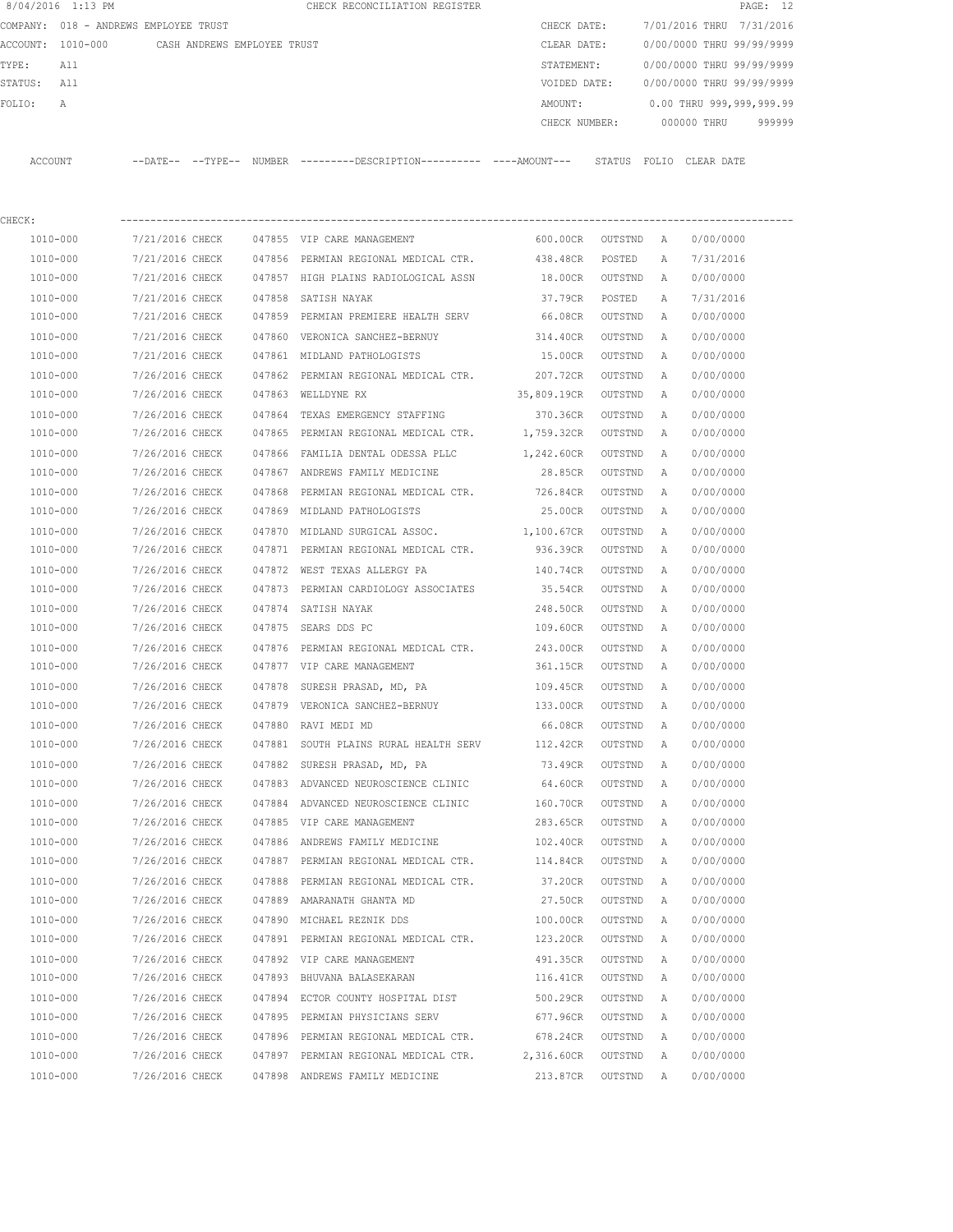8/04/2016 1:13 PM CHECK RECONCILIATION REGISTER

COMPANY: 018 - ANDREWS EMPLOYEE TRUST
ACCOUNT: 1010-000 CASH ANDREWS EMPLOYEE TRUST
TYPE: All
STATUS: All
FOLIO: A

CHECK DATE: 7/01/2016 THRU 7/31/2016
CLEAR DATE: 0/00/0000 THRU 99/99/9999
STATEMENT: 0/00/0000 THRU 99/99/9999
VOIDED DATE: 0/00/0000 THRU 99/99/9999
AMOUNT: 0.00 THRU 999,999,999.99
CHECK NUMBER: 000000 THRU 999999

CHECK:

| ACCOUNT | --DATE-- | --TYPE-- | NUMBER | ---------DESCRIPTION---------- | ----AMOUNT--- | STATUS | FOLIO | CLEAR DATE |
|---|---|---|---|---|---|---|---|---|
| 1010-000 | 7/21/2016 | CHECK | 047855 | VIP CARE MANAGEMENT | 600.00CR | OUTSTND | A | 0/00/0000 |
| 1010-000 | 7/21/2016 | CHECK | 047856 | PERMIAN REGIONAL MEDICAL CTR. | 438.48CR | POSTED | A | 7/31/2016 |
| 1010-000 | 7/21/2016 | CHECK | 047857 | HIGH PLAINS RADIOLOGICAL ASSN | 18.00CR | OUTSTND | A | 0/00/0000 |
| 1010-000 | 7/21/2016 | CHECK | 047858 | SATISH NAYAK | 37.79CR | POSTED | A | 7/31/2016 |
| 1010-000 | 7/21/2016 | CHECK | 047859 | PERMIAN PREMIERE HEALTH SERV | 66.08CR | OUTSTND | A | 0/00/0000 |
| 1010-000 | 7/21/2016 | CHECK | 047860 | VERONICA SANCHEZ-BERNUY | 314.40CR | OUTSTND | A | 0/00/0000 |
| 1010-000 | 7/21/2016 | CHECK | 047861 | MIDLAND PATHOLOGISTS | 15.00CR | OUTSTND | A | 0/00/0000 |
| 1010-000 | 7/26/2016 | CHECK | 047862 | PERMIAN REGIONAL MEDICAL CTR. | 207.72CR | OUTSTND | A | 0/00/0000 |
| 1010-000 | 7/26/2016 | CHECK | 047863 | WELLDYNE RX | 35,809.19CR | OUTSTND | A | 0/00/0000 |
| 1010-000 | 7/26/2016 | CHECK | 047864 | TEXAS EMERGENCY STAFFING | 370.36CR | OUTSTND | A | 0/00/0000 |
| 1010-000 | 7/26/2016 | CHECK | 047865 | PERMIAN REGIONAL MEDICAL CTR. | 1,759.32CR | OUTSTND | A | 0/00/0000 |
| 1010-000 | 7/26/2016 | CHECK | 047866 | FAMILIA DENTAL ODESSA PLLC | 1,242.60CR | OUTSTND | A | 0/00/0000 |
| 1010-000 | 7/26/2016 | CHECK | 047867 | ANDREWS FAMILY MEDICINE | 28.85CR | OUTSTND | A | 0/00/0000 |
| 1010-000 | 7/26/2016 | CHECK | 047868 | PERMIAN REGIONAL MEDICAL CTR. | 726.84CR | OUTSTND | A | 0/00/0000 |
| 1010-000 | 7/26/2016 | CHECK | 047869 | MIDLAND PATHOLOGISTS | 25.00CR | OUTSTND | A | 0/00/0000 |
| 1010-000 | 7/26/2016 | CHECK | 047870 | MIDLAND SURGICAL ASSOC. | 1,100.67CR | OUTSTND | A | 0/00/0000 |
| 1010-000 | 7/26/2016 | CHECK | 047871 | PERMIAN REGIONAL MEDICAL CTR. | 936.39CR | OUTSTND | A | 0/00/0000 |
| 1010-000 | 7/26/2016 | CHECK | 047872 | WEST TEXAS ALLERGY PA | 140.74CR | OUTSTND | A | 0/00/0000 |
| 1010-000 | 7/26/2016 | CHECK | 047873 | PERMIAN CARDIOLOGY ASSOCIATES | 35.54CR | OUTSTND | A | 0/00/0000 |
| 1010-000 | 7/26/2016 | CHECK | 047874 | SATISH NAYAK | 248.50CR | OUTSTND | A | 0/00/0000 |
| 1010-000 | 7/26/2016 | CHECK | 047875 | SEARS DDS PC | 109.60CR | OUTSTND | A | 0/00/0000 |
| 1010-000 | 7/26/2016 | CHECK | 047876 | PERMIAN REGIONAL MEDICAL CTR. | 243.00CR | OUTSTND | A | 0/00/0000 |
| 1010-000 | 7/26/2016 | CHECK | 047877 | VIP CARE MANAGEMENT | 361.15CR | OUTSTND | A | 0/00/0000 |
| 1010-000 | 7/26/2016 | CHECK | 047878 | SURESH PRASAD, MD, PA | 109.45CR | OUTSTND | A | 0/00/0000 |
| 1010-000 | 7/26/2016 | CHECK | 047879 | VERONICA SANCHEZ-BERNUY | 133.00CR | OUTSTND | A | 0/00/0000 |
| 1010-000 | 7/26/2016 | CHECK | 047880 | RAVI MEDI MD | 66.08CR | OUTSTND | A | 0/00/0000 |
| 1010-000 | 7/26/2016 | CHECK | 047881 | SOUTH PLAINS RURAL HEALTH SERV | 112.42CR | OUTSTND | A | 0/00/0000 |
| 1010-000 | 7/26/2016 | CHECK | 047882 | SURESH PRASAD, MD, PA | 73.49CR | OUTSTND | A | 0/00/0000 |
| 1010-000 | 7/26/2016 | CHECK | 047883 | ADVANCED NEUROSCIENCE CLINIC | 64.60CR | OUTSTND | A | 0/00/0000 |
| 1010-000 | 7/26/2016 | CHECK | 047884 | ADVANCED NEUROSCIENCE CLINIC | 160.70CR | OUTSTND | A | 0/00/0000 |
| 1010-000 | 7/26/2016 | CHECK | 047885 | VIP CARE MANAGEMENT | 283.65CR | OUTSTND | A | 0/00/0000 |
| 1010-000 | 7/26/2016 | CHECK | 047886 | ANDREWS FAMILY MEDICINE | 102.40CR | OUTSTND | A | 0/00/0000 |
| 1010-000 | 7/26/2016 | CHECK | 047887 | PERMIAN REGIONAL MEDICAL CTR. | 114.84CR | OUTSTND | A | 0/00/0000 |
| 1010-000 | 7/26/2016 | CHECK | 047888 | PERMIAN REGIONAL MEDICAL CTR. | 37.20CR | OUTSTND | A | 0/00/0000 |
| 1010-000 | 7/26/2016 | CHECK | 047889 | AMARANATH GHANTA MD | 27.50CR | OUTSTND | A | 0/00/0000 |
| 1010-000 | 7/26/2016 | CHECK | 047890 | MICHAEL REZNIK DDS | 100.00CR | OUTSTND | A | 0/00/0000 |
| 1010-000 | 7/26/2016 | CHECK | 047891 | PERMIAN REGIONAL MEDICAL CTR. | 123.20CR | OUTSTND | A | 0/00/0000 |
| 1010-000 | 7/26/2016 | CHECK | 047892 | VIP CARE MANAGEMENT | 491.35CR | OUTSTND | A | 0/00/0000 |
| 1010-000 | 7/26/2016 | CHECK | 047893 | BHUVANA BALASEKARAN | 116.41CR | OUTSTND | A | 0/00/0000 |
| 1010-000 | 7/26/2016 | CHECK | 047894 | ECTOR COUNTY HOSPITAL DIST | 500.29CR | OUTSTND | A | 0/00/0000 |
| 1010-000 | 7/26/2016 | CHECK | 047895 | PERMIAN PHYSICIANS SERV | 677.96CR | OUTSTND | A | 0/00/0000 |
| 1010-000 | 7/26/2016 | CHECK | 047896 | PERMIAN REGIONAL MEDICAL CTR. | 678.24CR | OUTSTND | A | 0/00/0000 |
| 1010-000 | 7/26/2016 | CHECK | 047897 | PERMIAN REGIONAL MEDICAL CTR. | 2,316.60CR | OUTSTND | A | 0/00/0000 |
| 1010-000 | 7/26/2016 | CHECK | 047898 | ANDREWS FAMILY MEDICINE | 213.87CR | OUTSTND | A | 0/00/0000 |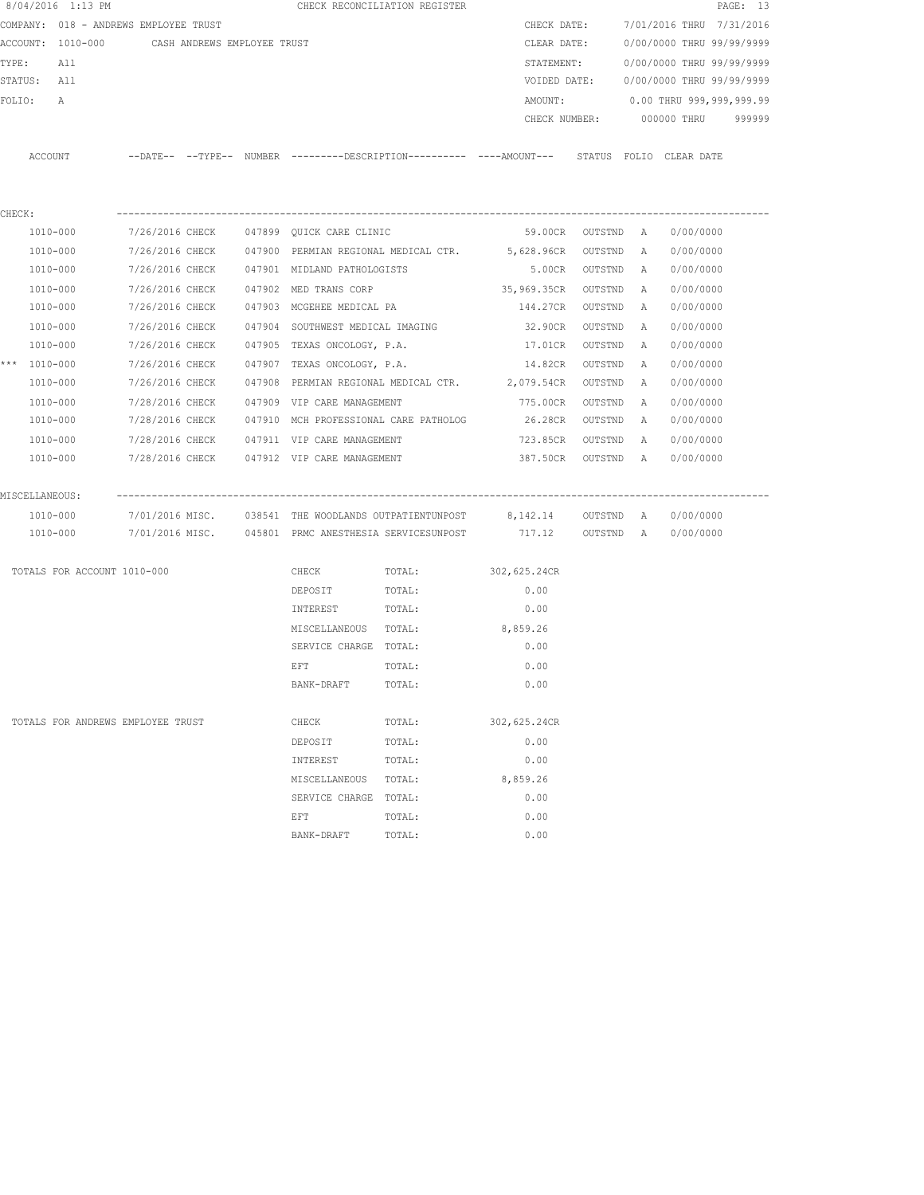8/04/2016 1:13 PM CHECK RECONCILIATION REGISTER

COMPANY: 018 - ANDREWS EMPLOYEE TRUST

ACCOUNT: 1010-000 CASH ANDREWS EMPLOYEE TRUST

TYPE: All

STATUS: All

FOLIO: A

CHECK DATE: 7/01/2016 THRU 7/31/2016

CLEAR DATE: 0/00/0000 THRU 99/99/9999

STATEMENT: 0/00/0000 THRU 99/99/9999

VOIDED DATE: 0/00/0000 THRU 99/99/9999

AMOUNT: 0.00 THRU 999,999,999.99

CHECK NUMBER: 000000 THRU 999999

| ACCOUNT | --DATE-- | --TYPE-- | NUMBER | ---------DESCRIPTION---------- | ----AMOUNT--- | STATUS | FOLIO | CLEAR DATE |
|---|---|---|---|---|---|---|---|---|
| **CHECK:** | | | | | | | | |
| 1010-000 | 7/26/2016 | CHECK | 047899 | QUICK CARE CLINIC | 59.00CR | OUTSTND | A | 0/00/0000 |
| 1010-000 | 7/26/2016 | CHECK | 047900 | PERMIAN REGIONAL MEDICAL CTR. | 5,628.96CR | OUTSTND | A | 0/00/0000 |
| 1010-000 | 7/26/2016 | CHECK | 047901 | MIDLAND PATHOLOGISTS | 5.00CR | OUTSTND | A | 0/00/0000 |
| 1010-000 | 7/26/2016 | CHECK | 047902 | MED TRANS CORP | 35,969.35CR | OUTSTND | A | 0/00/0000 |
| 1010-000 | 7/26/2016 | CHECK | 047903 | MCGEHEE MEDICAL PA | 144.27CR | OUTSTND | A | 0/00/0000 |
| 1010-000 | 7/26/2016 | CHECK | 047904 | SOUTHWEST MEDICAL IMAGING | 32.90CR | OUTSTND | A | 0/00/0000 |
| 1010-000 | 7/26/2016 | CHECK | 047905 | TEXAS ONCOLOGY, P.A. | 17.01CR | OUTSTND | A | 0/00/0000 |
| *** 1010-000 | 7/26/2016 | CHECK | 047907 | TEXAS ONCOLOGY, P.A. | 14.82CR | OUTSTND | A | 0/00/0000 |
| 1010-000 | 7/26/2016 | CHECK | 047908 | PERMIAN REGIONAL MEDICAL CTR. | 2,079.54CR | OUTSTND | A | 0/00/0000 |
| 1010-000 | 7/28/2016 | CHECK | 047909 | VIP CARE MANAGEMENT | 775.00CR | OUTSTND | A | 0/00/0000 |
| 1010-000 | 7/28/2016 | CHECK | 047910 | MCH PROFESSIONAL CARE PATHOLOG | 26.28CR | OUTSTND | A | 0/00/0000 |
| 1010-000 | 7/28/2016 | CHECK | 047911 | VIP CARE MANAGEMENT | 723.85CR | OUTSTND | A | 0/00/0000 |
| 1010-000 | 7/28/2016 | CHECK | 047912 | VIP CARE MANAGEMENT | 387.50CR | OUTSTND | A | 0/00/0000 |
| **MISCELLANEOUS:** | | | | | | | | |
| 1010-000 | 7/01/2016 | MISC. | 038541 | THE WOODLANDS OUTPATIENTUNPOST | 8,142.14 | OUTSTND | A | 0/00/0000 |
| 1010-000 | 7/01/2016 | MISC. | 045801 | PRMC ANESTHESIA SERVICESUNPOST | 717.12 | OUTSTND | A | 0/00/0000 |

| TOTALS FOR ACCOUNT 1010-000 | | | |
|---|---|---|---|
| | CHECK | TOTAL: | 302,625.24CR |
| | DEPOSIT | TOTAL: | 0.00 |
| | INTEREST | TOTAL: | 0.00 |
| | MISCELLANEOUS | TOTAL: | 8,859.26 |
| | SERVICE CHARGE | TOTAL: | 0.00 |
| | EFT | TOTAL: | 0.00 |
| | BANK-DRAFT | TOTAL: | 0.00 |

| TOTALS FOR ANDREWS EMPLOYEE TRUST | | | |
|---|---|---|---|
| | CHECK | TOTAL: | 302,625.24CR |
| | DEPOSIT | TOTAL: | 0.00 |
| | INTEREST | TOTAL: | 0.00 |
| | MISCELLANEOUS | TOTAL: | 8,859.26 |
| | SERVICE CHARGE | TOTAL: | 0.00 |
| | EFT | TOTAL: | 0.00 |
| | BANK-DRAFT | TOTAL: | 0.00 |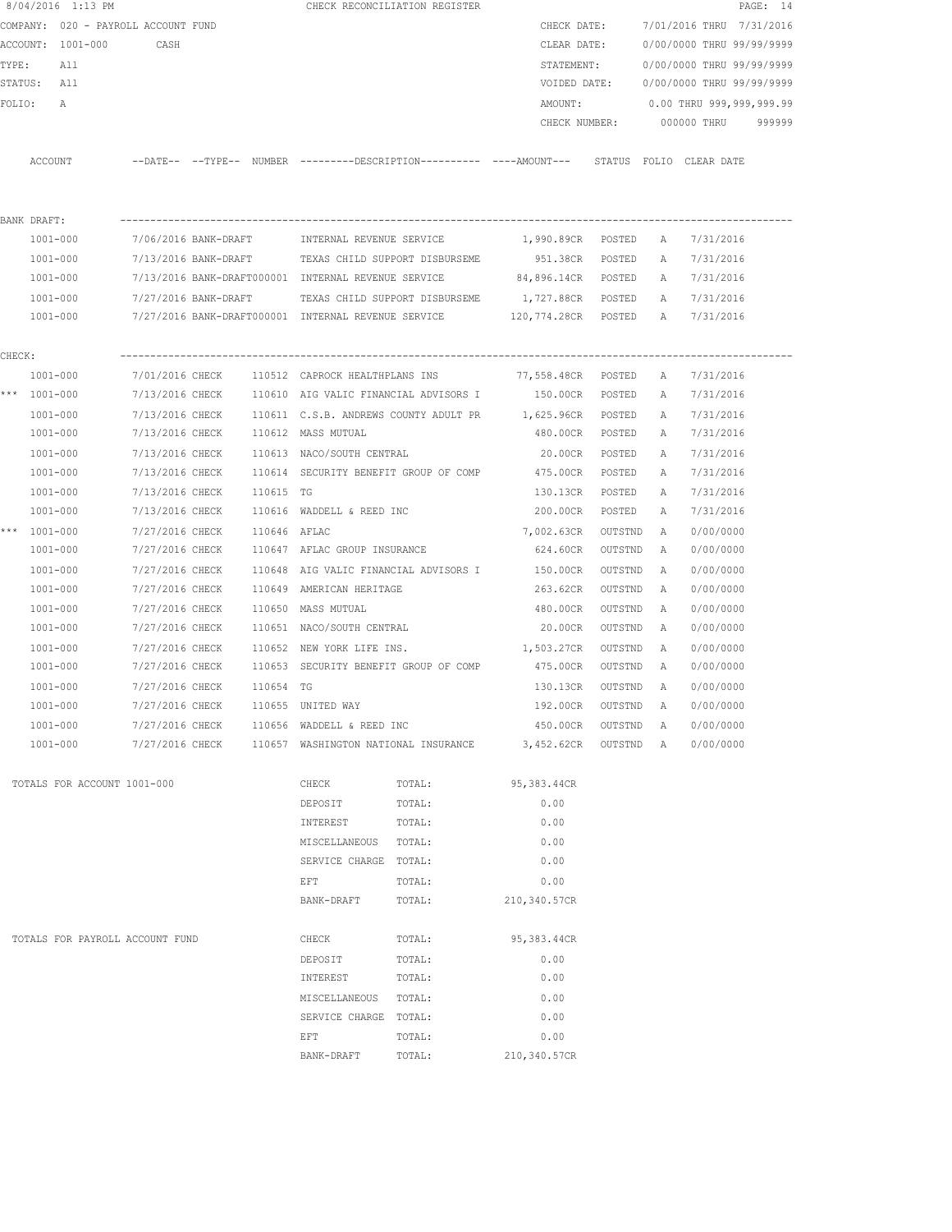8/04/2016 1:13 PM CHECK RECONCILIATION REGISTER

COMPANY: 020 - PAYROLL ACCOUNT FUND
ACCOUNT: 1001-000 CASH
TYPE: All
STATUS: All
FOLIO: A

CHECK DATE: 7/01/2016 THRU 7/31/2016
CLEAR DATE: 0/00/0000 THRU 99/99/9999
STATEMENT: 0/00/0000 THRU 99/99/9999
VOIDED DATE: 0/00/0000 THRU 99/99/9999
AMOUNT: 0.00 THRU 999,999,999.99
CHECK NUMBER: 000000 THRU 999999

| ACCOUNT | --DATE-- | --TYPE-- | NUMBER | ---------DESCRIPTION---------- | ----AMOUNT--- | STATUS | FOLIO | CLEAR DATE |
|---|---|---|---|---|---|---|---|---|
| **BANK DRAFT:** | | | | | | | | |
| 1001-000 | 7/06/2016 | BANK-DRAFT | | INTERNAL REVENUE SERVICE | 1,990.89CR | POSTED | A | 7/31/2016 |
| 1001-000 | 7/13/2016 | BANK-DRAFT | | TEXAS CHILD SUPPORT DISBURSEME | 951.38CR | POSTED | A | 7/31/2016 |
| 1001-000 | 7/13/2016 | BANK-DRAFT | 000001 | INTERNAL REVENUE SERVICE | 84,896.14CR | POSTED | A | 7/31/2016 |
| 1001-000 | 7/27/2016 | BANK-DRAFT | | TEXAS CHILD SUPPORT DISBURSEME | 1,727.88CR | POSTED | A | 7/31/2016 |
| 1001-000 | 7/27/2016 | BANK-DRAFT | 000001 | INTERNAL REVENUE SERVICE | 120,774.28CR | POSTED | A | 7/31/2016 |
| **CHECK:** | | | | | | | | |
| 1001-000 | 7/01/2016 | CHECK | 110512 | CAPROCK HEALTHPLANS INS | 77,558.48CR | POSTED | A | 7/31/2016 |
| *** 1001-000 | 7/13/2016 | CHECK | 110610 | AIG VALIC FINANCIAL ADVISORS I | 150.00CR | POSTED | A | 7/31/2016 |
| 1001-000 | 7/13/2016 | CHECK | 110611 | C.S.B. ANDREWS COUNTY ADULT PR | 1,625.96CR | POSTED | A | 7/31/2016 |
| 1001-000 | 7/13/2016 | CHECK | 110612 | MASS MUTUAL | 480.00CR | POSTED | A | 7/31/2016 |
| 1001-000 | 7/13/2016 | CHECK | 110613 | NACO/SOUTH CENTRAL | 20.00CR | POSTED | A | 7/31/2016 |
| 1001-000 | 7/13/2016 | CHECK | 110614 | SECURITY BENEFIT GROUP OF COMP | 475.00CR | POSTED | A | 7/31/2016 |
| 1001-000 | 7/13/2016 | CHECK | 110615 | TG | 130.13CR | POSTED | A | 7/31/2016 |
| 1001-000 | 7/13/2016 | CHECK | 110616 | WADDELL & REED INC | 200.00CR | POSTED | A | 7/31/2016 |
| *** 1001-000 | 7/27/2016 | CHECK | 110646 | AFLAC | 7,002.63CR | OUTSTND | A | 0/00/0000 |
| 1001-000 | 7/27/2016 | CHECK | 110647 | AFLAC GROUP INSURANCE | 624.60CR | OUTSTND | A | 0/00/0000 |
| 1001-000 | 7/27/2016 | CHECK | 110648 | AIG VALIC FINANCIAL ADVISORS I | 150.00CR | OUTSTND | A | 0/00/0000 |
| 1001-000 | 7/27/2016 | CHECK | 110649 | AMERICAN HERITAGE | 263.62CR | OUTSTND | A | 0/00/0000 |
| 1001-000 | 7/27/2016 | CHECK | 110650 | MASS MUTUAL | 480.00CR | OUTSTND | A | 0/00/0000 |
| 1001-000 | 7/27/2016 | CHECK | 110651 | NACO/SOUTH CENTRAL | 20.00CR | OUTSTND | A | 0/00/0000 |
| 1001-000 | 7/27/2016 | CHECK | 110652 | NEW YORK LIFE INS. | 1,503.27CR | OUTSTND | A | 0/00/0000 |
| 1001-000 | 7/27/2016 | CHECK | 110653 | SECURITY BENEFIT GROUP OF COMP | 475.00CR | OUTSTND | A | 0/00/0000 |
| 1001-000 | 7/27/2016 | CHECK | 110654 | TG | 130.13CR | OUTSTND | A | 0/00/0000 |
| 1001-000 | 7/27/2016 | CHECK | 110655 | UNITED WAY | 192.00CR | OUTSTND | A | 0/00/0000 |
| 1001-000 | 7/27/2016 | CHECK | 110656 | WADDELL & REED INC | 450.00CR | OUTSTND | A | 0/00/0000 |
| 1001-000 | 7/27/2016 | CHECK | 110657 | WASHINGTON NATIONAL INSURANCE | 3,452.62CR | OUTSTND | A | 0/00/0000 |

| TOTALS FOR ACCOUNT 1001-000 | | | |
|---|---|---|---|
| | CHECK | TOTAL: | 95,383.44CR |
| | DEPOSIT | TOTAL: | 0.00 |
| | INTEREST | TOTAL: | 0.00 |
| | MISCELLANEOUS | TOTAL: | 0.00 |
| | SERVICE CHARGE | TOTAL: | 0.00 |
| | EFT | TOTAL: | 0.00 |
| | BANK-DRAFT | TOTAL: | 210,340.57CR |

| TOTALS FOR PAYROLL ACCOUNT FUND | | | |
|---|---|---|---|
| | CHECK | TOTAL: | 95,383.44CR |
| | DEPOSIT | TOTAL: | 0.00 |
| | INTEREST | TOTAL: | 0.00 |
| | MISCELLANEOUS | TOTAL: | 0.00 |
| | SERVICE CHARGE | TOTAL: | 0.00 |
| | EFT | TOTAL: | 0.00 |
| | BANK-DRAFT | TOTAL: | 210,340.57CR |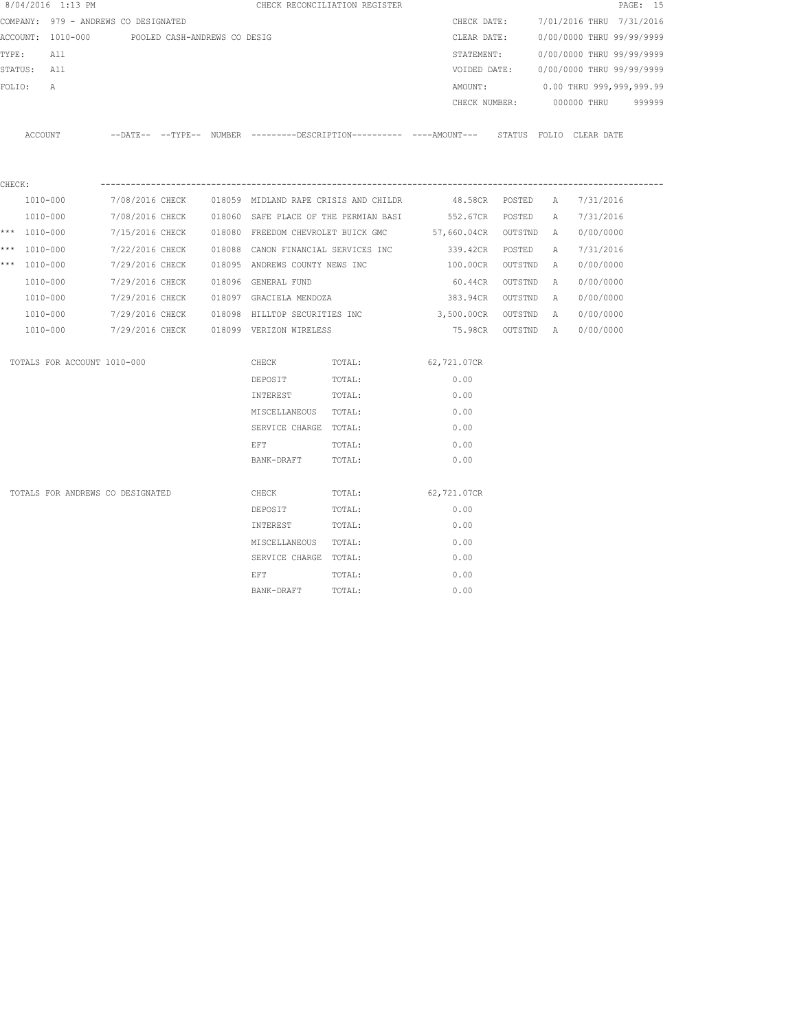8/04/2016 1:13 PM CHECK RECONCILIATION REGISTER

COMPANY: 979 - ANDREWS CO DESIGNATED

ACCOUNT: 1010-000 POOLED CASH-ANDREWS CO DESIG

TYPE: All

STATUS: All

FOLIO: A

CHECK DATE: 7/01/2016 THRU 7/31/2016

CLEAR DATE: 0/00/0000 THRU 99/99/9999

STATEMENT: 0/00/0000 THRU 99/99/9999

VOIDED DATE: 0/00/0000 THRU 99/99/9999

AMOUNT: 0.00 THRU 999,999,999.99

CHECK NUMBER: 000000 THRU 999999

CHECK:

| | ACCOUNT | DATE | TYPE | NUMBER | DESCRIPTION | AMOUNT | STATUS | FOLIO | CLEAR DATE |
|---|---|---|---|---|---|---|---|---|---|
| | 1010-000 | 7/08/2016 | CHECK | 018059 | MIDLAND RAPE CRISIS AND CHILDR | 48.58CR | POSTED | A | 7/31/2016 |
| | 1010-000 | 7/08/2016 | CHECK | 018060 | SAFE PLACE OF THE PERMIAN BASI | 552.67CR | POSTED | A | 7/31/2016 |
| *** | 1010-000 | 7/15/2016 | CHECK | 018080 | FREEDOM CHEVROLET BUICK GMC | 57,660.04CR | OUTSTND | A | 0/00/0000 |
| *** | 1010-000 | 7/22/2016 | CHECK | 018088 | CANON FINANCIAL SERVICES INC | 339.42CR | POSTED | A | 7/31/2016 |
| *** | 1010-000 | 7/29/2016 | CHECK | 018095 | ANDREWS COUNTY NEWS INC | 100.00CR | OUTSTND | A | 0/00/0000 |
| | 1010-000 | 7/29/2016 | CHECK | 018096 | GENERAL FUND | 60.44CR | OUTSTND | A | 0/00/0000 |
| | 1010-000 | 7/29/2016 | CHECK | 018097 | GRACIELA MENDOZA | 383.94CR | OUTSTND | A | 0/00/0000 |
| | 1010-000 | 7/29/2016 | CHECK | 018098 | HILLTOP SECURITIES INC | 3,500.00CR | OUTSTND | A | 0/00/0000 |
| | 1010-000 | 7/29/2016 | CHECK | 018099 | VERIZON WIRELESS | 75.98CR | OUTSTND | A | 0/00/0000 |

| TOTALS FOR ACCOUNT 1010-000 | | | |
|---|---|---|---|
| | CHECK | TOTAL: | 62,721.07CR |
| | DEPOSIT | TOTAL: | 0.00 |
| | INTEREST | TOTAL: | 0.00 |
| | MISCELLANEOUS | TOTAL: | 0.00 |
| | SERVICE CHARGE | TOTAL: | 0.00 |
| | EFT | TOTAL: | 0.00 |
| | BANK-DRAFT | TOTAL: | 0.00 |

| TOTALS FOR ANDREWS CO DESIGNATED | | | |
|---|---|---|---|
| | CHECK | TOTAL: | 62,721.07CR |
| | DEPOSIT | TOTAL: | 0.00 |
| | INTEREST | TOTAL: | 0.00 |
| | MISCELLANEOUS | TOTAL: | 0.00 |
| | SERVICE CHARGE | TOTAL: | 0.00 |
| | EFT | TOTAL: | 0.00 |
| | BANK-DRAFT | TOTAL: | 0.00 |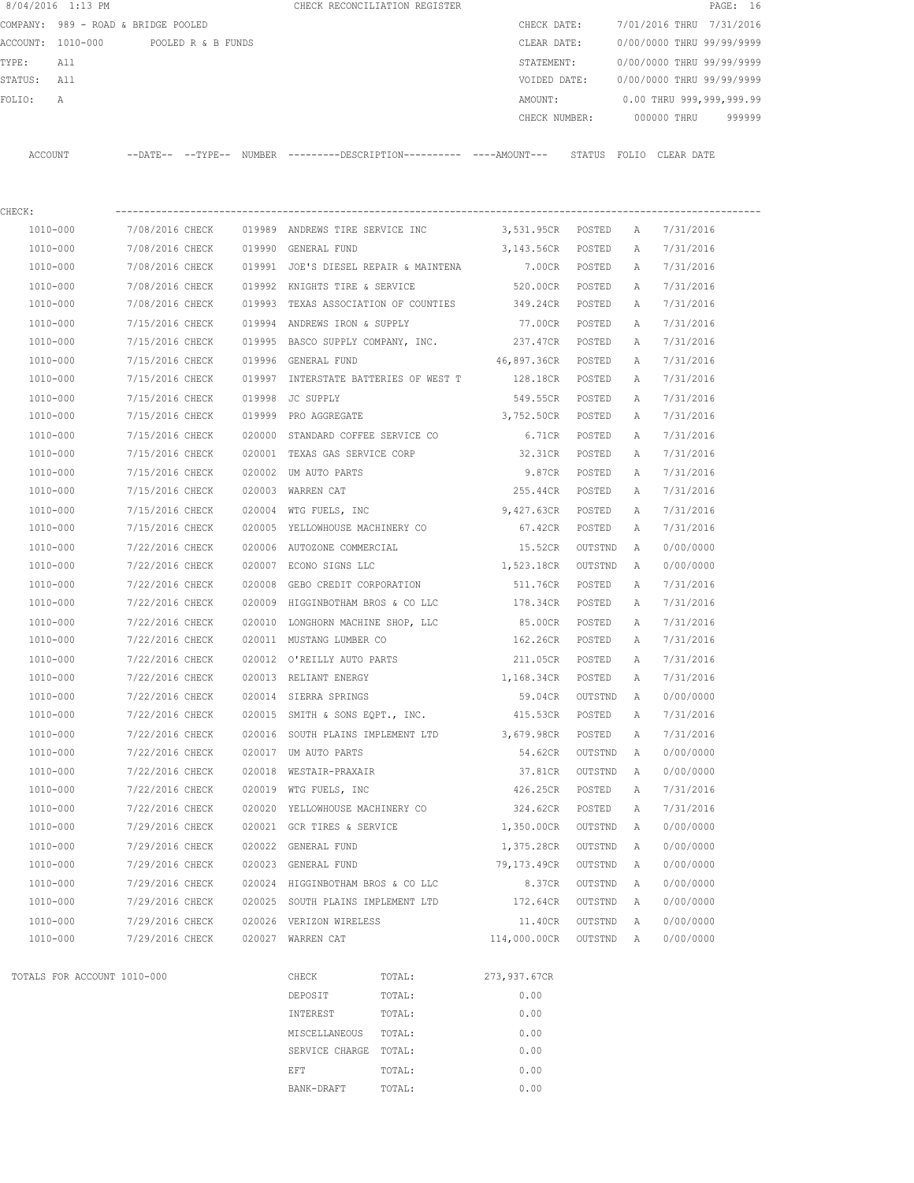8/04/2016 1:13 PM CHECK RECONCILIATION REGISTER

COMPANY: 989 - ROAD & BRIDGE POOLED  CHECK DATE: 7/01/2016 THRU 7/31/2016
ACCOUNT: 1010-000 POOLED R & B FUNDS  CLEAR DATE: 0/00/0000 THRU 99/99/9999
TYPE: All  STATEMENT: 0/00/0000 THRU 99/99/9999
STATUS: All  VOIDED DATE: 0/00/0000 THRU 99/99/9999
FOLIO: A  AMOUNT: 0.00 THRU 999,999,999.99
CHECK NUMBER: 000000 THRU 999999

CHECK:

| ACCOUNT | DATE | TYPE | NUMBER | DESCRIPTION | AMOUNT | STATUS | FOLIO | CLEAR DATE |
|---|---|---|---|---|---|---|---|---|
| 1010-000 | 7/08/2016 | CHECK | 019989 | ANDREWS TIRE SERVICE INC | 3,531.95CR | POSTED | A | 7/31/2016 |
| 1010-000 | 7/08/2016 | CHECK | 019990 | GENERAL FUND | 3,143.56CR | POSTED | A | 7/31/2016 |
| 1010-000 | 7/08/2016 | CHECK | 019991 | JOE'S DIESEL REPAIR & MAINTENA | 7.00CR | POSTED | A | 7/31/2016 |
| 1010-000 | 7/08/2016 | CHECK | 019992 | KNIGHTS TIRE & SERVICE | 520.00CR | POSTED | A | 7/31/2016 |
| 1010-000 | 7/08/2016 | CHECK | 019993 | TEXAS ASSOCIATION OF COUNTIES | 349.24CR | POSTED | A | 7/31/2016 |
| 1010-000 | 7/15/2016 | CHECK | 019994 | ANDREWS IRON & SUPPLY | 77.00CR | POSTED | A | 7/31/2016 |
| 1010-000 | 7/15/2016 | CHECK | 019995 | BASCO SUPPLY COMPANY, INC. | 237.47CR | POSTED | A | 7/31/2016 |
| 1010-000 | 7/15/2016 | CHECK | 019996 | GENERAL FUND | 46,897.36CR | POSTED | A | 7/31/2016 |
| 1010-000 | 7/15/2016 | CHECK | 019997 | INTERSTATE BATTERIES OF WEST T | 128.18CR | POSTED | A | 7/31/2016 |
| 1010-000 | 7/15/2016 | CHECK | 019998 | JC SUPPLY | 549.55CR | POSTED | A | 7/31/2016 |
| 1010-000 | 7/15/2016 | CHECK | 019999 | PRO AGGREGATE | 3,752.50CR | POSTED | A | 7/31/2016 |
| 1010-000 | 7/15/2016 | CHECK | 020000 | STANDARD COFFEE SERVICE CO | 6.71CR | POSTED | A | 7/31/2016 |
| 1010-000 | 7/15/2016 | CHECK | 020001 | TEXAS GAS SERVICE CORP | 32.31CR | POSTED | A | 7/31/2016 |
| 1010-000 | 7/15/2016 | CHECK | 020002 | UM AUTO PARTS | 9.87CR | POSTED | A | 7/31/2016 |
| 1010-000 | 7/15/2016 | CHECK | 020003 | WARREN CAT | 255.44CR | POSTED | A | 7/31/2016 |
| 1010-000 | 7/15/2016 | CHECK | 020004 | WTG FUELS, INC | 9,427.63CR | POSTED | A | 7/31/2016 |
| 1010-000 | 7/15/2016 | CHECK | 020005 | YELLOWHOUSE MACHINERY CO | 67.42CR | POSTED | A | 7/31/2016 |
| 1010-000 | 7/22/2016 | CHECK | 020006 | AUTOZONE COMMERCIAL | 15.52CR | OUTSTND | A | 0/00/0000 |
| 1010-000 | 7/22/2016 | CHECK | 020007 | ECONO SIGNS LLC | 1,523.18CR | OUTSTND | A | 0/00/0000 |
| 1010-000 | 7/22/2016 | CHECK | 020008 | GEBO CREDIT CORPORATION | 511.76CR | POSTED | A | 7/31/2016 |
| 1010-000 | 7/22/2016 | CHECK | 020009 | HIGGINBOTHAM BROS & CO LLC | 178.34CR | POSTED | A | 7/31/2016 |
| 1010-000 | 7/22/2016 | CHECK | 020010 | LONGHORN MACHINE SHOP, LLC | 85.00CR | POSTED | A | 7/31/2016 |
| 1010-000 | 7/22/2016 | CHECK | 020011 | MUSTANG LUMBER CO | 162.26CR | POSTED | A | 7/31/2016 |
| 1010-000 | 7/22/2016 | CHECK | 020012 | O'REILLY AUTO PARTS | 211.05CR | POSTED | A | 7/31/2016 |
| 1010-000 | 7/22/2016 | CHECK | 020013 | RELIANT ENERGY | 1,168.34CR | POSTED | A | 7/31/2016 |
| 1010-000 | 7/22/2016 | CHECK | 020014 | SIERRA SPRINGS | 59.04CR | OUTSTND | A | 0/00/0000 |
| 1010-000 | 7/22/2016 | CHECK | 020015 | SMITH & SONS EQPT., INC. | 415.53CR | POSTED | A | 7/31/2016 |
| 1010-000 | 7/22/2016 | CHECK | 020016 | SOUTH PLAINS IMPLEMENT LTD | 3,679.98CR | POSTED | A | 7/31/2016 |
| 1010-000 | 7/22/2016 | CHECK | 020017 | UM AUTO PARTS | 54.62CR | OUTSTND | A | 0/00/0000 |
| 1010-000 | 7/22/2016 | CHECK | 020018 | WESTAIR-PRAXAIR | 37.81CR | OUTSTND | A | 0/00/0000 |
| 1010-000 | 7/22/2016 | CHECK | 020019 | WTG FUELS, INC | 426.25CR | POSTED | A | 7/31/2016 |
| 1010-000 | 7/22/2016 | CHECK | 020020 | YELLOWHOUSE MACHINERY CO | 324.62CR | POSTED | A | 7/31/2016 |
| 1010-000 | 7/29/2016 | CHECK | 020021 | GCR TIRES & SERVICE | 1,350.00CR | OUTSTND | A | 0/00/0000 |
| 1010-000 | 7/29/2016 | CHECK | 020022 | GENERAL FUND | 1,375.28CR | OUTSTND | A | 0/00/0000 |
| 1010-000 | 7/29/2016 | CHECK | 020023 | GENERAL FUND | 79,173.49CR | OUTSTND | A | 0/00/0000 |
| 1010-000 | 7/29/2016 | CHECK | 020024 | HIGGINBOTHAM BROS & CO LLC | 8.37CR | OUTSTND | A | 0/00/0000 |
| 1010-000 | 7/29/2016 | CHECK | 020025 | SOUTH PLAINS IMPLEMENT LTD | 172.64CR | OUTSTND | A | 0/00/0000 |
| 1010-000 | 7/29/2016 | CHECK | 020026 | VERIZON WIRELESS | 11.40CR | OUTSTND | A | 0/00/0000 |
| 1010-000 | 7/29/2016 | CHECK | 020027 | WARREN CAT | 114,000.00CR | OUTSTND | A | 0/00/0000 |

TOTALS FOR ACCOUNT 1010-000

| | | |
|---|---|---|
| CHECK | TOTAL: | 273,937.67CR |
| DEPOSIT | TOTAL: | 0.00 |
| INTEREST | TOTAL: | 0.00 |
| MISCELLANEOUS | TOTAL: | 0.00 |
| SERVICE CHARGE | TOTAL: | 0.00 |
| EFT | TOTAL: | 0.00 |
| BANK-DRAFT | TOTAL: | 0.00 |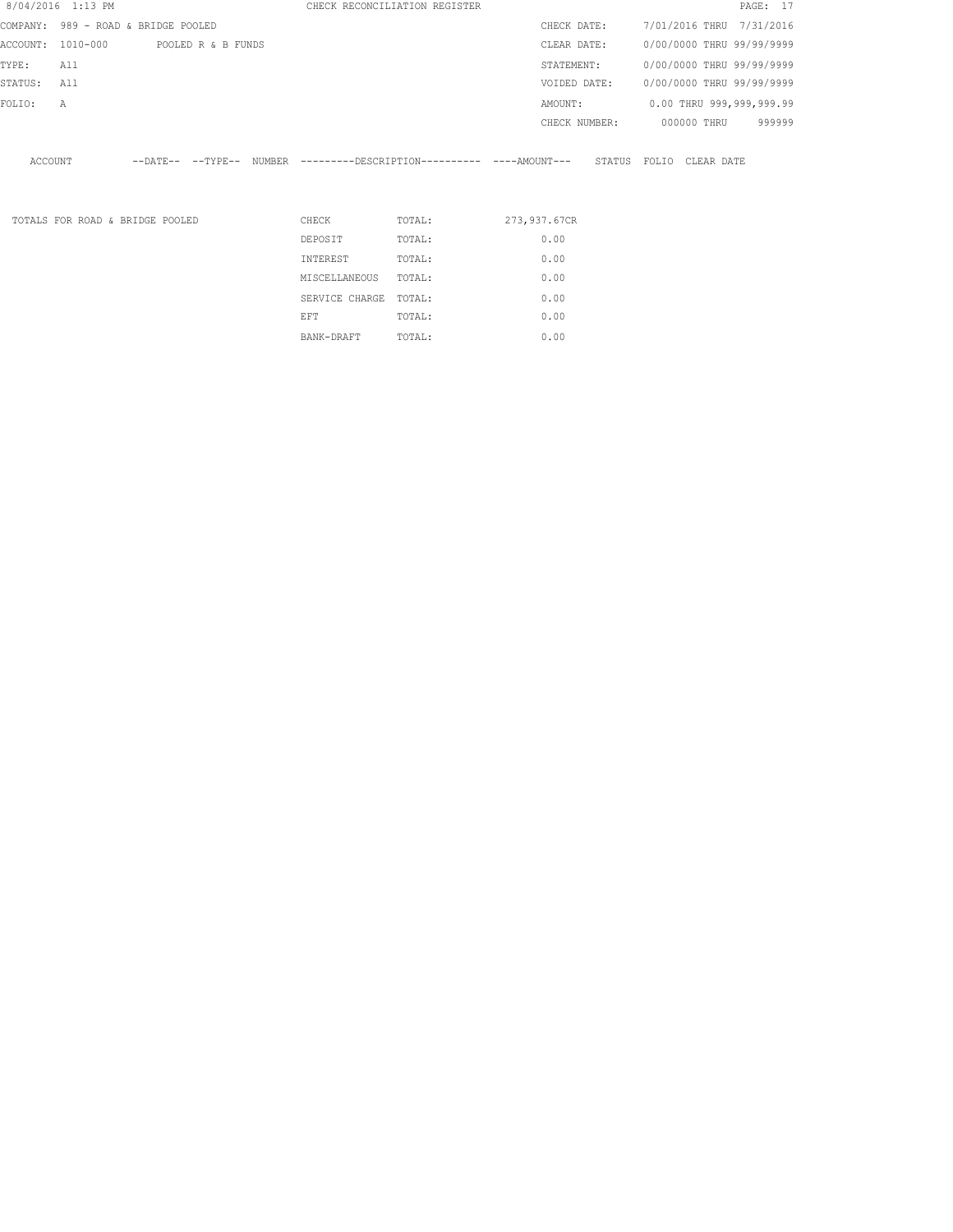8/04/2016 1:13 PM CHECK RECONCILIATION REGISTER

| | | | |
|---|---|---|---|
| COMPANY: | 989 - ROAD & BRIDGE POOLED | CHECK DATE: | 7/01/2016 THRU 7/31/2016 |
| ACCOUNT: | 1010-000 POOLED R & B FUNDS | CLEAR DATE: | 0/00/0000 THRU 99/99/9999 |
| TYPE: | All | STATEMENT: | 0/00/0000 THRU 99/99/9999 |
| STATUS: | All | VOIDED DATE: | 0/00/0000 THRU 99/99/9999 |
| FOLIO: | A | AMOUNT: | 0.00 THRU 999,999,999.99 |
| | | CHECK NUMBER: | 000000 THRU 999999 |

| ACCOUNT | --DATE-- | --TYPE-- | NUMBER | ---------DESCRIPTION---------- | ----AMOUNT--- | STATUS | FOLIO | CLEAR DATE |
|---|---|---|---|---|---|---|---|---|

| | | | |
|---|---|---|---|
| TOTALS FOR ROAD & BRIDGE POOLED | CHECK | TOTAL: | 273,937.67CR |
| | DEPOSIT | TOTAL: | 0.00 |
| | INTEREST | TOTAL: | 0.00 |
| | MISCELLANEOUS | TOTAL: | 0.00 |
| | SERVICE CHARGE | TOTAL: | 0.00 |
| | EFT | TOTAL: | 0.00 |
| | BANK-DRAFT | TOTAL: | 0.00 |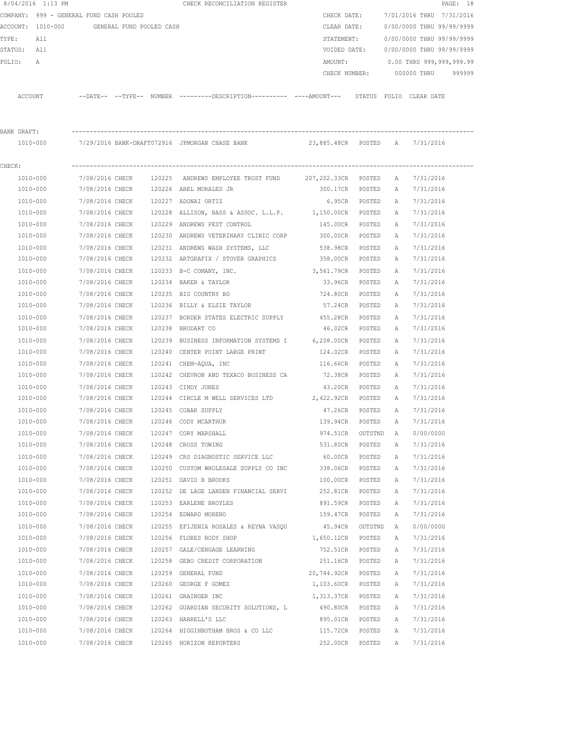8/04/2016 1:13 PM CHECK RECONCILIATION REGISTER

COMPANY: 999 - GENERAL FUND CASH POOLED

ACCOUNT: 1010-000 GENERAL FUND POOLED CASH

TYPE: All

STATUS: All

FOLIO: A

CHECK DATE: 7/01/2016 THRU 7/31/2016

CLEAR DATE: 0/00/0000 THRU 99/99/9999

STATEMENT: 0/00/0000 THRU 99/99/9999

VOIDED DATE: 0/00/0000 THRU 99/99/9999

AMOUNT: 0.00 THRU 999,999,999.99

CHECK NUMBER: 000000 THRU 999999

| ACCOUNT | --DATE-- | --TYPE-- | NUMBER | ---------DESCRIPTION---------- | ----AMOUNT--- | STATUS | FOLIO | CLEAR DATE |
|---|---|---|---|---|---|---|---|---|
| **BANK DRAFT:** | | | | | | | | |
| 1010-000 | 7/29/2016 | BANK-DRAFT | 072916 | JPMORGAN CHASE BANK | 23,885.48CR | POSTED | A | 7/31/2016 |
| **CHECK:** | | | | | | | | |
| 1010-000 | 7/08/2016 | CHECK | 120225 | ANDREWS EMPLOYEE TRUST FUND | 207,202.33CR | POSTED | A | 7/31/2016 |
| 1010-000 | 7/08/2016 | CHECK | 120226 | ABEL MORALES JR | 300.17CR | POSTED | A | 7/31/2016 |
| 1010-000 | 7/08/2016 | CHECK | 120227 | ADONAI ORTIZ | 6.95CR | POSTED | A | 7/31/2016 |
| 1010-000 | 7/08/2016 | CHECK | 120228 | ALLISON, BASS & ASSOC. L.L.P. | 1,150.00CR | POSTED | A | 7/31/2016 |
| 1010-000 | 7/08/2016 | CHECK | 120229 | ANDREWS PEST CONTROL | 145.00CR | POSTED | A | 7/31/2016 |
| 1010-000 | 7/08/2016 | CHECK | 120230 | ANDREWS VETERINARY CLINIC CORP | 300.00CR | POSTED | A | 7/31/2016 |
| 1010-000 | 7/08/2016 | CHECK | 120231 | ANDREWS WASH SYSTEMS, LLC | 538.98CR | POSTED | A | 7/31/2016 |
| 1010-000 | 7/08/2016 | CHECK | 120232 | ARTGRAFIX / STOVER GRAPHICS | 358.00CR | POSTED | A | 7/31/2016 |
| 1010-000 | 7/08/2016 | CHECK | 120233 | B-C COMANY, INC. | 3,561.79CR | POSTED | A | 7/31/2016 |
| 1010-000 | 7/08/2016 | CHECK | 120234 | BAKER & TAYLOR | 33.96CR | POSTED | A | 7/31/2016 |
| 1010-000 | 7/08/2016 | CHECK | 120235 | BIG COUNTRY BG | 724.80CR | POSTED | A | 7/31/2016 |
| 1010-000 | 7/08/2016 | CHECK | 120236 | BILLY & ELSIE TAYLOR | 57.24CR | POSTED | A | 7/31/2016 |
| 1010-000 | 7/08/2016 | CHECK | 120237 | BORDER STATES ELECTRIC SUPPLY | 455.28CR | POSTED | A | 7/31/2016 |
| 1010-000 | 7/08/2016 | CHECK | 120238 | BRODART CO | 46.02CR | POSTED | A | 7/31/2016 |
| 1010-000 | 7/08/2016 | CHECK | 120239 | BUSINESS INFORMATION SYSTEMS I | 6,208.00CR | POSTED | A | 7/31/2016 |
| 1010-000 | 7/08/2016 | CHECK | 120240 | CENTER POINT LARGE PRINT | 124.02CR | POSTED | A | 7/31/2016 |
| 1010-000 | 7/08/2016 | CHECK | 120241 | CHEM-AQUA, INC | 116.66CR | POSTED | A | 7/31/2016 |
| 1010-000 | 7/08/2016 | CHECK | 120242 | CHEVRON AND TEXACO BUSINESS CA | 72.38CR | POSTED | A | 7/31/2016 |
| 1010-000 | 7/08/2016 | CHECK | 120243 | CINDY JONES | 43.20CR | POSTED | A | 7/31/2016 |
| 1010-000 | 7/08/2016 | CHECK | 120244 | CIRCLE M WELL SERVICES LTD | 2,422.92CR | POSTED | A | 7/31/2016 |
| 1010-000 | 7/08/2016 | CHECK | 120245 | COBAR SUPPLY | 47.26CR | POSTED | A | 7/31/2016 |
| 1010-000 | 7/08/2016 | CHECK | 120246 | CODY MCARTHUR | 139.94CR | POSTED | A | 7/31/2016 |
| 1010-000 | 7/08/2016 | CHECK | 120247 | CORY MARSHALL | 974.51CR | OUTSTND | A | 0/00/0000 |
| 1010-000 | 7/08/2016 | CHECK | 120248 | CROSS TOWING | 531.80CR | POSTED | A | 7/31/2016 |
| 1010-000 | 7/08/2016 | CHECK | 120249 | CRS DIAGNOSTIC SERVICE LLC | 60.00CR | POSTED | A | 7/31/2016 |
| 1010-000 | 7/08/2016 | CHECK | 120250 | CUSTOM WHOLESALE SUPPLY CO INC | 338.06CR | POSTED | A | 7/31/2016 |
| 1010-000 | 7/08/2016 | CHECK | 120251 | DAVID B BROOKS | 100.00CR | POSTED | A | 7/31/2016 |
| 1010-000 | 7/08/2016 | CHECK | 120252 | DE LAGE LANDEN FINANCIAL SERVI | 252.81CR | POSTED | A | 7/31/2016 |
| 1010-000 | 7/08/2016 | CHECK | 120253 | EARLENE BROYLES | 891.59CR | POSTED | A | 7/31/2016 |
| 1010-000 | 7/08/2016 | CHECK | 120254 | EDWARD MORENO | 159.47CR | POSTED | A | 7/31/2016 |
| 1010-000 | 7/08/2016 | CHECK | 120255 | EFIJENIA ROSALES & REYNA VASQU | 45.94CR | OUTSTND | A | 0/00/0000 |
| 1010-000 | 7/08/2016 | CHECK | 120256 | FLORES BODY SHOP | 1,650.12CR | POSTED | A | 7/31/2016 |
| 1010-000 | 7/08/2016 | CHECK | 120257 | GALE/CENGAGE LEARNING | 752.51CR | POSTED | A | 7/31/2016 |
| 1010-000 | 7/08/2016 | CHECK | 120258 | GEBO CREDIT CORPORATION | 251.16CR | POSTED | A | 7/31/2016 |
| 1010-000 | 7/08/2016 | CHECK | 120259 | GENERAL FUND | 20,744.92CR | POSTED | A | 7/31/2016 |
| 1010-000 | 7/08/2016 | CHECK | 120260 | GEORGE F GOMEZ | 1,103.60CR | POSTED | A | 7/31/2016 |
| 1010-000 | 7/08/2016 | CHECK | 120261 | GRAINGER INC | 1,313.37CR | POSTED | A | 7/31/2016 |
| 1010-000 | 7/08/2016 | CHECK | 120262 | GUARDIAN SECURITY SOLUTIONS, L | 490.80CR | POSTED | A | 7/31/2016 |
| 1010-000 | 7/08/2016 | CHECK | 120263 | HARRELL'S LLC | 895.01CR | POSTED | A | 7/31/2016 |
| 1010-000 | 7/08/2016 | CHECK | 120264 | HIGGINBOTHAM BROS & CO LLC | 115.72CR | POSTED | A | 7/31/2016 |
| 1010-000 | 7/08/2016 | CHECK | 120265 | HORIZON REPORTERS | 252.00CR | POSTED | A | 7/31/2016 |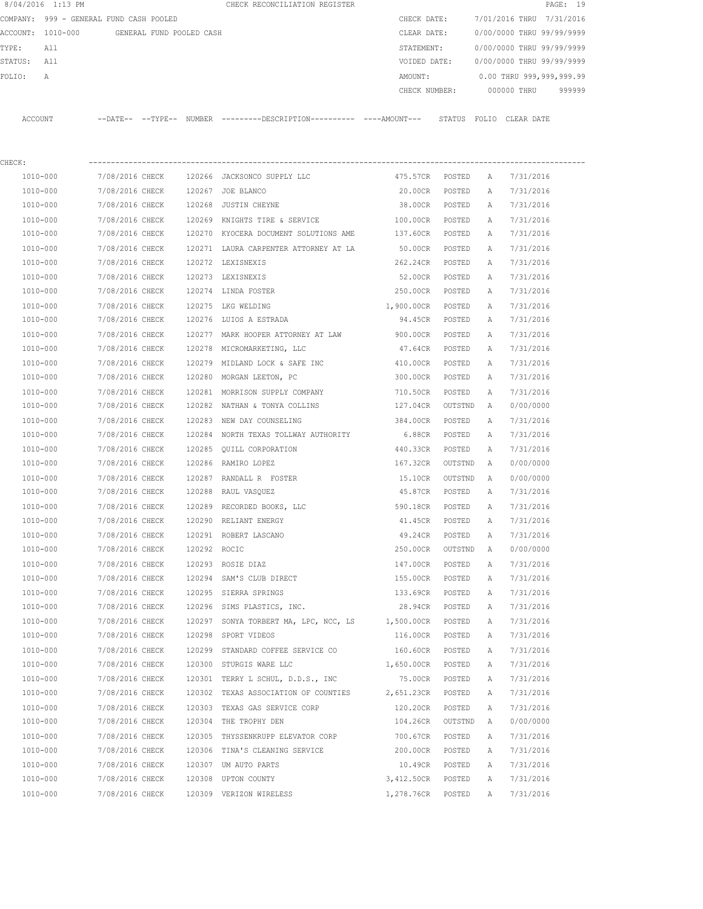8/04/2016 1:13 PM CHECK RECONCILIATION REGISTER

COMPANY: 999 - GENERAL FUND CASH POOLED

ACCOUNT: 1010-000 GENERAL FUND POOLED CASH

TYPE: All

STATUS: All

FOLIO: A

CHECK DATE: 7/01/2016 THRU 7/31/2016
CLEAR DATE: 0/00/0000 THRU 99/99/9999
STATEMENT: 0/00/0000 THRU 99/99/9999
VOIDED DATE: 0/00/0000 THRU 99/99/9999
AMOUNT: 0.00 THRU 999,999,999.99
CHECK NUMBER: 000000 THRU 999999

CHECK:

| ACCOUNT | --DATE-- | --TYPE-- | NUMBER | ---------DESCRIPTION---------- | ----AMOUNT--- | STATUS | FOLIO | CLEAR DATE |
|---|---|---|---|---|---|---|---|---|
| 1010-000 | 7/08/2016 | CHECK | 120266 | JACKSONCO SUPPLY LLC | 475.57CR | POSTED | A | 7/31/2016 |
| 1010-000 | 7/08/2016 | CHECK | 120267 | JOE BLANCO | 20.00CR | POSTED | A | 7/31/2016 |
| 1010-000 | 7/08/2016 | CHECK | 120268 | JUSTIN CHEYNE | 38.00CR | POSTED | A | 7/31/2016 |
| 1010-000 | 7/08/2016 | CHECK | 120269 | KNIGHTS TIRE & SERVICE | 100.00CR | POSTED | A | 7/31/2016 |
| 1010-000 | 7/08/2016 | CHECK | 120270 | KYOCERA DOCUMENT SOLUTIONS AME | 137.60CR | POSTED | A | 7/31/2016 |
| 1010-000 | 7/08/2016 | CHECK | 120271 | LAURA CARPENTER ATTORNEY AT LA | 50.00CR | POSTED | A | 7/31/2016 |
| 1010-000 | 7/08/2016 | CHECK | 120272 | LEXISNEXIS | 262.24CR | POSTED | A | 7/31/2016 |
| 1010-000 | 7/08/2016 | CHECK | 120273 | LEXISNEXIS | 52.00CR | POSTED | A | 7/31/2016 |
| 1010-000 | 7/08/2016 | CHECK | 120274 | LINDA FOSTER | 250.00CR | POSTED | A | 7/31/2016 |
| 1010-000 | 7/08/2016 | CHECK | 120275 | LKG WELDING | 1,900.00CR | POSTED | A | 7/31/2016 |
| 1010-000 | 7/08/2016 | CHECK | 120276 | LUIOS A ESTRADA | 94.45CR | POSTED | A | 7/31/2016 |
| 1010-000 | 7/08/2016 | CHECK | 120277 | MARK HOOPER ATTORNEY AT LAW | 900.00CR | POSTED | A | 7/31/2016 |
| 1010-000 | 7/08/2016 | CHECK | 120278 | MICROMARKETING, LLC | 47.64CR | POSTED | A | 7/31/2016 |
| 1010-000 | 7/08/2016 | CHECK | 120279 | MIDLAND LOCK & SAFE INC | 410.00CR | POSTED | A | 7/31/2016 |
| 1010-000 | 7/08/2016 | CHECK | 120280 | MORGAN LEETON, PC | 300.00CR | POSTED | A | 7/31/2016 |
| 1010-000 | 7/08/2016 | CHECK | 120281 | MORRISON SUPPLY COMPANY | 710.50CR | POSTED | A | 7/31/2016 |
| 1010-000 | 7/08/2016 | CHECK | 120282 | NATHAN & TONYA COLLINS | 127.04CR | OUTSTND | A | 0/00/0000 |
| 1010-000 | 7/08/2016 | CHECK | 120283 | NEW DAY COUNSELING | 384.00CR | POSTED | A | 7/31/2016 |
| 1010-000 | 7/08/2016 | CHECK | 120284 | NORTH TEXAS TOLLWAY AUTHORITY | 6.88CR | POSTED | A | 7/31/2016 |
| 1010-000 | 7/08/2016 | CHECK | 120285 | QUILL CORPORATION | 440.33CR | POSTED | A | 7/31/2016 |
| 1010-000 | 7/08/2016 | CHECK | 120286 | RAMIRO LOPEZ | 167.32CR | OUTSTND | A | 0/00/0000 |
| 1010-000 | 7/08/2016 | CHECK | 120287 | RANDALL R FOSTER | 15.10CR | OUTSTND | A | 0/00/0000 |
| 1010-000 | 7/08/2016 | CHECK | 120288 | RAUL VASQUEZ | 45.87CR | POSTED | A | 7/31/2016 |
| 1010-000 | 7/08/2016 | CHECK | 120289 | RECORDED BOOKS, LLC | 590.18CR | POSTED | A | 7/31/2016 |
| 1010-000 | 7/08/2016 | CHECK | 120290 | RELIANT ENERGY | 41.45CR | POSTED | A | 7/31/2016 |
| 1010-000 | 7/08/2016 | CHECK | 120291 | ROBERT LASCANO | 49.24CR | POSTED | A | 7/31/2016 |
| 1010-000 | 7/08/2016 | CHECK | 120292 | ROCIC | 250.00CR | OUTSTND | A | 0/00/0000 |
| 1010-000 | 7/08/2016 | CHECK | 120293 | ROSIE DIAZ | 147.00CR | POSTED | A | 7/31/2016 |
| 1010-000 | 7/08/2016 | CHECK | 120294 | SAM'S CLUB DIRECT | 155.00CR | POSTED | A | 7/31/2016 |
| 1010-000 | 7/08/2016 | CHECK | 120295 | SIERRA SPRINGS | 133.69CR | POSTED | A | 7/31/2016 |
| 1010-000 | 7/08/2016 | CHECK | 120296 | SIMS PLASTICS, INC. | 28.94CR | POSTED | A | 7/31/2016 |
| 1010-000 | 7/08/2016 | CHECK | 120297 | SONYA TORBERT MA, LPC, NCC, LS | 1,500.00CR | POSTED | A | 7/31/2016 |
| 1010-000 | 7/08/2016 | CHECK | 120298 | SPORT VIDEOS | 116.00CR | POSTED | A | 7/31/2016 |
| 1010-000 | 7/08/2016 | CHECK | 120299 | STANDARD COFFEE SERVICE CO | 160.60CR | POSTED | A | 7/31/2016 |
| 1010-000 | 7/08/2016 | CHECK | 120300 | STURGIS WARE LLC | 1,650.00CR | POSTED | A | 7/31/2016 |
| 1010-000 | 7/08/2016 | CHECK | 120301 | TERRY L SCHUL, D.D.S., INC | 75.00CR | POSTED | A | 7/31/2016 |
| 1010-000 | 7/08/2016 | CHECK | 120302 | TEXAS ASSOCIATION OF COUNTIES | 2,651.23CR | POSTED | A | 7/31/2016 |
| 1010-000 | 7/08/2016 | CHECK | 120303 | TEXAS GAS SERVICE CORP | 120.20CR | POSTED | A | 7/31/2016 |
| 1010-000 | 7/08/2016 | CHECK | 120304 | THE TROPHY DEN | 104.26CR | OUTSTND | A | 0/00/0000 |
| 1010-000 | 7/08/2016 | CHECK | 120305 | THYSSENKRUPP ELEVATOR CORP | 700.67CR | POSTED | A | 7/31/2016 |
| 1010-000 | 7/08/2016 | CHECK | 120306 | TINA'S CLEANING SERVICE | 200.00CR | POSTED | A | 7/31/2016 |
| 1010-000 | 7/08/2016 | CHECK | 120307 | UM AUTO PARTS | 10.49CR | POSTED | A | 7/31/2016 |
| 1010-000 | 7/08/2016 | CHECK | 120308 | UPTON COUNTY | 3,412.50CR | POSTED | A | 7/31/2016 |
| 1010-000 | 7/08/2016 | CHECK | 120309 | VERIZON WIRELESS | 1,278.76CR | POSTED | A | 7/31/2016 |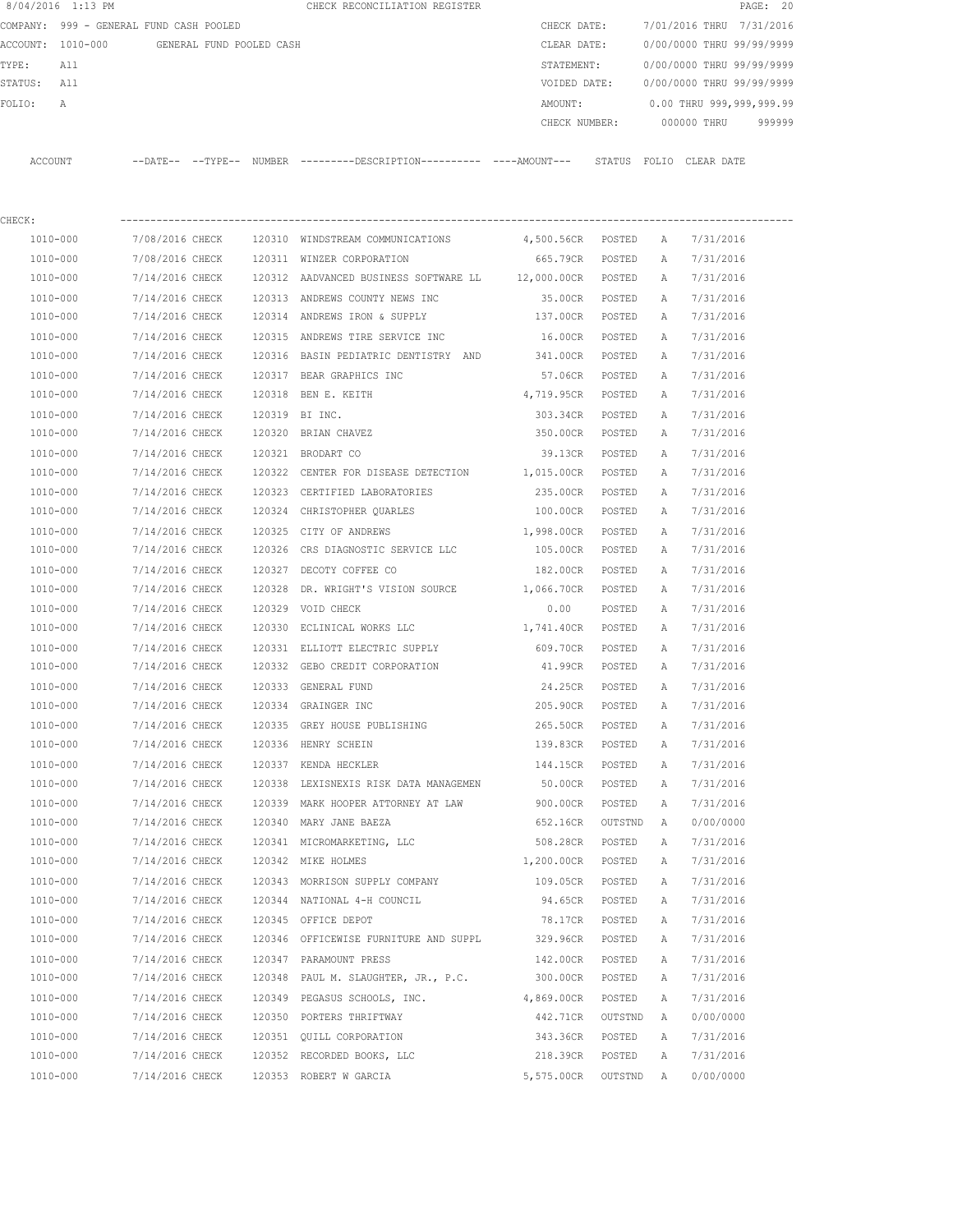8/04/2016 1:13 PM CHECK RECONCILIATION REGISTER

COMPANY: 999 - GENERAL FUND CASH POOLED
ACCOUNT: 1010-000 GENERAL FUND POOLED CASH
TYPE: All
STATUS: All
FOLIO: A

CHECK DATE: 7/01/2016 THRU 7/31/2016
CLEAR DATE: 0/00/0000 THRU 99/99/9999
STATEMENT: 0/00/0000 THRU 99/99/9999
VOIDED DATE: 0/00/0000 THRU 99/99/9999
AMOUNT: 0.00 THRU 999,999,999.99
CHECK NUMBER: 000000 THRU 999999

CHECK:

| ACCOUNT | --DATE-- | --TYPE-- | NUMBER | ---------DESCRIPTION---------- | ----AMOUNT--- | STATUS | FOLIO | CLEAR DATE |
|---|---|---|---|---|---|---|---|---|
| 1010-000 | 7/08/2016 | CHECK | 120310 | WINDSTREAM COMMUNICATIONS | 4,500.56CR | POSTED | A | 7/31/2016 |
| 1010-000 | 7/08/2016 | CHECK | 120311 | WINZER CORPORATION | 665.79CR | POSTED | A | 7/31/2016 |
| 1010-000 | 7/14/2016 | CHECK | 120312 | AADVANCED BUSINESS SOFTWARE LL | 12,000.00CR | POSTED | A | 7/31/2016 |
| 1010-000 | 7/14/2016 | CHECK | 120313 | ANDREWS COUNTY NEWS INC | 35.00CR | POSTED | A | 7/31/2016 |
| 1010-000 | 7/14/2016 | CHECK | 120314 | ANDREWS IRON & SUPPLY | 137.00CR | POSTED | A | 7/31/2016 |
| 1010-000 | 7/14/2016 | CHECK | 120315 | ANDREWS TIRE SERVICE INC | 16.00CR | POSTED | A | 7/31/2016 |
| 1010-000 | 7/14/2016 | CHECK | 120316 | BASIN PEDIATRIC DENTISTRY AND | 341.00CR | POSTED | A | 7/31/2016 |
| 1010-000 | 7/14/2016 | CHECK | 120317 | BEAR GRAPHICS INC | 57.06CR | POSTED | A | 7/31/2016 |
| 1010-000 | 7/14/2016 | CHECK | 120318 | BEN E. KEITH | 4,719.95CR | POSTED | A | 7/31/2016 |
| 1010-000 | 7/14/2016 | CHECK | 120319 | BI INC. | 303.34CR | POSTED | A | 7/31/2016 |
| 1010-000 | 7/14/2016 | CHECK | 120320 | BRIAN CHAVEZ | 350.00CR | POSTED | A | 7/31/2016 |
| 1010-000 | 7/14/2016 | CHECK | 120321 | BRODART CO | 39.13CR | POSTED | A | 7/31/2016 |
| 1010-000 | 7/14/2016 | CHECK | 120322 | CENTER FOR DISEASE DETECTION | 1,015.00CR | POSTED | A | 7/31/2016 |
| 1010-000 | 7/14/2016 | CHECK | 120323 | CERTIFIED LABORATORIES | 235.00CR | POSTED | A | 7/31/2016 |
| 1010-000 | 7/14/2016 | CHECK | 120324 | CHRISTOPHER QUARLES | 100.00CR | POSTED | A | 7/31/2016 |
| 1010-000 | 7/14/2016 | CHECK | 120325 | CITY OF ANDREWS | 1,998.00CR | POSTED | A | 7/31/2016 |
| 1010-000 | 7/14/2016 | CHECK | 120326 | CRS DIAGNOSTIC SERVICE LLC | 105.00CR | POSTED | A | 7/31/2016 |
| 1010-000 | 7/14/2016 | CHECK | 120327 | DECOTY COFFEE CO | 182.00CR | POSTED | A | 7/31/2016 |
| 1010-000 | 7/14/2016 | CHECK | 120328 | DR. WRIGHT'S VISION SOURCE | 1,066.70CR | POSTED | A | 7/31/2016 |
| 1010-000 | 7/14/2016 | CHECK | 120329 | VOID CHECK | 0.00 | POSTED | A | 7/31/2016 |
| 1010-000 | 7/14/2016 | CHECK | 120330 | ECLINICAL WORKS LLC | 1,741.40CR | POSTED | A | 7/31/2016 |
| 1010-000 | 7/14/2016 | CHECK | 120331 | ELLIOTT ELECTRIC SUPPLY | 609.70CR | POSTED | A | 7/31/2016 |
| 1010-000 | 7/14/2016 | CHECK | 120332 | GEBO CREDIT CORPORATION | 41.99CR | POSTED | A | 7/31/2016 |
| 1010-000 | 7/14/2016 | CHECK | 120333 | GENERAL FUND | 24.25CR | POSTED | A | 7/31/2016 |
| 1010-000 | 7/14/2016 | CHECK | 120334 | GRAINGER INC | 205.90CR | POSTED | A | 7/31/2016 |
| 1010-000 | 7/14/2016 | CHECK | 120335 | GREY HOUSE PUBLISHING | 265.50CR | POSTED | A | 7/31/2016 |
| 1010-000 | 7/14/2016 | CHECK | 120336 | HENRY SCHEIN | 139.83CR | POSTED | A | 7/31/2016 |
| 1010-000 | 7/14/2016 | CHECK | 120337 | KENDA HECKLER | 144.15CR | POSTED | A | 7/31/2016 |
| 1010-000 | 7/14/2016 | CHECK | 120338 | LEXISNEXIS RISK DATA MANAGEMEN | 50.00CR | POSTED | A | 7/31/2016 |
| 1010-000 | 7/14/2016 | CHECK | 120339 | MARK HOOPER ATTORNEY AT LAW | 900.00CR | POSTED | A | 7/31/2016 |
| 1010-000 | 7/14/2016 | CHECK | 120340 | MARY JANE BAEZA | 652.16CR | OUTSTND | A | 0/00/0000 |
| 1010-000 | 7/14/2016 | CHECK | 120341 | MICROMARKETING, LLC | 508.28CR | POSTED | A | 7/31/2016 |
| 1010-000 | 7/14/2016 | CHECK | 120342 | MIKE HOLMES | 1,200.00CR | POSTED | A | 7/31/2016 |
| 1010-000 | 7/14/2016 | CHECK | 120343 | MORRISON SUPPLY COMPANY | 109.05CR | POSTED | A | 7/31/2016 |
| 1010-000 | 7/14/2016 | CHECK | 120344 | NATIONAL 4-H COUNCIL | 94.65CR | POSTED | A | 7/31/2016 |
| 1010-000 | 7/14/2016 | CHECK | 120345 | OFFICE DEPOT | 78.17CR | POSTED | A | 7/31/2016 |
| 1010-000 | 7/14/2016 | CHECK | 120346 | OFFICEWISE FURNITURE AND SUPPL | 329.96CR | POSTED | A | 7/31/2016 |
| 1010-000 | 7/14/2016 | CHECK | 120347 | PARAMOUNT PRESS | 142.00CR | POSTED | A | 7/31/2016 |
| 1010-000 | 7/14/2016 | CHECK | 120348 | PAUL M. SLAUGHTER, JR., P.C. | 300.00CR | POSTED | A | 7/31/2016 |
| 1010-000 | 7/14/2016 | CHECK | 120349 | PEGASUS SCHOOLS, INC. | 4,869.00CR | POSTED | A | 7/31/2016 |
| 1010-000 | 7/14/2016 | CHECK | 120350 | PORTERS THRIFTWAY | 442.71CR | OUTSTND | A | 0/00/0000 |
| 1010-000 | 7/14/2016 | CHECK | 120351 | QUILL CORPORATION | 343.36CR | POSTED | A | 7/31/2016 |
| 1010-000 | 7/14/2016 | CHECK | 120352 | RECORDED BOOKS, LLC | 218.39CR | POSTED | A | 7/31/2016 |
| 1010-000 | 7/14/2016 | CHECK | 120353 | ROBERT W GARCIA | 5,575.00CR | OUTSTND | A | 0/00/0000 |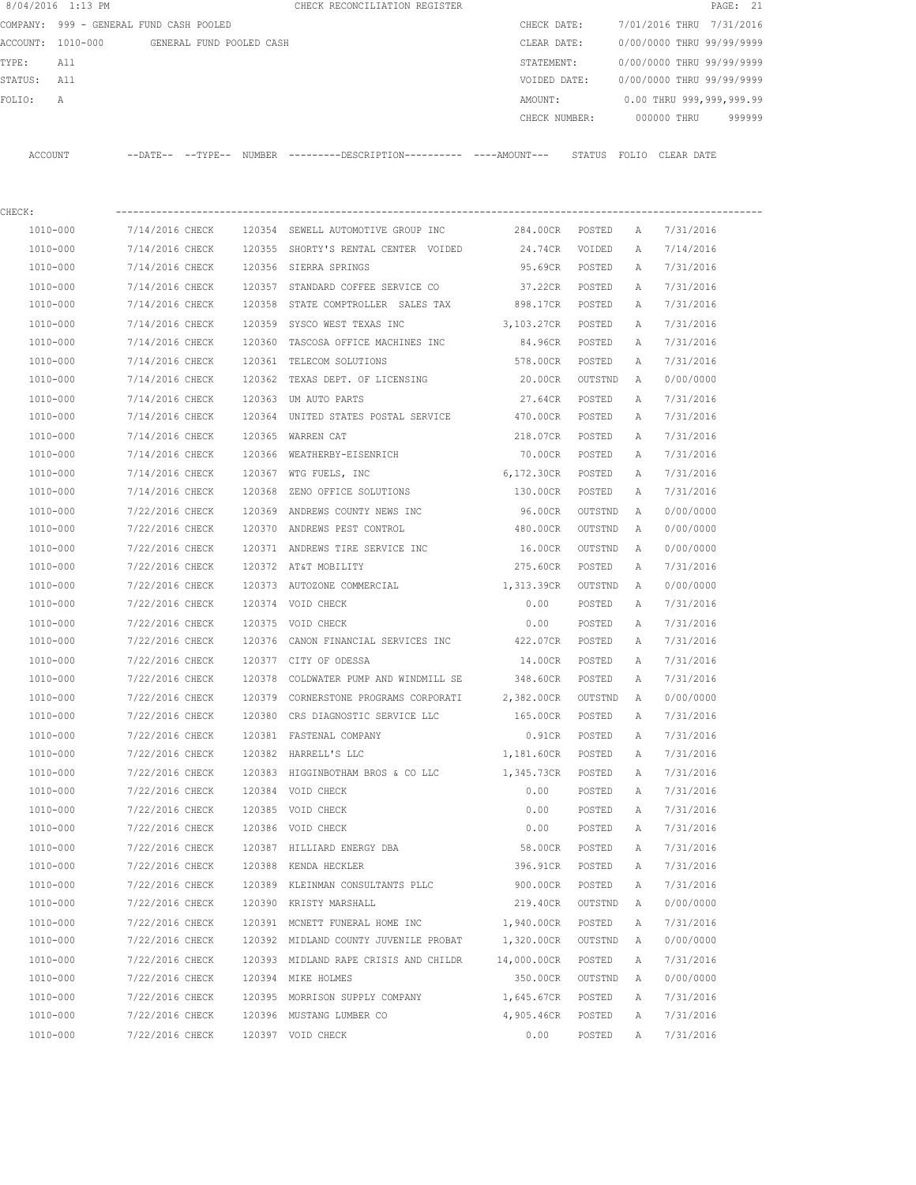8/04/2016 1:13 PM CHECK RECONCILIATION REGISTER

COMPANY: 999 - GENERAL FUND CASH POOLED  CHECK DATE: 7/01/2016 THRU 7/31/2016
ACCOUNT: 1010-000 GENERAL FUND POOLED CASH  CLEAR DATE: 0/00/0000 THRU 99/99/9999
TYPE: All  STATEMENT: 0/00/0000 THRU 99/99/9999
STATUS: All  VOIDED DATE: 0/00/0000 THRU 99/99/9999
FOLIO: A  AMOUNT: 0.00 THRU 999,999,999.99
CHECK NUMBER: 000000 THRU 999999

CHECK:

| ACCOUNT | --DATE-- | --TYPE-- | NUMBER | ---------DESCRIPTION---------- | ----AMOUNT--- | STATUS | FOLIO | CLEAR DATE |
|---|---|---|---|---|---|---|---|---|
| 1010-000 | 7/14/2016 | CHECK | 120354 | SEWELL AUTOMOTIVE GROUP INC | 284.00CR | POSTED | A | 7/31/2016 |
| 1010-000 | 7/14/2016 | CHECK | 120355 | SHORTY'S RENTAL CENTER VOIDED | 24.74CR | VOIDED | A | 7/14/2016 |
| 1010-000 | 7/14/2016 | CHECK | 120356 | SIERRA SPRINGS | 95.69CR | POSTED | A | 7/31/2016 |
| 1010-000 | 7/14/2016 | CHECK | 120357 | STANDARD COFFEE SERVICE CO | 37.22CR | POSTED | A | 7/31/2016 |
| 1010-000 | 7/14/2016 | CHECK | 120358 | STATE COMPTROLLER SALES TAX | 898.17CR | POSTED | A | 7/31/2016 |
| 1010-000 | 7/14/2016 | CHECK | 120359 | SYSCO WEST TEXAS INC | 3,103.27CR | POSTED | A | 7/31/2016 |
| 1010-000 | 7/14/2016 | CHECK | 120360 | TASCOSA OFFICE MACHINES INC | 84.96CR | POSTED | A | 7/31/2016 |
| 1010-000 | 7/14/2016 | CHECK | 120361 | TELECOM SOLUTIONS | 578.00CR | POSTED | A | 7/31/2016 |
| 1010-000 | 7/14/2016 | CHECK | 120362 | TEXAS DEPT. OF LICENSING | 20.00CR | OUTSTND | A | 0/00/0000 |
| 1010-000 | 7/14/2016 | CHECK | 120363 | UM AUTO PARTS | 27.64CR | POSTED | A | 7/31/2016 |
| 1010-000 | 7/14/2016 | CHECK | 120364 | UNITED STATES POSTAL SERVICE | 470.00CR | POSTED | A | 7/31/2016 |
| 1010-000 | 7/14/2016 | CHECK | 120365 | WARREN CAT | 218.07CR | POSTED | A | 7/31/2016 |
| 1010-000 | 7/14/2016 | CHECK | 120366 | WEATHERBY-EISENRICH | 70.00CR | POSTED | A | 7/31/2016 |
| 1010-000 | 7/14/2016 | CHECK | 120367 | WTG FUELS, INC | 6,172.30CR | POSTED | A | 7/31/2016 |
| 1010-000 | 7/14/2016 | CHECK | 120368 | ZENO OFFICE SOLUTIONS | 130.00CR | POSTED | A | 7/31/2016 |
| 1010-000 | 7/22/2016 | CHECK | 120369 | ANDREWS COUNTY NEWS INC | 96.00CR | OUTSTND | A | 0/00/0000 |
| 1010-000 | 7/22/2016 | CHECK | 120370 | ANDREWS PEST CONTROL | 480.00CR | OUTSTND | A | 0/00/0000 |
| 1010-000 | 7/22/2016 | CHECK | 120371 | ANDREWS TIRE SERVICE INC | 16.00CR | OUTSTND | A | 0/00/0000 |
| 1010-000 | 7/22/2016 | CHECK | 120372 | AT&T MOBILITY | 275.60CR | POSTED | A | 7/31/2016 |
| 1010-000 | 7/22/2016 | CHECK | 120373 | AUTOZONE COMMERCIAL | 1,313.39CR | OUTSTND | A | 0/00/0000 |
| 1010-000 | 7/22/2016 | CHECK | 120374 | VOID CHECK | 0.00 | POSTED | A | 7/31/2016 |
| 1010-000 | 7/22/2016 | CHECK | 120375 | VOID CHECK | 0.00 | POSTED | A | 7/31/2016 |
| 1010-000 | 7/22/2016 | CHECK | 120376 | CANON FINANCIAL SERVICES INC | 422.07CR | POSTED | A | 7/31/2016 |
| 1010-000 | 7/22/2016 | CHECK | 120377 | CITY OF ODESSA | 14.00CR | POSTED | A | 7/31/2016 |
| 1010-000 | 7/22/2016 | CHECK | 120378 | COLDWATER PUMP AND WINDMILL SE | 348.60CR | POSTED | A | 7/31/2016 |
| 1010-000 | 7/22/2016 | CHECK | 120379 | CORNERSTONE PROGRAMS CORPORATI | 2,382.00CR | OUTSTND | A | 0/00/0000 |
| 1010-000 | 7/22/2016 | CHECK | 120380 | CRS DIAGNOSTIC SERVICE LLC | 165.00CR | POSTED | A | 7/31/2016 |
| 1010-000 | 7/22/2016 | CHECK | 120381 | FASTENAL COMPANY | 0.91CR | POSTED | A | 7/31/2016 |
| 1010-000 | 7/22/2016 | CHECK | 120382 | HARRELL'S LLC | 1,181.60CR | POSTED | A | 7/31/2016 |
| 1010-000 | 7/22/2016 | CHECK | 120383 | HIGGINBOTHAM BROS & CO LLC | 1,345.73CR | POSTED | A | 7/31/2016 |
| 1010-000 | 7/22/2016 | CHECK | 120384 | VOID CHECK | 0.00 | POSTED | A | 7/31/2016 |
| 1010-000 | 7/22/2016 | CHECK | 120385 | VOID CHECK | 0.00 | POSTED | A | 7/31/2016 |
| 1010-000 | 7/22/2016 | CHECK | 120386 | VOID CHECK | 0.00 | POSTED | A | 7/31/2016 |
| 1010-000 | 7/22/2016 | CHECK | 120387 | HILLIARD ENERGY DBA | 58.00CR | POSTED | A | 7/31/2016 |
| 1010-000 | 7/22/2016 | CHECK | 120388 | KENDA HECKLER | 396.91CR | POSTED | A | 7/31/2016 |
| 1010-000 | 7/22/2016 | CHECK | 120389 | KLEINMAN CONSULTANTS PLLC | 900.00CR | POSTED | A | 7/31/2016 |
| 1010-000 | 7/22/2016 | CHECK | 120390 | KRISTY MARSHALL | 219.40CR | OUTSTND | A | 0/00/0000 |
| 1010-000 | 7/22/2016 | CHECK | 120391 | MCNETT FUNERAL HOME INC | 1,940.00CR | POSTED | A | 7/31/2016 |
| 1010-000 | 7/22/2016 | CHECK | 120392 | MIDLAND COUNTY JUVENILE PROBAT | 1,320.00CR | OUTSTND | A | 0/00/0000 |
| 1010-000 | 7/22/2016 | CHECK | 120393 | MIDLAND RAPE CRISIS AND CHILDR | 14,000.00CR | POSTED | A | 7/31/2016 |
| 1010-000 | 7/22/2016 | CHECK | 120394 | MIKE HOLMES | 350.00CR | OUTSTND | A | 0/00/0000 |
| 1010-000 | 7/22/2016 | CHECK | 120395 | MORRISON SUPPLY COMPANY | 1,645.67CR | POSTED | A | 7/31/2016 |
| 1010-000 | 7/22/2016 | CHECK | 120396 | MUSTANG LUMBER CO | 4,905.46CR | POSTED | A | 7/31/2016 |
| 1010-000 | 7/22/2016 | CHECK | 120397 | VOID CHECK | 0.00 | POSTED | A | 7/31/2016 |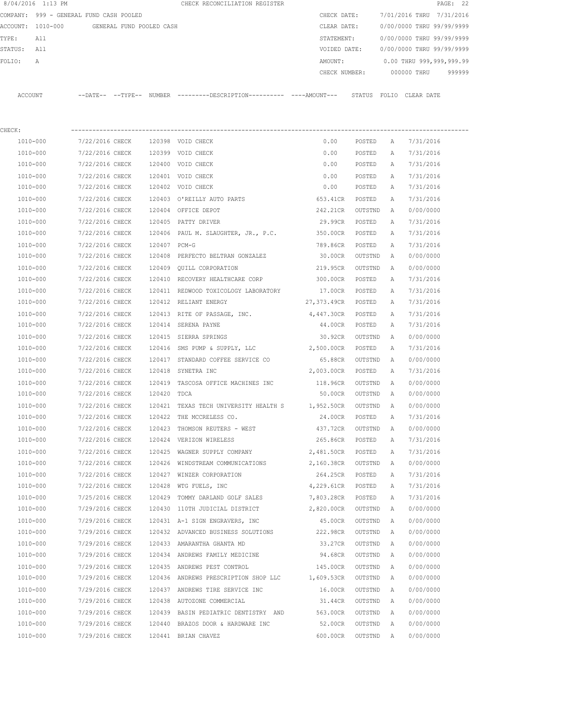8/04/2016 1:13 PM CHECK RECONCILIATION REGISTER

COMPANY: 999 - GENERAL FUND CASH POOLED

ACCOUNT: 1010-000 GENERAL FUND POOLED CASH

TYPE: All

STATUS: All

FOLIO: A

CHECK DATE: 7/01/2016 THRU 7/31/2016

CLEAR DATE: 0/00/0000 THRU 99/99/9999

STATEMENT: 0/00/0000 THRU 99/99/9999

VOIDED DATE: 0/00/0000 THRU 99/99/9999

AMOUNT: 0.00 THRU 999,999,999.99

CHECK NUMBER: 000000 THRU 999999

CHECK:

| ACCOUNT | --DATE-- | --TYPE-- | NUMBER | ---------DESCRIPTION---------- | ----AMOUNT--- | STATUS | FOLIO | CLEAR DATE |
|---|---|---|---|---|---|---|---|---|
| 1010-000 | 7/22/2016 | CHECK | 120398 | VOID CHECK | 0.00 | POSTED | A | 7/31/2016 |
| 1010-000 | 7/22/2016 | CHECK | 120399 | VOID CHECK | 0.00 | POSTED | A | 7/31/2016 |
| 1010-000 | 7/22/2016 | CHECK | 120400 | VOID CHECK | 0.00 | POSTED | A | 7/31/2016 |
| 1010-000 | 7/22/2016 | CHECK | 120401 | VOID CHECK | 0.00 | POSTED | A | 7/31/2016 |
| 1010-000 | 7/22/2016 | CHECK | 120402 | VOID CHECK | 0.00 | POSTED | A | 7/31/2016 |
| 1010-000 | 7/22/2016 | CHECK | 120403 | O'REILLY AUTO PARTS | 653.41CR | POSTED | A | 7/31/2016 |
| 1010-000 | 7/22/2016 | CHECK | 120404 | OFFICE DEPOT | 242.21CR | OUTSTND | A | 0/00/0000 |
| 1010-000 | 7/22/2016 | CHECK | 120405 | PATTY DRIVER | 29.99CR | POSTED | A | 7/31/2016 |
| 1010-000 | 7/22/2016 | CHECK | 120406 | PAUL M. SLAUGHTER, JR., P.C. | 350.00CR | POSTED | A | 7/31/2016 |
| 1010-000 | 7/22/2016 | CHECK | 120407 | PCM-G | 789.86CR | POSTED | A | 7/31/2016 |
| 1010-000 | 7/22/2016 | CHECK | 120408 | PERFECTO BELTRAN GONZALEZ | 30.00CR | OUTSTND | A | 0/00/0000 |
| 1010-000 | 7/22/2016 | CHECK | 120409 | QUILL CORPORATION | 219.95CR | OUTSTND | A | 0/00/0000 |
| 1010-000 | 7/22/2016 | CHECK | 120410 | RECOVERY HEALTHCARE CORP | 300.00CR | POSTED | A | 7/31/2016 |
| 1010-000 | 7/22/2016 | CHECK | 120411 | REDWOOD TOXICOLOGY LABORATORY | 17.00CR | POSTED | A | 7/31/2016 |
| 1010-000 | 7/22/2016 | CHECK | 120412 | RELIANT ENERGY | 27,373.49CR | POSTED | A | 7/31/2016 |
| 1010-000 | 7/22/2016 | CHECK | 120413 | RITE OF PASSAGE, INC. | 4,447.30CR | POSTED | A | 7/31/2016 |
| 1010-000 | 7/22/2016 | CHECK | 120414 | SERENA PAYNE | 44.00CR | POSTED | A | 7/31/2016 |
| 1010-000 | 7/22/2016 | CHECK | 120415 | SIERRA SPRINGS | 30.92CR | OUTSTND | A | 0/00/0000 |
| 1010-000 | 7/22/2016 | CHECK | 120416 | SMS PUMP & SUPPLY, LLC | 2,500.00CR | POSTED | A | 7/31/2016 |
| 1010-000 | 7/22/2016 | CHECK | 120417 | STANDARD COFFEE SERVICE CO | 65.88CR | OUTSTND | A | 0/00/0000 |
| 1010-000 | 7/22/2016 | CHECK | 120418 | SYNETRA INC | 2,003.00CR | POSTED | A | 7/31/2016 |
| 1010-000 | 7/22/2016 | CHECK | 120419 | TASCOSA OFFICE MACHINES INC | 118.96CR | OUTSTND | A | 0/00/0000 |
| 1010-000 | 7/22/2016 | CHECK | 120420 | TDCA | 50.00CR | OUTSTND | A | 0/00/0000 |
| 1010-000 | 7/22/2016 | CHECK | 120421 | TEXAS TECH UNIVERSITY HEALTH S | 1,952.50CR | OUTSTND | A | 0/00/0000 |
| 1010-000 | 7/22/2016 | CHECK | 120422 | THE MCCRELESS CO. | 24.00CR | POSTED | A | 7/31/2016 |
| 1010-000 | 7/22/2016 | CHECK | 120423 | THOMSON REUTERS - WEST | 437.72CR | OUTSTND | A | 0/00/0000 |
| 1010-000 | 7/22/2016 | CHECK | 120424 | VERIZON WIRELESS | 265.86CR | POSTED | A | 7/31/2016 |
| 1010-000 | 7/22/2016 | CHECK | 120425 | WAGNER SUPPLY COMPANY | 2,481.50CR | POSTED | A | 7/31/2016 |
| 1010-000 | 7/22/2016 | CHECK | 120426 | WINDSTREAM COMMUNICATIONS | 2,160.38CR | OUTSTND | A | 0/00/0000 |
| 1010-000 | 7/22/2016 | CHECK | 120427 | WINZER CORPORATION | 264.25CR | POSTED | A | 7/31/2016 |
| 1010-000 | 7/22/2016 | CHECK | 120428 | WTG FUELS, INC | 4,229.61CR | POSTED | A | 7/31/2016 |
| 1010-000 | 7/25/2016 | CHECK | 120429 | TOMMY DARLAND GOLF SALES | 7,803.28CR | POSTED | A | 7/31/2016 |
| 1010-000 | 7/29/2016 | CHECK | 120430 | 110TH JUDICIAL DISTRICT | 2,820.00CR | OUTSTND | A | 0/00/0000 |
| 1010-000 | 7/29/2016 | CHECK | 120431 | A-1 SIGN ENGRAVERS, INC | 45.00CR | OUTSTND | A | 0/00/0000 |
| 1010-000 | 7/29/2016 | CHECK | 120432 | ADVANCED BUSINESS SOLUTIONS | 222.98CR | OUTSTND | A | 0/00/0000 |
| 1010-000 | 7/29/2016 | CHECK | 120433 | AMARANTHA GHANTA MD | 33.27CR | OUTSTND | A | 0/00/0000 |
| 1010-000 | 7/29/2016 | CHECK | 120434 | ANDREWS FAMILY MEDICINE | 94.68CR | OUTSTND | A | 0/00/0000 |
| 1010-000 | 7/29/2016 | CHECK | 120435 | ANDREWS PEST CONTROL | 145.00CR | OUTSTND | A | 0/00/0000 |
| 1010-000 | 7/29/2016 | CHECK | 120436 | ANDREWS PRESCRIPTION SHOP LLC | 1,609.53CR | OUTSTND | A | 0/00/0000 |
| 1010-000 | 7/29/2016 | CHECK | 120437 | ANDREWS TIRE SERVICE INC | 16.00CR | OUTSTND | A | 0/00/0000 |
| 1010-000 | 7/29/2016 | CHECK | 120438 | AUTOZONE COMMERCIAL | 31.44CR | OUTSTND | A | 0/00/0000 |
| 1010-000 | 7/29/2016 | CHECK | 120439 | BASIN PEDIATRIC DENTISTRY AND | 563.00CR | OUTSTND | A | 0/00/0000 |
| 1010-000 | 7/29/2016 | CHECK | 120440 | BRAZOS DOOR & HARDWARE INC | 52.00CR | OUTSTND | A | 0/00/0000 |
| 1010-000 | 7/29/2016 | CHECK | 120441 | BRIAN CHAVEZ | 600.00CR | OUTSTND | A | 0/00/0000 |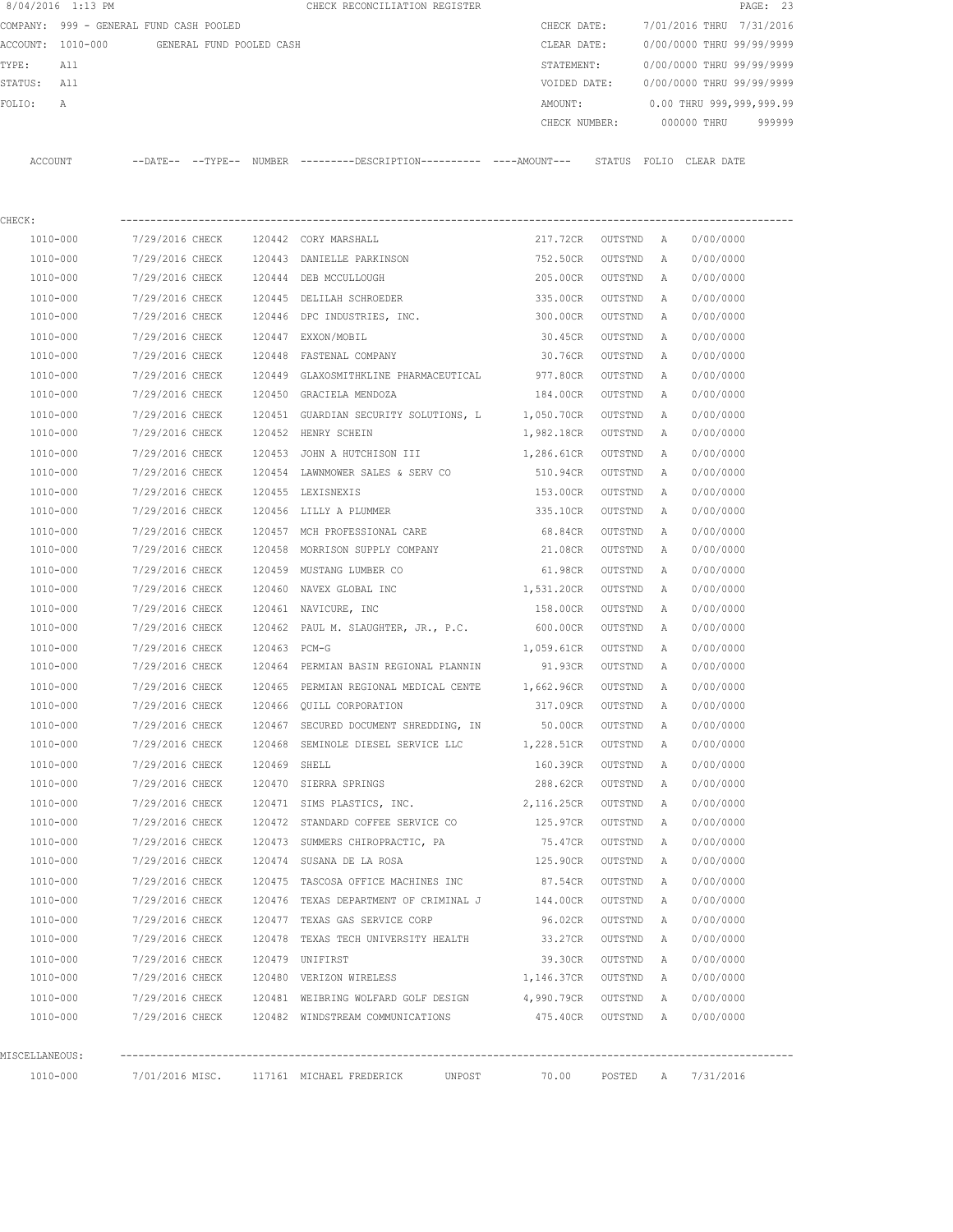8/04/2016 1:13 PM CHECK RECONCILIATION REGISTER

COMPANY: 999 - GENERAL FUND CASH POOLED CHECK DATE: 7/01/2016 THRU 7/31/2016
ACCOUNT: 1010-000 GENERAL FUND POOLED CASH CLEAR DATE: 0/00/0000 THRU 99/99/9999
TYPE: All STATEMENT: 0/00/0000 THRU 99/99/9999
STATUS: All VOIDED DATE: 0/00/0000 THRU 99/99/9999
FOLIO: A AMOUNT: 0.00 THRU 999,999,999.99
CHECK NUMBER: 000000 THRU 999999

| ACCOUNT | --DATE-- | --TYPE-- | NUMBER | ---------DESCRIPTION---------- | ----AMOUNT--- | STATUS | FOLIO | CLEAR DATE |
|---|---|---|---|---|---|---|---|---|
| CHECK: | | | | | | | | |
| 1010-000 | 7/29/2016 | CHECK | 120442 | CORY MARSHALL | 217.72CR | OUTSTND | A | 0/00/0000 |
| 1010-000 | 7/29/2016 | CHECK | 120443 | DANIELLE PARKINSON | 752.50CR | OUTSTND | A | 0/00/0000 |
| 1010-000 | 7/29/2016 | CHECK | 120444 | DEB MCCULLOUGH | 205.00CR | OUTSTND | A | 0/00/0000 |
| 1010-000 | 7/29/2016 | CHECK | 120445 | DELILAH SCHROEDER | 335.00CR | OUTSTND | A | 0/00/0000 |
| 1010-000 | 7/29/2016 | CHECK | 120446 | DPC INDUSTRIES, INC. | 300.00CR | OUTSTND | A | 0/00/0000 |
| 1010-000 | 7/29/2016 | CHECK | 120447 | EXXON/MOBIL | 30.45CR | OUTSTND | A | 0/00/0000 |
| 1010-000 | 7/29/2016 | CHECK | 120448 | FASTENAL COMPANY | 30.76CR | OUTSTND | A | 0/00/0000 |
| 1010-000 | 7/29/2016 | CHECK | 120449 | GLAXOSMITHKLINE PHARMACEUTICAL | 977.80CR | OUTSTND | A | 0/00/0000 |
| 1010-000 | 7/29/2016 | CHECK | 120450 | GRACIELA MENDOZA | 184.00CR | OUTSTND | A | 0/00/0000 |
| 1010-000 | 7/29/2016 | CHECK | 120451 | GUARDIAN SECURITY SOLUTIONS, L | 1,050.70CR | OUTSTND | A | 0/00/0000 |
| 1010-000 | 7/29/2016 | CHECK | 120452 | HENRY SCHEIN | 1,982.18CR | OUTSTND | A | 0/00/0000 |
| 1010-000 | 7/29/2016 | CHECK | 120453 | JOHN A HUTCHISON III | 1,286.61CR | OUTSTND | A | 0/00/0000 |
| 1010-000 | 7/29/2016 | CHECK | 120454 | LAWNMOWER SALES & SERV CO | 510.94CR | OUTSTND | A | 0/00/0000 |
| 1010-000 | 7/29/2016 | CHECK | 120455 | LEXISNEXIS | 153.00CR | OUTSTND | A | 0/00/0000 |
| 1010-000 | 7/29/2016 | CHECK | 120456 | LILLY A PLUMMER | 335.10CR | OUTSTND | A | 0/00/0000 |
| 1010-000 | 7/29/2016 | CHECK | 120457 | MCH PROFESSIONAL CARE | 68.84CR | OUTSTND | A | 0/00/0000 |
| 1010-000 | 7/29/2016 | CHECK | 120458 | MORRISON SUPPLY COMPANY | 21.08CR | OUTSTND | A | 0/00/0000 |
| 1010-000 | 7/29/2016 | CHECK | 120459 | MUSTANG LUMBER CO | 61.98CR | OUTSTND | A | 0/00/0000 |
| 1010-000 | 7/29/2016 | CHECK | 120460 | NAVEX GLOBAL INC | 1,531.20CR | OUTSTND | A | 0/00/0000 |
| 1010-000 | 7/29/2016 | CHECK | 120461 | NAVICURE, INC | 158.00CR | OUTSTND | A | 0/00/0000 |
| 1010-000 | 7/29/2016 | CHECK | 120462 | PAUL M. SLAUGHTER, JR., P.C. | 600.00CR | OUTSTND | A | 0/00/0000 |
| 1010-000 | 7/29/2016 | CHECK | 120463 | PCM-G | 1,059.61CR | OUTSTND | A | 0/00/0000 |
| 1010-000 | 7/29/2016 | CHECK | 120464 | PERMIAN BASIN REGIONAL PLANNIN | 91.93CR | OUTSTND | A | 0/00/0000 |
| 1010-000 | 7/29/2016 | CHECK | 120465 | PERMIAN REGIONAL MEDICAL CENTE | 1,662.96CR | OUTSTND | A | 0/00/0000 |
| 1010-000 | 7/29/2016 | CHECK | 120466 | QUILL CORPORATION | 317.09CR | OUTSTND | A | 0/00/0000 |
| 1010-000 | 7/29/2016 | CHECK | 120467 | SECURED DOCUMENT SHREDDING, IN | 50.00CR | OUTSTND | A | 0/00/0000 |
| 1010-000 | 7/29/2016 | CHECK | 120468 | SEMINOLE DIESEL SERVICE LLC | 1,228.51CR | OUTSTND | A | 0/00/0000 |
| 1010-000 | 7/29/2016 | CHECK | 120469 | SHELL | 160.39CR | OUTSTND | A | 0/00/0000 |
| 1010-000 | 7/29/2016 | CHECK | 120470 | SIERRA SPRINGS | 288.62CR | OUTSTND | A | 0/00/0000 |
| 1010-000 | 7/29/2016 | CHECK | 120471 | SIMS PLASTICS, INC. | 2,116.25CR | OUTSTND | A | 0/00/0000 |
| 1010-000 | 7/29/2016 | CHECK | 120472 | STANDARD COFFEE SERVICE CO | 125.97CR | OUTSTND | A | 0/00/0000 |
| 1010-000 | 7/29/2016 | CHECK | 120473 | SUMMERS CHIROPRACTIC, PA | 75.47CR | OUTSTND | A | 0/00/0000 |
| 1010-000 | 7/29/2016 | CHECK | 120474 | SUSANA DE LA ROSA | 125.90CR | OUTSTND | A | 0/00/0000 |
| 1010-000 | 7/29/2016 | CHECK | 120475 | TASCOSA OFFICE MACHINES INC | 87.54CR | OUTSTND | A | 0/00/0000 |
| 1010-000 | 7/29/2016 | CHECK | 120476 | TEXAS DEPARTMENT OF CRIMINAL J | 144.00CR | OUTSTND | A | 0/00/0000 |
| 1010-000 | 7/29/2016 | CHECK | 120477 | TEXAS GAS SERVICE CORP | 96.02CR | OUTSTND | A | 0/00/0000 |
| 1010-000 | 7/29/2016 | CHECK | 120478 | TEXAS TECH UNIVERSITY HEALTH | 33.27CR | OUTSTND | A | 0/00/0000 |
| 1010-000 | 7/29/2016 | CHECK | 120479 | UNIFIRST | 39.30CR | OUTSTND | A | 0/00/0000 |
| 1010-000 | 7/29/2016 | CHECK | 120480 | VERIZON WIRELESS | 1,146.37CR | OUTSTND | A | 0/00/0000 |
| 1010-000 | 7/29/2016 | CHECK | 120481 | WEIBRING WOLFARD GOLF DESIGN | 4,990.79CR | OUTSTND | A | 0/00/0000 |
| 1010-000 | 7/29/2016 | CHECK | 120482 | WINDSTREAM COMMUNICATIONS | 475.40CR | OUTSTND | A | 0/00/0000 |
| MISCELLANEOUS: | | | | | | | | |
| 1010-000 | 7/01/2016 | MISC. | 117161 | MICHAEL FREDERICK UNPOST | 70.00 | POSTED | A | 7/31/2016 |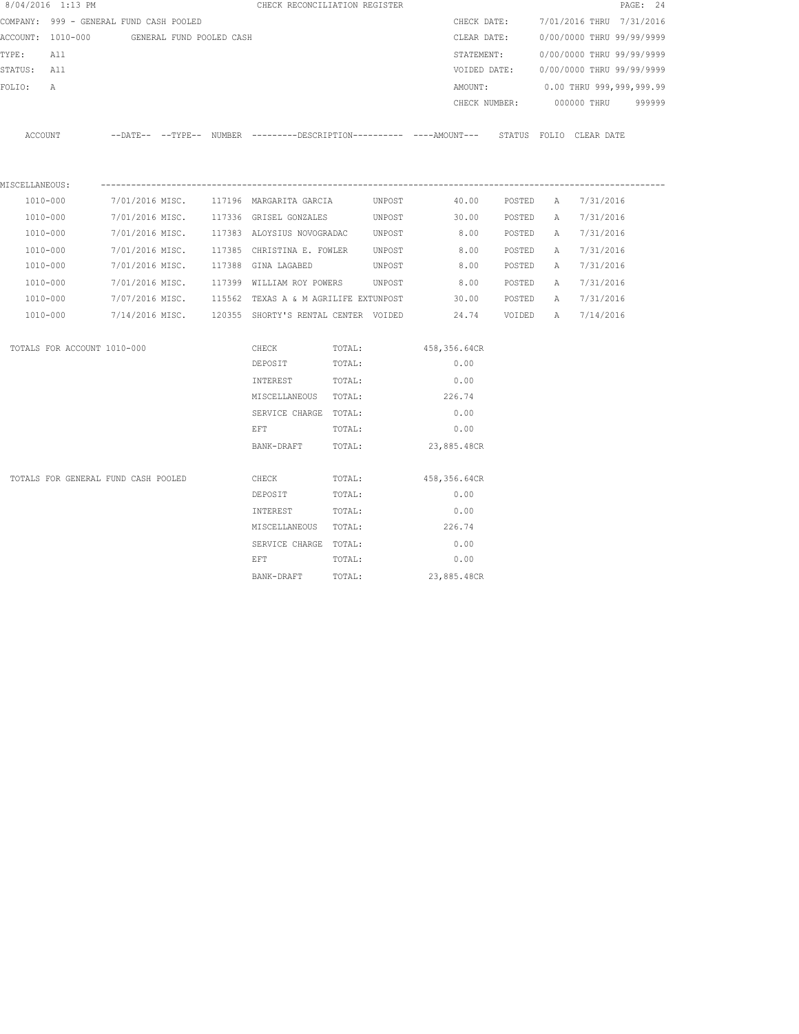8/04/2016 1:13 PM CHECK RECONCILIATION REGISTER

COMPANY: 999 - GENERAL FUND CASH POOLED

ACCOUNT: 1010-000 GENERAL FUND POOLED CASH

TYPE: All

STATUS: All

FOLIO: A

CHECK DATE: 7/01/2016 THRU 7/31/2016

CLEAR DATE: 0/00/0000 THRU 99/99/9999

STATEMENT: 0/00/0000 THRU 99/99/9999

VOIDED DATE: 0/00/0000 THRU 99/99/9999

AMOUNT: 0.00 THRU 999,999,999.99

CHECK NUMBER: 000000 THRU 999999

| ACCOUNT | --DATE-- | --TYPE-- | NUMBER | ---------DESCRIPTION---------- | | ----AMOUNT--- | STATUS | FOLIO | CLEAR DATE |
|---|---|---|---|---|---|---|---|---|---|
| MISCELLANEOUS: | | | | | | | | | |
| 1010-000 | 7/01/2016 | MISC. | 117196 | MARGARITA GARCIA | UNPOST | 40.00 | POSTED | A | 7/31/2016 |
| 1010-000 | 7/01/2016 | MISC. | 117336 | GRISEL GONZALES | UNPOST | 30.00 | POSTED | A | 7/31/2016 |
| 1010-000 | 7/01/2016 | MISC. | 117383 | ALOYSIUS NOVOGRADAC | UNPOST | 8.00 | POSTED | A | 7/31/2016 |
| 1010-000 | 7/01/2016 | MISC. | 117385 | CHRISTINA E. FOWLER | UNPOST | 8.00 | POSTED | A | 7/31/2016 |
| 1010-000 | 7/01/2016 | MISC. | 117388 | GINA LAGABED | UNPOST | 8.00 | POSTED | A | 7/31/2016 |
| 1010-000 | 7/01/2016 | MISC. | 117399 | WILLIAM ROY POWERS | UNPOST | 8.00 | POSTED | A | 7/31/2016 |
| 1010-000 | 7/07/2016 | MISC. | 115562 | TEXAS A & M AGRILIFE EXT | UNPOST | 30.00 | POSTED | A | 7/31/2016 |
| 1010-000 | 7/14/2016 | MISC. | 120355 | SHORTY'S RENTAL CENTER | VOIDED | 24.74 | VOIDED | A | 7/14/2016 |

| | | | |
|---|---|---|---|
| TOTALS FOR ACCOUNT 1010-000 | CHECK | TOTAL: | 458,356.64CR |
| | DEPOSIT | TOTAL: | 0.00 |
| | INTEREST | TOTAL: | 0.00 |
| | MISCELLANEOUS | TOTAL: | 226.74 |
| | SERVICE CHARGE | TOTAL: | 0.00 |
| | EFT | TOTAL: | 0.00 |
| | BANK-DRAFT | TOTAL: | 23,885.48CR |
| TOTALS FOR GENERAL FUND CASH POOLED | CHECK | TOTAL: | 458,356.64CR |
| | DEPOSIT | TOTAL: | 0.00 |
| | INTEREST | TOTAL: | 0.00 |
| | MISCELLANEOUS | TOTAL: | 226.74 |
| | SERVICE CHARGE | TOTAL: | 0.00 |
| | EFT | TOTAL: | 0.00 |
| | BANK-DRAFT | TOTAL: | 23,885.48CR |